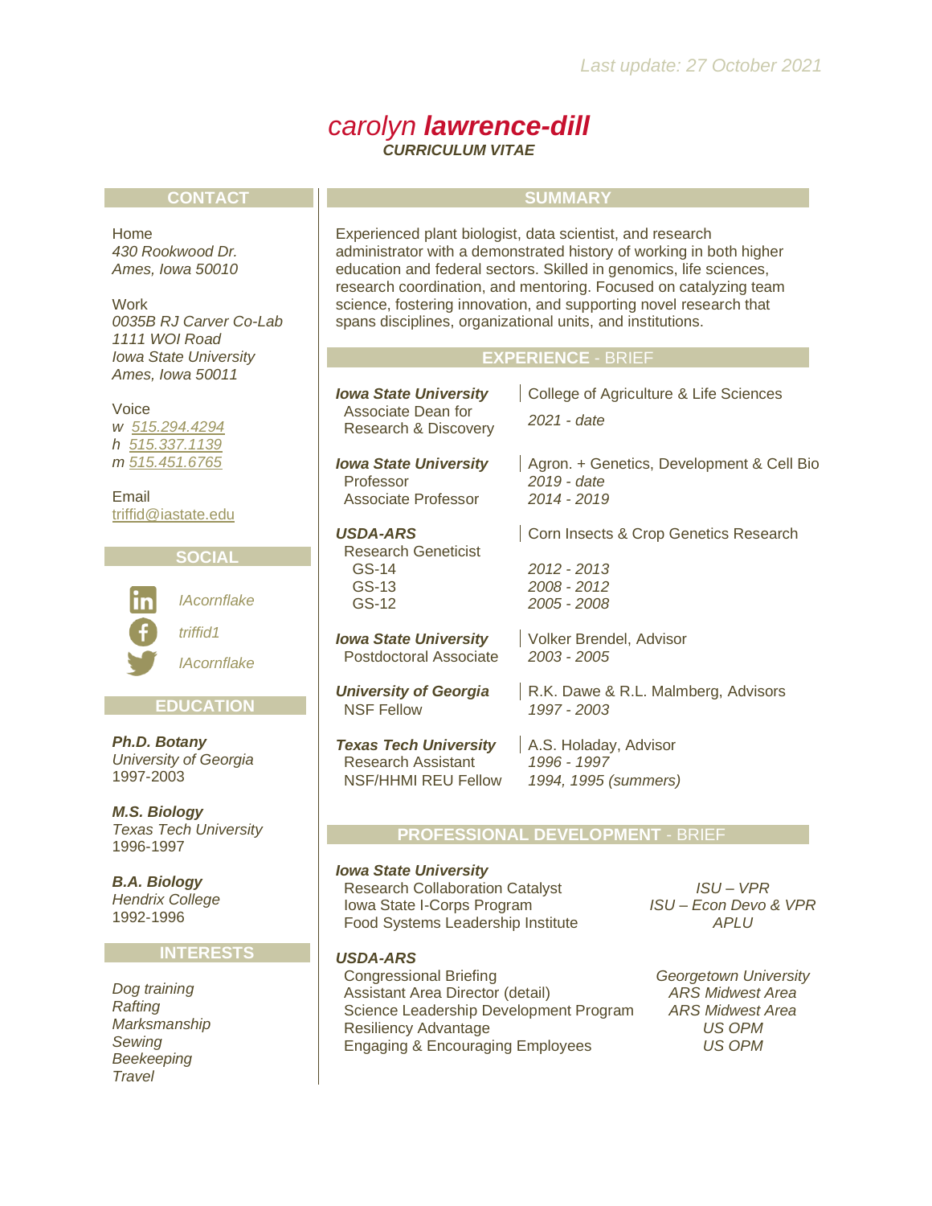*Last update: 27 October 2021*

# *carolyn* ***lawrence-dill***

***CURRICULUM VITAE***

## CONTACT

Home
*430 Rookwood Dr.*
*Ames, Iowa 50010*

Work
*0035B RJ Carver Co-Lab*
*1111 WOI Road*
*Iowa State University*
*Ames, Iowa 50011*

Voice
*w* 515.294.4294
*h* 515.337.1139
*m* 515.451.6765

Email
triffid@iastate.edu

## SOCIAL

*IAcornflake*
*triffid1*
*IAcornflake*

## EDUCATION

***Ph.D. Botany***
*University of Georgia*
1997-2003

***M.S. Biology***
*Texas Tech University*
1996-1997

***B.A. Biology***
*Hendrix College*
1992-1996

## INTERESTS

*Dog training*
*Rafting*
*Marksmanship*
*Sewing*
*Beekeeping*
*Travel*

## SUMMARY

Experienced plant biologist, data scientist, and research administrator with a demonstrated history of working in both higher education and federal sectors. Skilled in genomics, life sciences, research coordination, and mentoring. Focused on catalyzing team science, fostering innovation, and supporting novel research that spans disciplines, organizational units, and institutions.

## EXPERIENCE - BRIEF

***Iowa State University*** | College of Agriculture & Life Sciences
Associate Dean for Research & Discovery | *2021 - date*

***Iowa State University*** | Agron. + Genetics, Development & Cell Bio
Professor | *2019 - date*
Associate Professor | *2014 - 2019*

***USDA-ARS*** | Corn Insects & Crop Genetics Research
Research Geneticist
GS-14 | *2012 - 2013*
GS-13 | *2008 - 2012*
GS-12 | *2005 - 2008*

***Iowa State University*** | Volker Brendel, Advisor
Postdoctoral Associate | *2003 - 2005*

***University of Georgia*** | R.K. Dawe & R.L. Malmberg, Advisors
NSF Fellow | *1997 - 2003*

***Texas Tech University*** | A.S. Holaday, Advisor
Research Assistant | *1996 - 1997*
NSF/HHMI REU Fellow | *1994, 1995 (summers)*

## PROFESSIONAL DEVELOPMENT - BRIEF

***Iowa State University***

| | |
|---|---|
| Research Collaboration Catalyst | *ISU – VPR* |
| Iowa State I-Corps Program | *ISU – Econ Devo & VPR* |
| Food Systems Leadership Institute | *APLU* |

***USDA-ARS***

| | |
|---|---|
| Congressional Briefing | *Georgetown University* |
| Assistant Area Director (detail) | *ARS Midwest Area* |
| Science Leadership Development Program | *ARS Midwest Area* |
| Resiliency Advantage | *US OPM* |
| Engaging & Encouraging Employees | *US OPM* |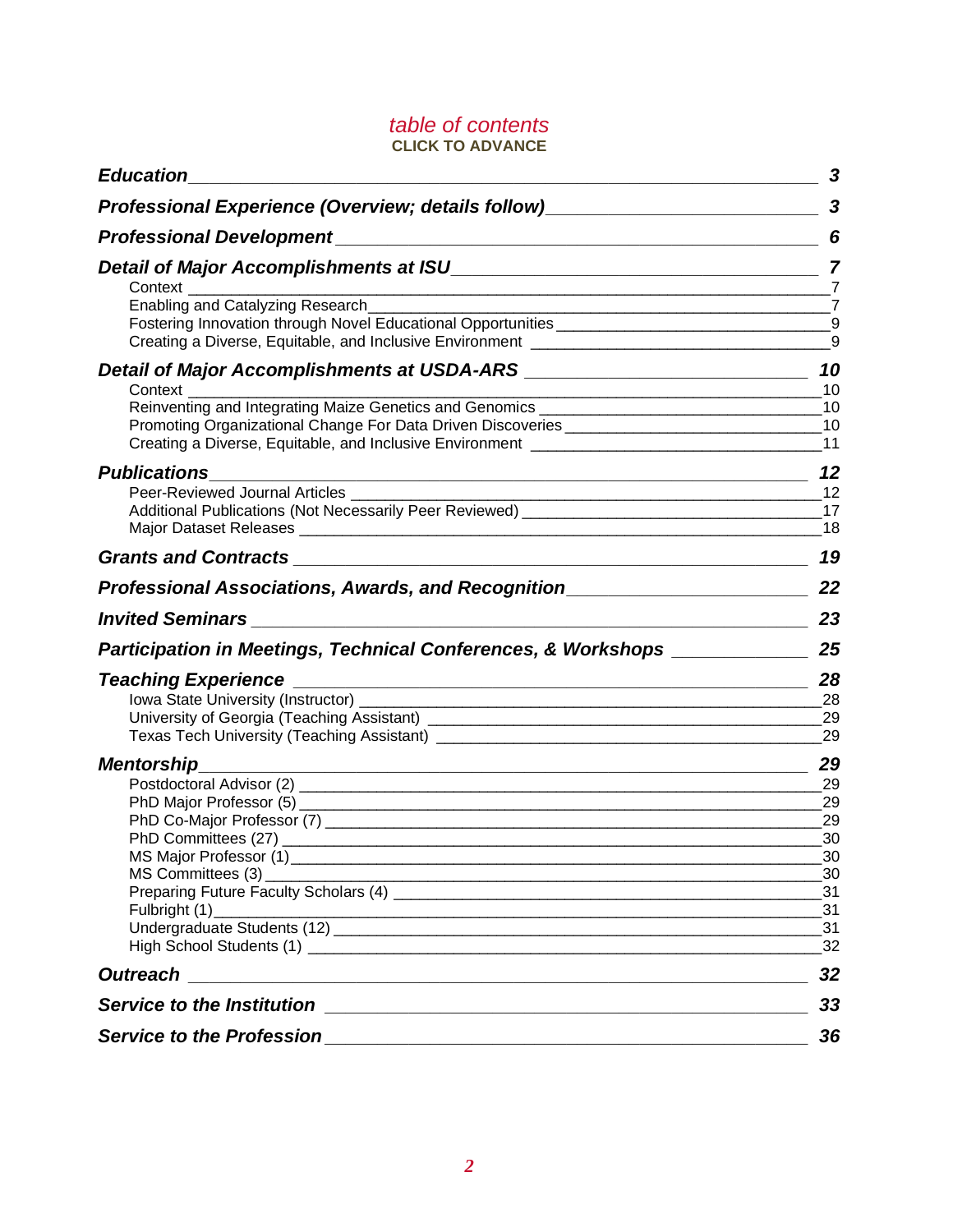# *table of contents*

**CLICK TO ADVANCE**

***Education*** ... ***3***

***Professional Experience (Overview; details follow)*** ... ***3***

***Professional Development*** ... ***6***

***Detail of Major Accomplishments at ISU*** ... ***7***

- Context ... 7
- Enabling and Catalyzing Research ... 7
- Fostering Innovation through Novel Educational Opportunities ... 9
- Creating a Diverse, Equitable, and Inclusive Environment ... 9

***Detail of Major Accomplishments at USDA-ARS*** ... ***10***

- Context ... 10
- Reinventing and Integrating Maize Genetics and Genomics ... 10
- Promoting Organizational Change For Data Driven Discoveries ... 10
- Creating a Diverse, Equitable, and Inclusive Environment ... 11

***Publications*** ... ***12***

- Peer-Reviewed Journal Articles ... 12
- Additional Publications (Not Necessarily Peer Reviewed) ... 17
- Major Dataset Releases ... 18

***Grants and Contracts*** ... ***19***

***Professional Associations, Awards, and Recognition*** ... ***22***

***Invited Seminars*** ... ***23***

***Participation in Meetings, Technical Conferences, & Workshops*** ... ***25***

***Teaching Experience*** ... ***28***

- Iowa State University (Instructor) ... 28
- University of Georgia (Teaching Assistant) ... 29
- Texas Tech University (Teaching Assistant) ... 29

***Mentorship*** ... ***29***

- Postdoctoral Advisor (2) ... 29
- PhD Major Professor (5) ... 29
- PhD Co-Major Professor (7) ... 29
- PhD Committees (27) ... 30
- MS Major Professor (1) ... 30
- MS Committees (3) ... 30
- Preparing Future Faculty Scholars (4) ... 31
- Fulbright (1) ... 31
- Undergraduate Students (12) ... 31
- High School Students (1) ... 32

***Outreach*** ... ***32***

***Service to the Institution*** ... ***33***

***Service to the Profession*** ... ***36***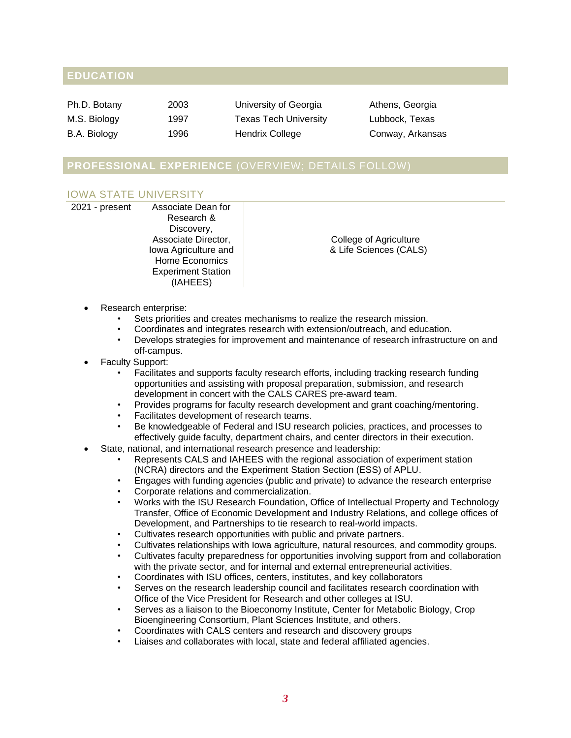## EDUCATION

| | | | |
|---|---|---|---|
| Ph.D. Botany | 2003 | University of Georgia | Athens, Georgia |
| M.S. Biology | 1997 | Texas Tech University | Lubbock, Texas |
| B.A. Biology | 1996 | Hendrix College | Conway, Arkansas |

## PROFESSIONAL EXPERIENCE (OVERVIEW; DETAILS FOLLOW)

### IOWA STATE UNIVERSITY

| | | |
|---|---|---|
| 2021 - present | Associate Dean for Research & Discovery, Associate Director, Iowa Agriculture and Home Economics Experiment Station (IAHEES) | College of Agriculture & Life Sciences (CALS) |

- Research enterprise:
  - Sets priorities and creates mechanisms to realize the research mission.
  - Coordinates and integrates research with extension/outreach, and education.
  - Develops strategies for improvement and maintenance of research infrastructure on and off-campus.
- Faculty Support:
  - Facilitates and supports faculty research efforts, including tracking research funding opportunities and assisting with proposal preparation, submission, and research development in concert with the CALS CARES pre-award team.
  - Provides programs for faculty research development and grant coaching/mentoring.
  - Facilitates development of research teams.
  - Be knowledgeable of Federal and ISU research policies, practices, and processes to effectively guide faculty, department chairs, and center directors in their execution.
- State, national, and international research presence and leadership:
  - Represents CALS and IAHEES with the regional association of experiment station (NCRA) directors and the Experiment Station Section (ESS) of APLU.
  - Engages with funding agencies (public and private) to advance the research enterprise
  - Corporate relations and commercialization.
  - Works with the ISU Research Foundation, Office of Intellectual Property and Technology Transfer, Office of Economic Development and Industry Relations, and college offices of Development, and Partnerships to tie research to real-world impacts.
  - Cultivates research opportunities with public and private partners.
  - Cultivates relationships with Iowa agriculture, natural resources, and commodity groups.
  - Cultivates faculty preparedness for opportunities involving support from and collaboration with the private sector, and for internal and external entrepreneurial activities.
  - Coordinates with ISU offices, centers, institutes, and key collaborators
  - Serves on the research leadership council and facilitates research coordination with Office of the Vice President for Research and other colleges at ISU.
  - Serves as a liaison to the Bioeconomy Institute, Center for Metabolic Biology, Crop Bioengineering Consortium, Plant Sciences Institute, and others.
  - Coordinates with CALS centers and research and discovery groups
  - Liaises and collaborates with local, state and federal affiliated agencies.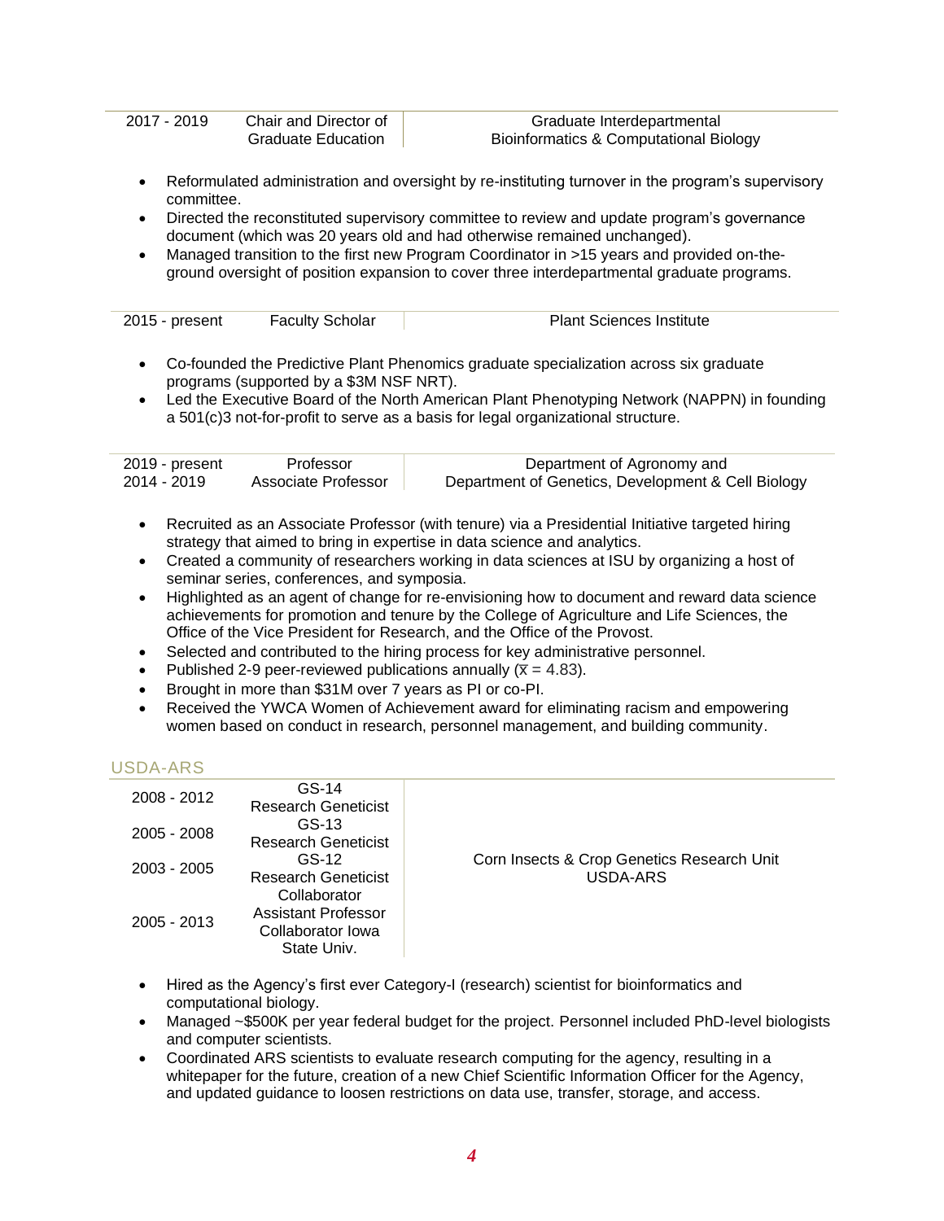| 2017 - 2019 | Chair and Director of Graduate Education | Graduate Interdepartmental Bioinformatics & Computational Biology |
|---|---|---|

- Reformulated administration and oversight by re-instituting turnover in the program's supervisory committee.
- Directed the reconstituted supervisory committee to review and update program's governance document (which was 20 years old and had otherwise remained unchanged).
- Managed transition to the first new Program Coordinator in >15 years and provided on-the-ground oversight of position expansion to cover three interdepartmental graduate programs.

| 2015 - present | Faculty Scholar | Plant Sciences Institute |
|---|---|---|

- Co-founded the Predictive Plant Phenomics graduate specialization across six graduate programs (supported by a $3M NSF NRT).
- Led the Executive Board of the North American Plant Phenotyping Network (NAPPN) in founding a 501(c)3 not-for-profit to serve as a basis for legal organizational structure.

| 2019 - present<br>2014 - 2019 | Professor<br>Associate Professor | Department of Agronomy and<br>Department of Genetics, Development & Cell Biology |
|---|---|---|

- Recruited as an Associate Professor (with tenure) via a Presidential Initiative targeted hiring strategy that aimed to bring in expertise in data science and analytics.
- Created a community of researchers working in data sciences at ISU by organizing a host of seminar series, conferences, and symposia.
- Highlighted as an agent of change for re-envisioning how to document and reward data science achievements for promotion and tenure by the College of Agriculture and Life Sciences, the Office of the Vice President for Research, and the Office of the Provost.
- Selected and contributed to the hiring process for key administrative personnel.
- Published 2-9 peer-reviewed publications annually ($\bar{x}$ = 4.83).
- Brought in more than $31M over 7 years as PI or co-PI.
- Received the YWCA Women of Achievement award for eliminating racism and empowering women based on conduct in research, personnel management, and building community.

## USDA-ARS

| | | |
|---|---|---|
| 2008 - 2012 | GS-14 Research Geneticist | Corn Insects & Crop Genetics Research Unit USDA-ARS |
| 2005 - 2008 | GS-13 Research Geneticist | |
| 2003 - 2005 | GS-12 Research Geneticist | |
| 2005 - 2013 | Collaborator Assistant Professor Collaborator Iowa State Univ. | |

- Hired as the Agency's first ever Category-I (research) scientist for bioinformatics and computational biology.
- Managed ~$500K per year federal budget for the project. Personnel included PhD-level biologists and computer scientists.
- Coordinated ARS scientists to evaluate research computing for the agency, resulting in a whitepaper for the future, creation of a new Chief Scientific Information Officer for the Agency, and updated guidance to loosen restrictions on data use, transfer, storage, and access.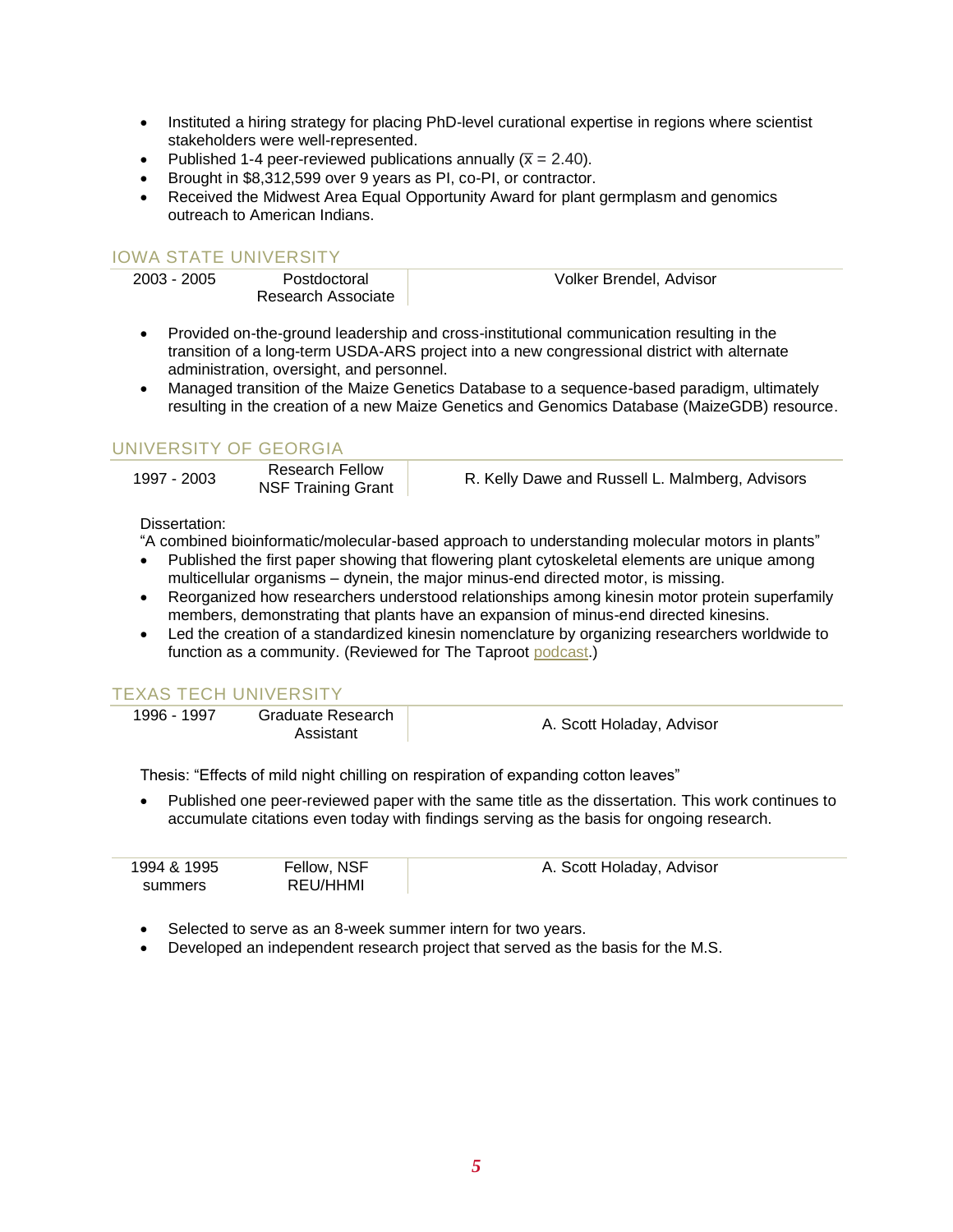- Instituted a hiring strategy for placing PhD-level curational expertise in regions where scientist stakeholders were well-represented.
- Published 1-4 peer-reviewed publications annually ($\bar{x}$ = 2.40).
- Brought in $8,312,599 over 9 years as PI, co-PI, or contractor.
- Received the Midwest Area Equal Opportunity Award for plant germplasm and genomics outreach to American Indians.

## IOWA STATE UNIVERSITY

| 2003 - 2005 | Postdoctoral Research Associate | Volker Brendel, Advisor |
|---|---|---|

- Provided on-the-ground leadership and cross-institutional communication resulting in the transition of a long-term USDA-ARS project into a new congressional district with alternate administration, oversight, and personnel.
- Managed transition of the Maize Genetics Database to a sequence-based paradigm, ultimately resulting in the creation of a new Maize Genetics and Genomics Database (MaizeGDB) resource.

## UNIVERSITY OF GEORGIA

| 1997 - 2003 | Research Fellow NSF Training Grant | R. Kelly Dawe and Russell L. Malmberg, Advisors |
|---|---|---|

Dissertation:
"A combined bioinformatic/molecular-based approach to understanding molecular motors in plants"

- Published the first paper showing that flowering plant cytoskeletal elements are unique among multicellular organisms – dynein, the major minus-end directed motor, is missing.
- Reorganized how researchers understood relationships among kinesin motor protein superfamily members, demonstrating that plants have an expansion of minus-end directed kinesins.
- Led the creation of a standardized kinesin nomenclature by organizing researchers worldwide to function as a community. (Reviewed for The Taproot podcast.)

## TEXAS TECH UNIVERSITY

| 1996 - 1997 | Graduate Research Assistant | A. Scott Holaday, Advisor |
|---|---|---|

Thesis: "Effects of mild night chilling on respiration of expanding cotton leaves"

- Published one peer-reviewed paper with the same title as the dissertation. This work continues to accumulate citations even today with findings serving as the basis for ongoing research.

| 1994 & 1995 summers | Fellow, NSF REU/HHMI | A. Scott Holaday, Advisor |
|---|---|---|

- Selected to serve as an 8-week summer intern for two years.
- Developed an independent research project that served as the basis for the M.S.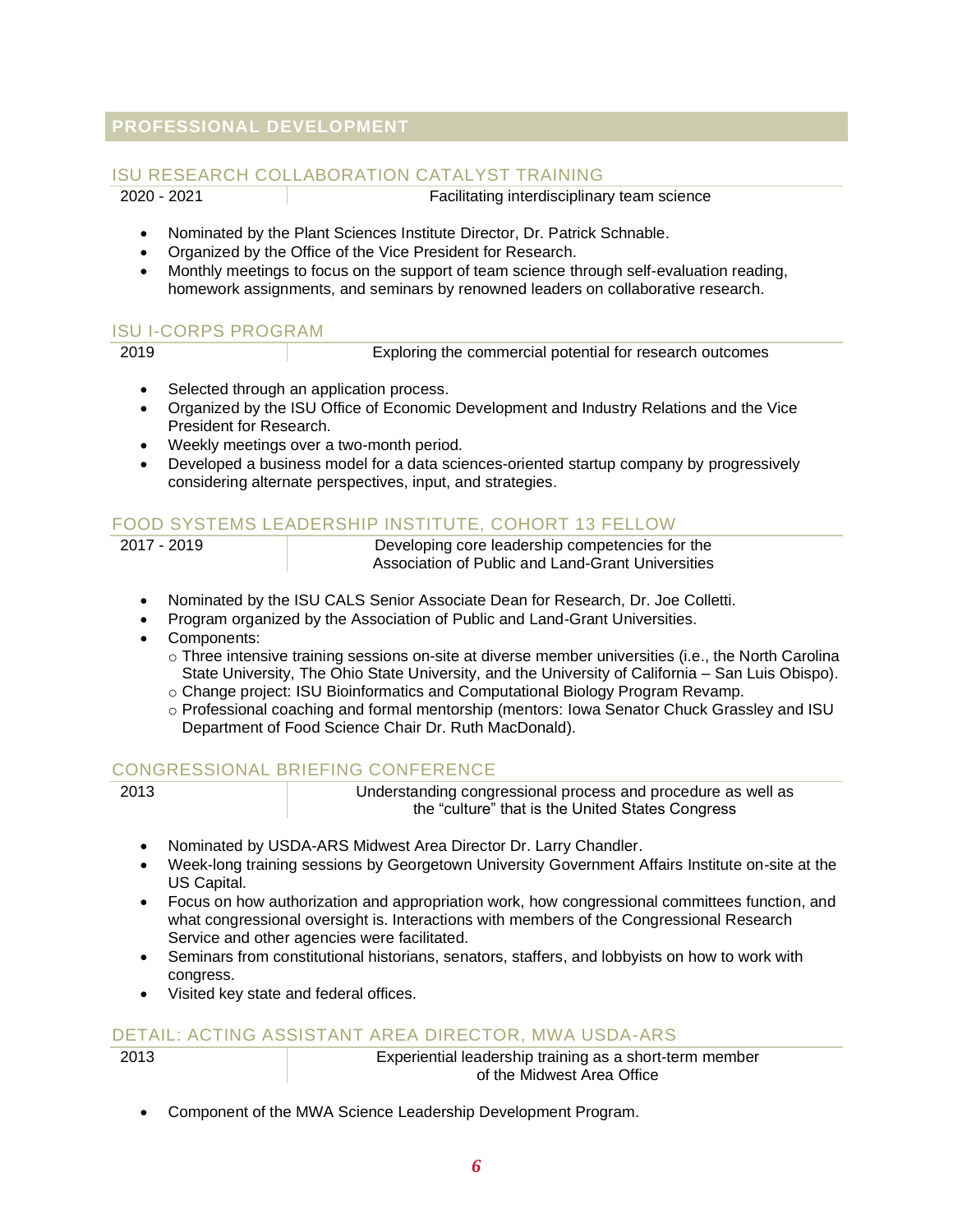## PROFESSIONAL DEVELOPMENT

### ISU RESEARCH COLLABORATION CATALYST TRAINING

| 2020 - 2021 | Facilitating interdisciplinary team science |
|---|---|

- Nominated by the Plant Sciences Institute Director, Dr. Patrick Schnable.
- Organized by the Office of the Vice President for Research.
- Monthly meetings to focus on the support of team science through self-evaluation reading, homework assignments, and seminars by renowned leaders on collaborative research.

### ISU I-CORPS PROGRAM

| 2019 | Exploring the commercial potential for research outcomes |
|---|---|

- Selected through an application process.
- Organized by the ISU Office of Economic Development and Industry Relations and the Vice President for Research.
- Weekly meetings over a two-month period.
- Developed a business model for a data sciences-oriented startup company by progressively considering alternate perspectives, input, and strategies.

### FOOD SYSTEMS LEADERSHIP INSTITUTE, COHORT 13 FELLOW

| 2017 - 2019 | Developing core leadership competencies for the Association of Public and Land-Grant Universities |
|---|---|

- Nominated by the ISU CALS Senior Associate Dean for Research, Dr. Joe Colletti.
- Program organized by the Association of Public and Land-Grant Universities.
- Components:
  - Three intensive training sessions on-site at diverse member universities (i.e., the North Carolina State University, The Ohio State University, and the University of California – San Luis Obispo).
  - Change project: ISU Bioinformatics and Computational Biology Program Revamp.
  - Professional coaching and formal mentorship (mentors: Iowa Senator Chuck Grassley and ISU Department of Food Science Chair Dr. Ruth MacDonald).

### CONGRESSIONAL BRIEFING CONFERENCE

| 2013 | Understanding congressional process and procedure as well as the "culture" that is the United States Congress |
|---|---|

- Nominated by USDA-ARS Midwest Area Director Dr. Larry Chandler.
- Week-long training sessions by Georgetown University Government Affairs Institute on-site at the US Capital.
- Focus on how authorization and appropriation work, how congressional committees function, and what congressional oversight is. Interactions with members of the Congressional Research Service and other agencies were facilitated.
- Seminars from constitutional historians, senators, staffers, and lobbyists on how to work with congress.
- Visited key state and federal offices.

### DETAIL: ACTING ASSISTANT AREA DIRECTOR, MWA USDA-ARS

| 2013 | Experiential leadership training as a short-term member of the Midwest Area Office |
|---|---|

- Component of the MWA Science Leadership Development Program.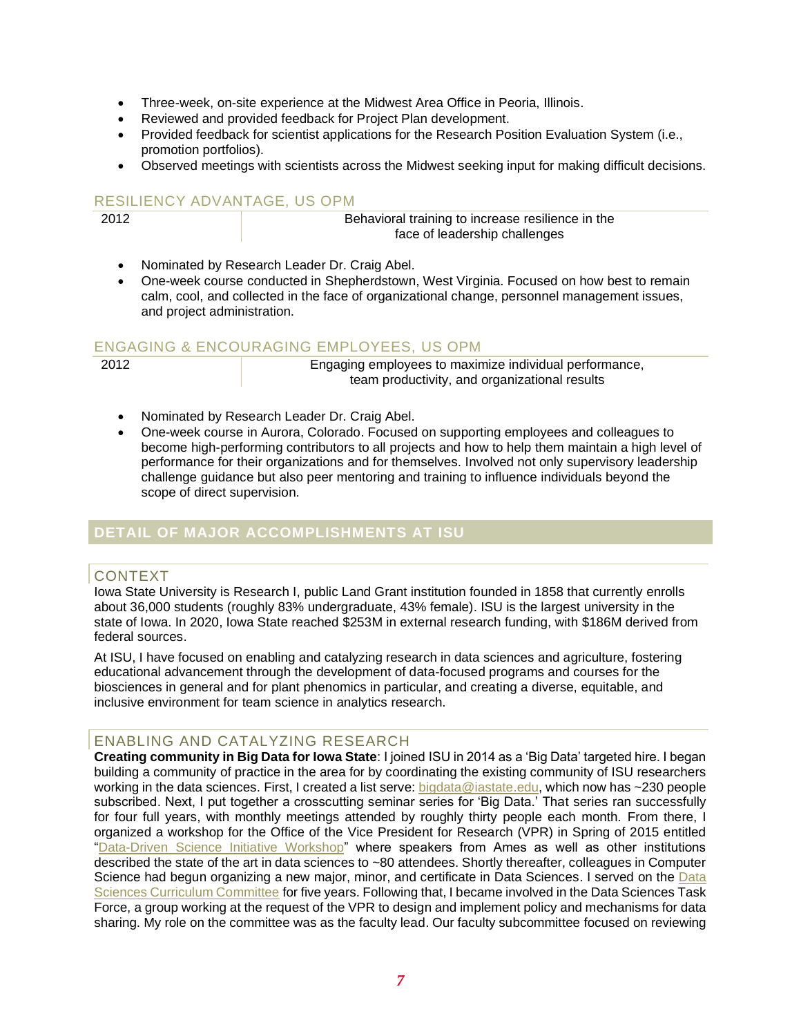- Three-week, on-site experience at the Midwest Area Office in Peoria, Illinois.
- Reviewed and provided feedback for Project Plan development.
- Provided feedback for scientist applications for the Research Position Evaluation System (i.e., promotion portfolios).
- Observed meetings with scientists across the Midwest seeking input for making difficult decisions.

### RESILIENCY ADVANTAGE, US OPM

| 2012 | Behavioral training to increase resilience in the face of leadership challenges |
|---|---|

- Nominated by Research Leader Dr. Craig Abel.
- One-week course conducted in Shepherdstown, West Virginia. Focused on how best to remain calm, cool, and collected in the face of organizational change, personnel management issues, and project administration.

### ENGAGING & ENCOURAGING EMPLOYEES, US OPM

| 2012 | Engaging employees to maximize individual performance, team productivity, and organizational results |
|---|---|

- Nominated by Research Leader Dr. Craig Abel.
- One-week course in Aurora, Colorado. Focused on supporting employees and colleagues to become high-performing contributors to all projects and how to help them maintain a high level of performance for their organizations and for themselves. Involved not only supervisory leadership challenge guidance but also peer mentoring and training to influence individuals beyond the scope of direct supervision.

## DETAIL OF MAJOR ACCOMPLISHMENTS AT ISU

### CONTEXT

Iowa State University is Research I, public Land Grant institution founded in 1858 that currently enrolls about 36,000 students (roughly 83% undergraduate, 43% female). ISU is the largest university in the state of Iowa. In 2020, Iowa State reached $253M in external research funding, with $186M derived from federal sources.

At ISU, I have focused on enabling and catalyzing research in data sciences and agriculture, fostering educational advancement through the development of data-focused programs and courses for the biosciences in general and for plant phenomics in particular, and creating a diverse, equitable, and inclusive environment for team science in analytics research.

### ENABLING AND CATALYZING RESEARCH

**Creating community in Big Data for Iowa State**: I joined ISU in 2014 as a 'Big Data' targeted hire. I began building a community of practice in the area for by coordinating the existing community of ISU researchers working in the data sciences. First, I created a list serve: bigdata@iastate.edu, which now has ~230 people subscribed. Next, I put together a crosscutting seminar series for 'Big Data.' That series ran successfully for four full years, with monthly meetings attended by roughly thirty people each month. From there, I organized a workshop for the Office of the Vice President for Research (VPR) in Spring of 2015 entitled "Data-Driven Science Initiative Workshop" where speakers from Ames as well as other institutions described the state of the art in data sciences to ~80 attendees. Shortly thereafter, colleagues in Computer Science had begun organizing a new major, minor, and certificate in Data Sciences. I served on the Data Sciences Curriculum Committee for five years. Following that, I became involved in the Data Sciences Task Force, a group working at the request of the VPR to design and implement policy and mechanisms for data sharing. My role on the committee was as the faculty lead. Our faculty subcommittee focused on reviewing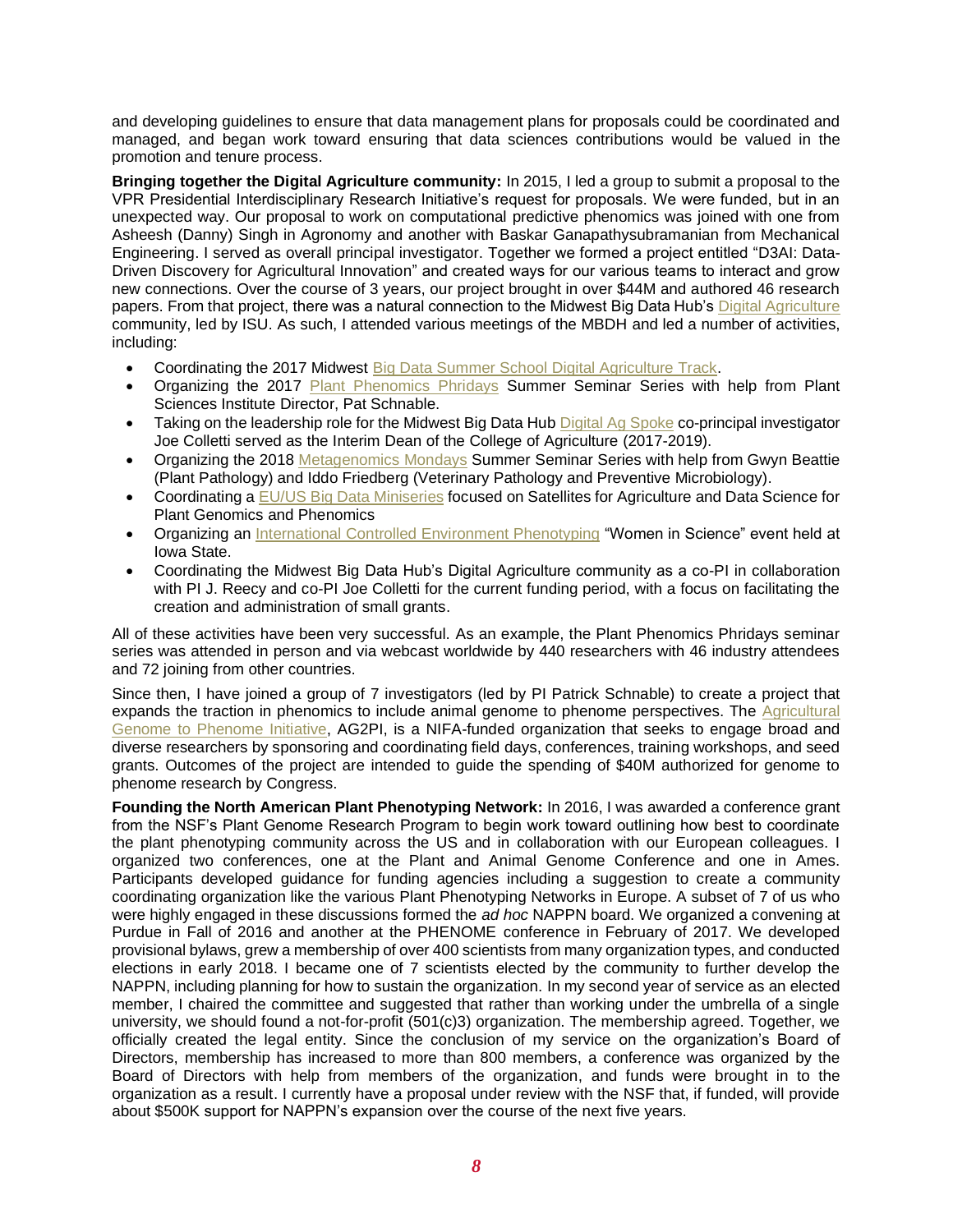and developing guidelines to ensure that data management plans for proposals could be coordinated and managed, and began work toward ensuring that data sciences contributions would be valued in the promotion and tenure process.

**Bringing together the Digital Agriculture community:** In 2015, I led a group to submit a proposal to the VPR Presidential Interdisciplinary Research Initiative's request for proposals. We were funded, but in an unexpected way. Our proposal to work on computational predictive phenomics was joined with one from Asheesh (Danny) Singh in Agronomy and another with Baskar Ganapathysubramanian from Mechanical Engineering. I served as overall principal investigator. Together we formed a project entitled "D3AI: Data-Driven Discovery for Agricultural Innovation" and created ways for our various teams to interact and grow new connections. Over the course of 3 years, our project brought in over $44M and authored 46 research papers. From that project, there was a natural connection to the Midwest Big Data Hub's Digital Agriculture community, led by ISU. As such, I attended various meetings of the MBDH and led a number of activities, including:

- Coordinating the 2017 Midwest Big Data Summer School Digital Agriculture Track.
- Organizing the 2017 Plant Phenomics Phridays Summer Seminar Series with help from Plant Sciences Institute Director, Pat Schnable.
- Taking on the leadership role for the Midwest Big Data Hub Digital Ag Spoke co-principal investigator Joe Colletti served as the Interim Dean of the College of Agriculture (2017-2019).
- Organizing the 2018 Metagenomics Mondays Summer Seminar Series with help from Gwyn Beattie (Plant Pathology) and Iddo Friedberg (Veterinary Pathology and Preventive Microbiology).
- Coordinating a EU/US Big Data Miniseries focused on Satellites for Agriculture and Data Science for Plant Genomics and Phenomics
- Organizing an International Controlled Environment Phenotyping "Women in Science" event held at Iowa State.
- Coordinating the Midwest Big Data Hub's Digital Agriculture community as a co-PI in collaboration with PI J. Reecy and co-PI Joe Colletti for the current funding period, with a focus on facilitating the creation and administration of small grants.

All of these activities have been very successful. As an example, the Plant Phenomics Phridays seminar series was attended in person and via webcast worldwide by 440 researchers with 46 industry attendees and 72 joining from other countries.

Since then, I have joined a group of 7 investigators (led by PI Patrick Schnable) to create a project that expands the traction in phenomics to include animal genome to phenome perspectives. The Agricultural Genome to Phenome Initiative, AG2PI, is a NIFA-funded organization that seeks to engage broad and diverse researchers by sponsoring and coordinating field days, conferences, training workshops, and seed grants. Outcomes of the project are intended to guide the spending of $40M authorized for genome to phenome research by Congress.

**Founding the North American Plant Phenotyping Network:** In 2016, I was awarded a conference grant from the NSF's Plant Genome Research Program to begin work toward outlining how best to coordinate the plant phenotyping community across the US and in collaboration with our European colleagues. I organized two conferences, one at the Plant and Animal Genome Conference and one in Ames. Participants developed guidance for funding agencies including a suggestion to create a community coordinating organization like the various Plant Phenotyping Networks in Europe. A subset of 7 of us who were highly engaged in these discussions formed the *ad hoc* NAPPN board. We organized a convening at Purdue in Fall of 2016 and another at the PHENOME conference in February of 2017. We developed provisional bylaws, grew a membership of over 400 scientists from many organization types, and conducted elections in early 2018. I became one of 7 scientists elected by the community to further develop the NAPPN, including planning for how to sustain the organization. In my second year of service as an elected member, I chaired the committee and suggested that rather than working under the umbrella of a single university, we should found a not-for-profit (501(c)3) organization. The membership agreed. Together, we officially created the legal entity. Since the conclusion of my service on the organization's Board of Directors, membership has increased to more than 800 members, a conference was organized by the Board of Directors with help from members of the organization, and funds were brought in to the organization as a result. I currently have a proposal under review with the NSF that, if funded, will provide about $500K support for NAPPN's expansion over the course of the next five years.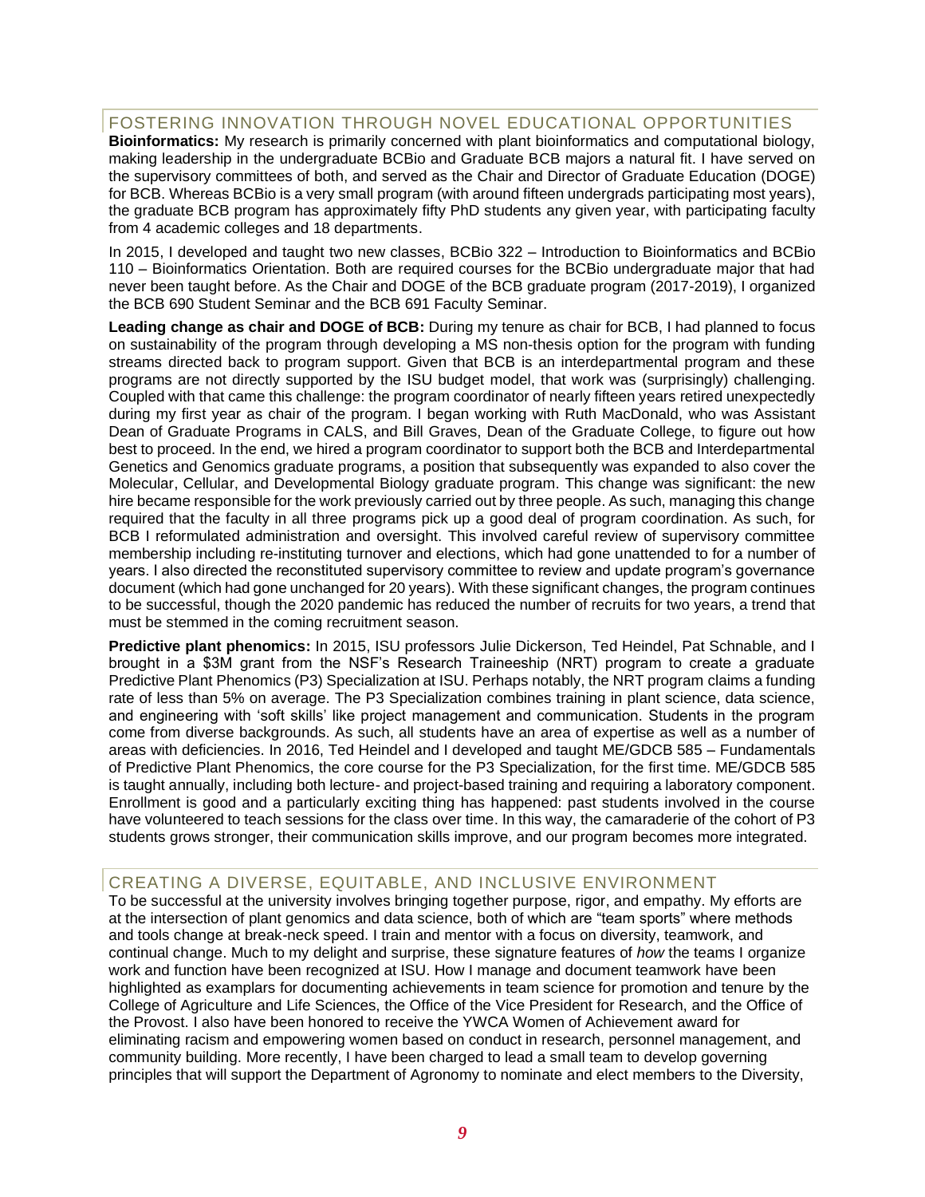## FOSTERING INNOVATION THROUGH NOVEL EDUCATIONAL OPPORTUNITIES

**Bioinformatics:** My research is primarily concerned with plant bioinformatics and computational biology, making leadership in the undergraduate BCBio and Graduate BCB majors a natural fit. I have served on the supervisory committees of both, and served as the Chair and Director of Graduate Education (DOGE) for BCB. Whereas BCBio is a very small program (with around fifteen undergrads participating most years), the graduate BCB program has approximately fifty PhD students any given year, with participating faculty from 4 academic colleges and 18 departments.

In 2015, I developed and taught two new classes, BCBio 322 – Introduction to Bioinformatics and BCBio 110 – Bioinformatics Orientation. Both are required courses for the BCBio undergraduate major that had never been taught before. As the Chair and DOGE of the BCB graduate program (2017-2019), I organized the BCB 690 Student Seminar and the BCB 691 Faculty Seminar.

**Leading change as chair and DOGE of BCB:** During my tenure as chair for BCB, I had planned to focus on sustainability of the program through developing a MS non-thesis option for the program with funding streams directed back to program support. Given that BCB is an interdepartmental program and these programs are not directly supported by the ISU budget model, that work was (surprisingly) challenging. Coupled with that came this challenge: the program coordinator of nearly fifteen years retired unexpectedly during my first year as chair of the program. I began working with Ruth MacDonald, who was Assistant Dean of Graduate Programs in CALS, and Bill Graves, Dean of the Graduate College, to figure out how best to proceed. In the end, we hired a program coordinator to support both the BCB and Interdepartmental Genetics and Genomics graduate programs, a position that subsequently was expanded to also cover the Molecular, Cellular, and Developmental Biology graduate program. This change was significant: the new hire became responsible for the work previously carried out by three people. As such, managing this change required that the faculty in all three programs pick up a good deal of program coordination. As such, for BCB I reformulated administration and oversight. This involved careful review of supervisory committee membership including re-instituting turnover and elections, which had gone unattended to for a number of years. I also directed the reconstituted supervisory committee to review and update program's governance document (which had gone unchanged for 20 years). With these significant changes, the program continues to be successful, though the 2020 pandemic has reduced the number of recruits for two years, a trend that must be stemmed in the coming recruitment season.

**Predictive plant phenomics:** In 2015, ISU professors Julie Dickerson, Ted Heindel, Pat Schnable, and I brought in a $3M grant from the NSF's Research Traineeship (NRT) program to create a graduate Predictive Plant Phenomics (P3) Specialization at ISU. Perhaps notably, the NRT program claims a funding rate of less than 5% on average. The P3 Specialization combines training in plant science, data science, and engineering with 'soft skills' like project management and communication. Students in the program come from diverse backgrounds. As such, all students have an area of expertise as well as a number of areas with deficiencies. In 2016, Ted Heindel and I developed and taught ME/GDCB 585 – Fundamentals of Predictive Plant Phenomics, the core course for the P3 Specialization, for the first time. ME/GDCB 585 is taught annually, including both lecture- and project-based training and requiring a laboratory component. Enrollment is good and a particularly exciting thing has happened: past students involved in the course have volunteered to teach sessions for the class over time. In this way, the camaraderie of the cohort of P3 students grows stronger, their communication skills improve, and our program becomes more integrated.

## CREATING A DIVERSE, EQUITABLE, AND INCLUSIVE ENVIRONMENT

To be successful at the university involves bringing together purpose, rigor, and empathy. My efforts are at the intersection of plant genomics and data science, both of which are "team sports" where methods and tools change at break-neck speed. I train and mentor with a focus on diversity, teamwork, and continual change. Much to my delight and surprise, these signature features of *how* the teams I organize work and function have been recognized at ISU. How I manage and document teamwork have been highlighted as examplars for documenting achievements in team science for promotion and tenure by the College of Agriculture and Life Sciences, the Office of the Vice President for Research, and the Office of the Provost. I also have been honored to receive the YWCA Women of Achievement award for eliminating racism and empowering women based on conduct in research, personnel management, and community building. More recently, I have been charged to lead a small team to develop governing principles that will support the Department of Agronomy to nominate and elect members to the Diversity,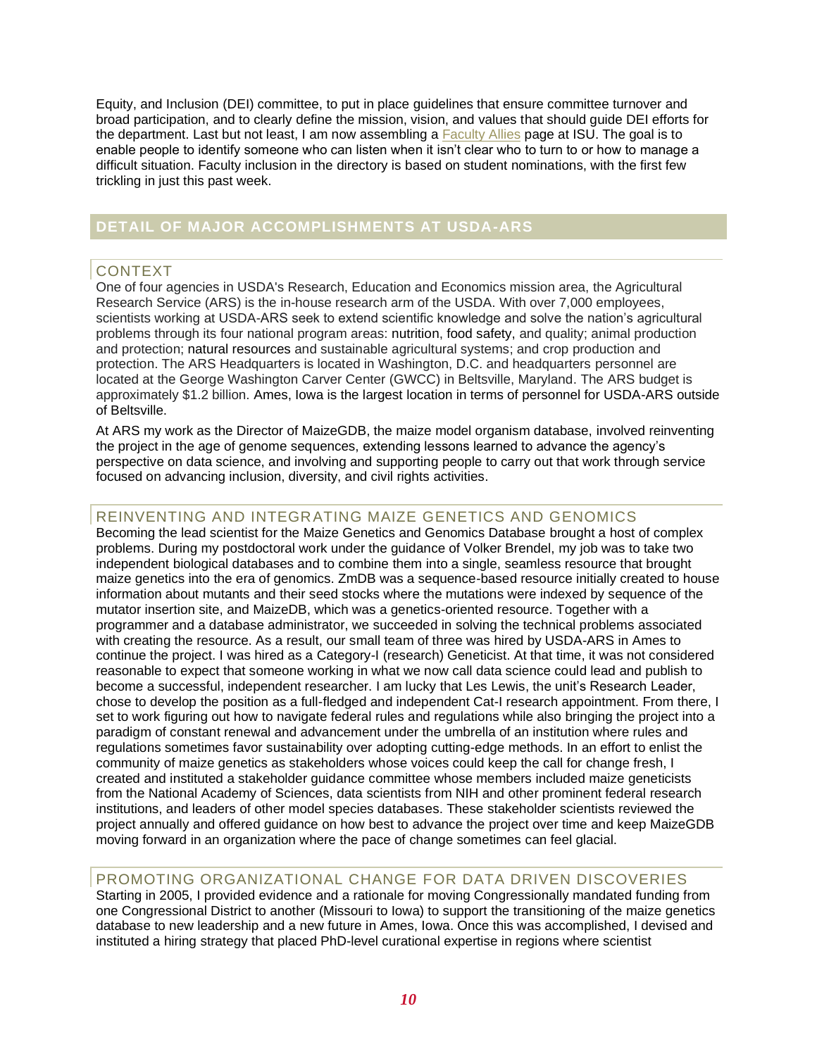Equity, and Inclusion (DEI) committee, to put in place guidelines that ensure committee turnover and broad participation, and to clearly define the mission, vision, and values that should guide DEI efforts for the department. Last but not least, I am now assembling a Faculty Allies page at ISU. The goal is to enable people to identify someone who can listen when it isn't clear who to turn to or how to manage a difficult situation. Faculty inclusion in the directory is based on student nominations, with the first few trickling in just this past week.

## DETAIL OF MAJOR ACCOMPLISHMENTS AT USDA-ARS

### CONTEXT

One of four agencies in USDA's Research, Education and Economics mission area, the Agricultural Research Service (ARS) is the in-house research arm of the USDA. With over 7,000 employees, scientists working at USDA-ARS seek to extend scientific knowledge and solve the nation's agricultural problems through its four national program areas: nutrition, food safety, and quality; animal production and protection; natural resources and sustainable agricultural systems; and crop production and protection. The ARS Headquarters is located in Washington, D.C. and headquarters personnel are located at the George Washington Carver Center (GWCC) in Beltsville, Maryland. The ARS budget is approximately $1.2 billion. Ames, Iowa is the largest location in terms of personnel for USDA-ARS outside of Beltsville.

At ARS my work as the Director of MaizeGDB, the maize model organism database, involved reinventing the project in the age of genome sequences, extending lessons learned to advance the agency's perspective on data science, and involving and supporting people to carry out that work through service focused on advancing inclusion, diversity, and civil rights activities.

### REINVENTING AND INTEGRATING MAIZE GENETICS AND GENOMICS

Becoming the lead scientist for the Maize Genetics and Genomics Database brought a host of complex problems. During my postdoctoral work under the guidance of Volker Brendel, my job was to take two independent biological databases and to combine them into a single, seamless resource that brought maize genetics into the era of genomics. ZmDB was a sequence-based resource initially created to house information about mutants and their seed stocks where the mutations were indexed by sequence of the mutator insertion site, and MaizeDB, which was a genetics-oriented resource. Together with a programmer and a database administrator, we succeeded in solving the technical problems associated with creating the resource. As a result, our small team of three was hired by USDA-ARS in Ames to continue the project. I was hired as a Category-I (research) Geneticist. At that time, it was not considered reasonable to expect that someone working in what we now call data science could lead and publish to become a successful, independent researcher. I am lucky that Les Lewis, the unit's Research Leader, chose to develop the position as a full-fledged and independent Cat-I research appointment. From there, I set to work figuring out how to navigate federal rules and regulations while also bringing the project into a paradigm of constant renewal and advancement under the umbrella of an institution where rules and regulations sometimes favor sustainability over adopting cutting-edge methods. In an effort to enlist the community of maize genetics as stakeholders whose voices could keep the call for change fresh, I created and instituted a stakeholder guidance committee whose members included maize geneticists from the National Academy of Sciences, data scientists from NIH and other prominent federal research institutions, and leaders of other model species databases. These stakeholder scientists reviewed the project annually and offered guidance on how best to advance the project over time and keep MaizeGDB moving forward in an organization where the pace of change sometimes can feel glacial.

### PROMOTING ORGANIZATIONAL CHANGE FOR DATA DRIVEN DISCOVERIES

Starting in 2005, I provided evidence and a rationale for moving Congressionally mandated funding from one Congressional District to another (Missouri to Iowa) to support the transitioning of the maize genetics database to new leadership and a new future in Ames, Iowa. Once this was accomplished, I devised and instituted a hiring strategy that placed PhD-level curational expertise in regions where scientist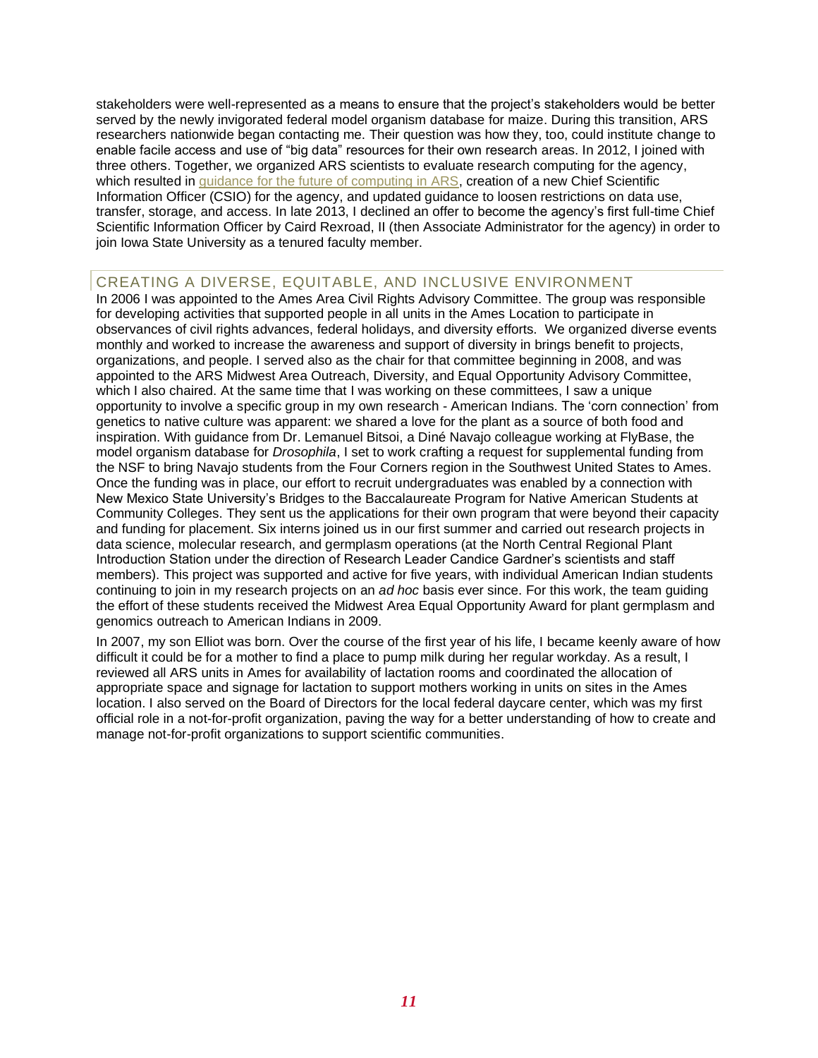stakeholders were well-represented as a means to ensure that the project's stakeholders would be better served by the newly invigorated federal model organism database for maize. During this transition, ARS researchers nationwide began contacting me. Their question was how they, too, could institute change to enable facile access and use of "big data" resources for their own research areas. In 2012, I joined with three others. Together, we organized ARS scientists to evaluate research computing for the agency, which resulted in [guidance for the future of computing in ARS](), creation of a new Chief Scientific Information Officer (CSIO) for the agency, and updated guidance to loosen restrictions on data use, transfer, storage, and access. In late 2013, I declined an offer to become the agency's first full-time Chief Scientific Information Officer by Caird Rexroad, II (then Associate Administrator for the agency) in order to join Iowa State University as a tenured faculty member.

## CREATING A DIVERSE, EQUITABLE, AND INCLUSIVE ENVIRONMENT

In 2006 I was appointed to the Ames Area Civil Rights Advisory Committee. The group was responsible for developing activities that supported people in all units in the Ames Location to participate in observances of civil rights advances, federal holidays, and diversity efforts. We organized diverse events monthly and worked to increase the awareness and support of diversity in brings benefit to projects, organizations, and people. I served also as the chair for that committee beginning in 2008, and was appointed to the ARS Midwest Area Outreach, Diversity, and Equal Opportunity Advisory Committee, which I also chaired. At the same time that I was working on these committees, I saw a unique opportunity to involve a specific group in my own research - American Indians. The 'corn connection' from genetics to native culture was apparent: we shared a love for the plant as a source of both food and inspiration. With guidance from Dr. Lemanuel Bitsoi, a Diné Navajo colleague working at FlyBase, the model organism database for *Drosophila*, I set to work crafting a request for supplemental funding from the NSF to bring Navajo students from the Four Corners region in the Southwest United States to Ames. Once the funding was in place, our effort to recruit undergraduates was enabled by a connection with New Mexico State University's Bridges to the Baccalaureate Program for Native American Students at Community Colleges. They sent us the applications for their own program that were beyond their capacity and funding for placement. Six interns joined us in our first summer and carried out research projects in data science, molecular research, and germplasm operations (at the North Central Regional Plant Introduction Station under the direction of Research Leader Candice Gardner's scientists and staff members). This project was supported and active for five years, with individual American Indian students continuing to join in my research projects on an *ad hoc* basis ever since. For this work, the team guiding the effort of these students received the Midwest Area Equal Opportunity Award for plant germplasm and genomics outreach to American Indians in 2009.

In 2007, my son Elliot was born. Over the course of the first year of his life, I became keenly aware of how difficult it could be for a mother to find a place to pump milk during her regular workday. As a result, I reviewed all ARS units in Ames for availability of lactation rooms and coordinated the allocation of appropriate space and signage for lactation to support mothers working in units on sites in the Ames location. I also served on the Board of Directors for the local federal daycare center, which was my first official role in a not-for-profit organization, paving the way for a better understanding of how to create and manage not-for-profit organizations to support scientific communities.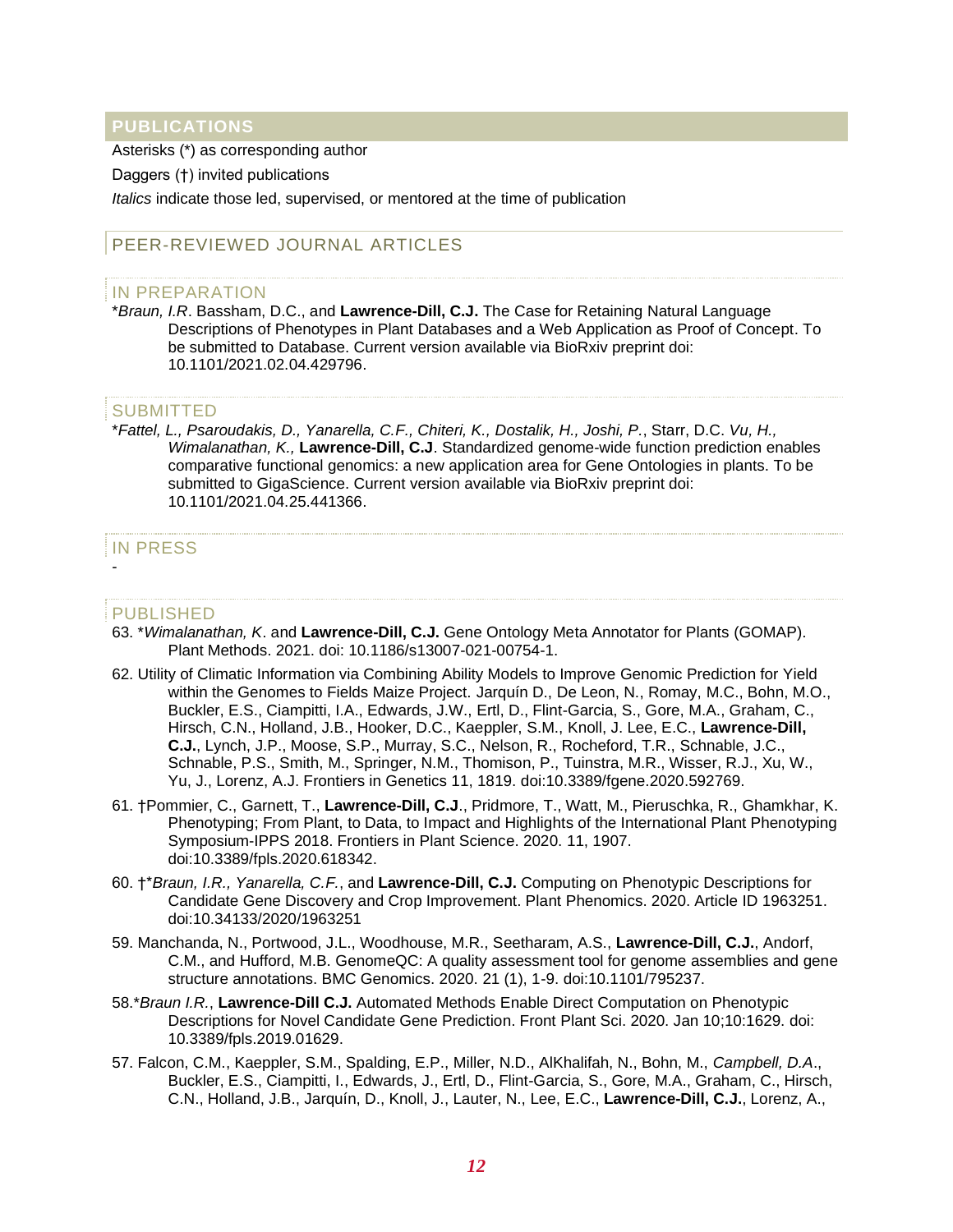## PUBLICATIONS

Asterisks (*) as corresponding author

Daggers (†) invited publications

*Italics* indicate those led, supervised, or mentored at the time of publication

### PEER-REVIEWED JOURNAL ARTICLES

#### IN PREPARATION

*\*Braun, I.R*. Bassham, D.C., and **Lawrence-Dill, C.J.** The Case for Retaining Natural Language Descriptions of Phenotypes in Plant Databases and a Web Application as Proof of Concept. To be submitted to Database. Current version available via BioRxiv preprint doi: 10.1101/2021.02.04.429796.

#### SUBMITTED

\**Fattel, L., Psaroudakis, D., Yanarella, C.F., Chiteri, K., Dostalik, H., Joshi, P.*, Starr, D.C. *Vu, H., Wimalanathan, K.,* **Lawrence-Dill, C.J**. Standardized genome-wide function prediction enables comparative functional genomics: a new application area for Gene Ontologies in plants. To be submitted to GigaScience. Current version available via BioRxiv preprint doi: 10.1101/2021.04.25.441366.

#### IN PRESS

-

#### PUBLISHED

63. \**Wimalanathan, K*. and **Lawrence-Dill, C.J.** Gene Ontology Meta Annotator for Plants (GOMAP). Plant Methods. 2021. doi: 10.1186/s13007-021-00754-1.

62. Utility of Climatic Information via Combining Ability Models to Improve Genomic Prediction for Yield within the Genomes to Fields Maize Project. Jarquín D., De Leon, N., Romay, M.C., Bohn, M.O., Buckler, E.S., Ciampitti, I.A., Edwards, J.W., Ertl, D., Flint-Garcia, S., Gore, M.A., Graham, C., Hirsch, C.N., Holland, J.B., Hooker, D.C., Kaeppler, S.M., Knoll, J. Lee, E.C., **Lawrence-Dill, C.J.**, Lynch, J.P., Moose, S.P., Murray, S.C., Nelson, R., Rocheford, T.R., Schnable, J.C., Schnable, P.S., Smith, M., Springer, N.M., Thomison, P., Tuinstra, M.R., Wisser, R.J., Xu, W., Yu, J., Lorenz, A.J. Frontiers in Genetics 11, 1819. doi:10.3389/fgene.2020.592769.

61. †Pommier, C., Garnett, T., **Lawrence-Dill, C.J**., Pridmore, T., Watt, M., Pieruschka, R., Ghamkhar, K. Phenotyping; From Plant, to Data, to Impact and Highlights of the International Plant Phenotyping Symposium-IPPS 2018. Frontiers in Plant Science. 2020. 11, 1907. doi:10.3389/fpls.2020.618342.

60. †\**Braun, I.R., Yanarella, C.F.*, and **Lawrence-Dill, C.J.** Computing on Phenotypic Descriptions for Candidate Gene Discovery and Crop Improvement. Plant Phenomics. 2020. Article ID 1963251. doi:10.34133/2020/1963251

59. Manchanda, N., Portwood, J.L., Woodhouse, M.R., Seetharam, A.S., **Lawrence-Dill, C.J.**, Andorf, C.M., and Hufford, M.B. GenomeQC: A quality assessment tool for genome assemblies and gene structure annotations. BMC Genomics. 2020. 21 (1), 1-9. doi:10.1101/795237.

58. \**Braun I.R.*, **Lawrence-Dill C.J.** Automated Methods Enable Direct Computation on Phenotypic Descriptions for Novel Candidate Gene Prediction. Front Plant Sci. 2020. Jan 10;10:1629. doi: 10.3389/fpls.2019.01629.

57. Falcon, C.M., Kaeppler, S.M., Spalding, E.P., Miller, N.D., AlKhalifah, N., Bohn, M., *Campbell, D.A*., Buckler, E.S., Ciampitti, I., Edwards, J., Ertl, D., Flint-Garcia, S., Gore, M.A., Graham, C., Hirsch, C.N., Holland, J.B., Jarquín, D., Knoll, J., Lauter, N., Lee, E.C., **Lawrence-Dill, C.J.**, Lorenz, A.,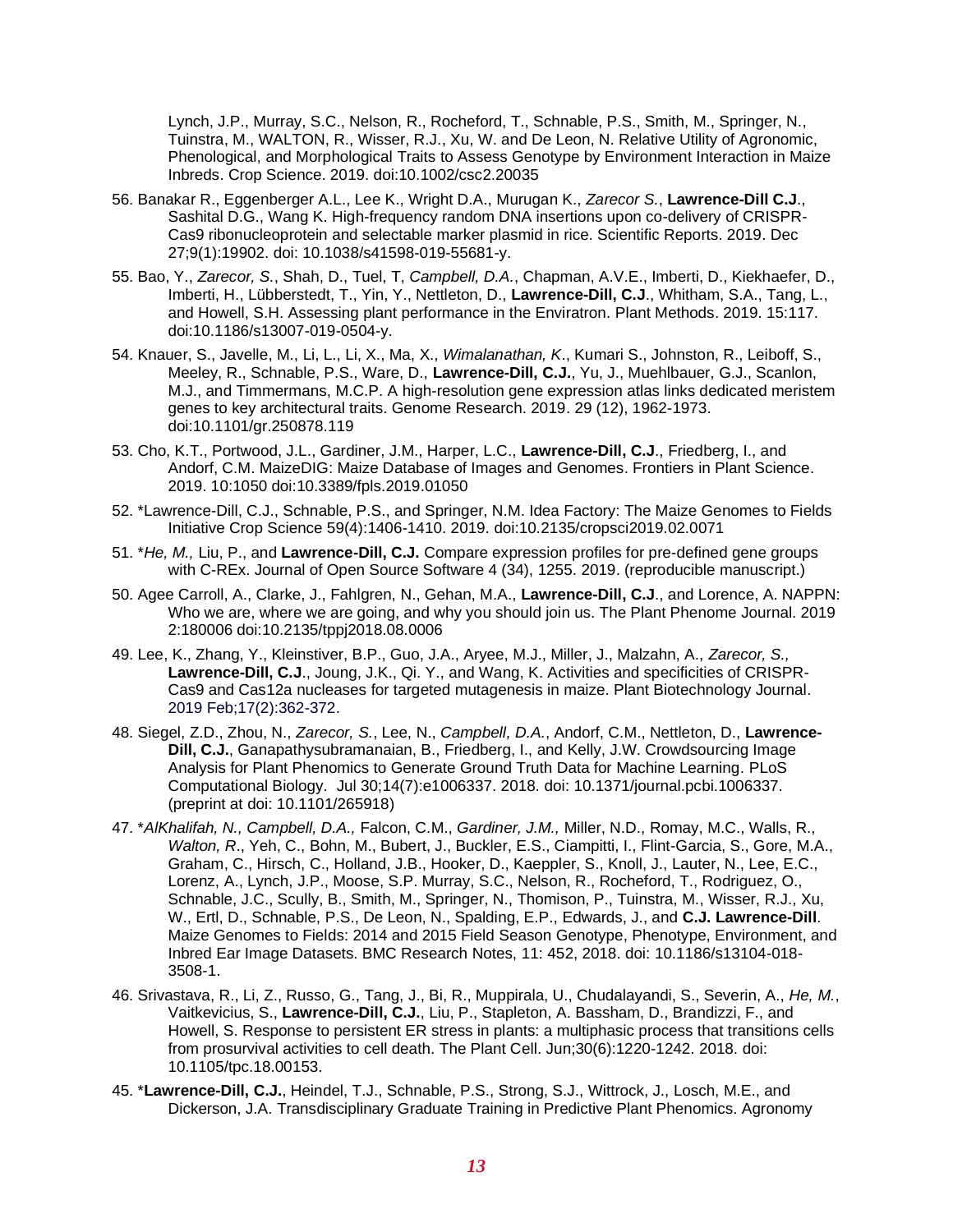Lynch, J.P., Murray, S.C., Nelson, R., Rocheford, T., Schnable, P.S., Smith, M., Springer, N., Tuinstra, M., WALTON, R., Wisser, R.J., Xu, W. and De Leon, N. Relative Utility of Agronomic, Phenological, and Morphological Traits to Assess Genotype by Environment Interaction in Maize Inbreds. Crop Science. 2019. doi:10.1002/csc2.20035

56. Banakar R., Eggenberger A.L., Lee K., Wright D.A., Murugan K., *Zarecor S.*, **Lawrence-Dill C.J**., Sashital D.G., Wang K. High-frequency random DNA insertions upon co-delivery of CRISPR-Cas9 ribonucleoprotein and selectable marker plasmid in rice. Scientific Reports. 2019. Dec 27;9(1):19902. doi: 10.1038/s41598-019-55681-y.

55. Bao, Y., *Zarecor, S.*, Shah, D., Tuel, T, *Campbell, D.A.*, Chapman, A.V.E., Imberti, D., Kiekhaefer, D., Imberti, H., Lübberstedt, T., Yin, Y., Nettleton, D., **Lawrence-Dill, C.J**., Whitham, S.A., Tang, L., and Howell, S.H. Assessing plant performance in the Enviratron. Plant Methods. 2019. 15:117. doi:10.1186/s13007-019-0504-y.

54. Knauer, S., Javelle, M., Li, L., Li, X., Ma, X., *Wimalanathan, K*., Kumari S., Johnston, R., Leiboff, S., Meeley, R., Schnable, P.S., Ware, D., **Lawrence-Dill, C.J.**, Yu, J., Muehlbauer, G.J., Scanlon, M.J., and Timmermans, M.C.P. A high-resolution gene expression atlas links dedicated meristem genes to key architectural traits. Genome Research. 2019. 29 (12), 1962-1973. doi:10.1101/gr.250878.119

53. Cho, K.T., Portwood, J.L., Gardiner, J.M., Harper, L.C., **Lawrence-Dill, C.J**., Friedberg, I., and Andorf, C.M. MaizeDIG: Maize Database of Images and Genomes. Frontiers in Plant Science. 2019. 10:1050 doi:10.3389/fpls.2019.01050

52. *Lawrence-Dill, C.J., Schnable, P.S., and Springer, N.M. Idea Factory: The Maize Genomes to Fields Initiative Crop Science 59(4):1406-1410. 2019. doi:10.2135/cropsci2019.02.0071

51. **He, M.,* Liu, P., and **Lawrence-Dill, C.J.** Compare expression profiles for pre-defined gene groups with C-REx. Journal of Open Source Software 4 (34), 1255. 2019. (reproducible manuscript.)

50. Agee Carroll, A., Clarke, J., Fahlgren, N., Gehan, M.A., **Lawrence-Dill, C.J**., and Lorence, A. NAPPN: Who we are, where we are going, and why you should join us. The Plant Phenome Journal. 2019 2:180006 doi:10.2135/tppj2018.08.0006

49. Lee, K., Zhang, Y., Kleinstiver, B.P., Guo, J.A., Aryee, M.J., Miller, J., Malzahn, A., *Zarecor, S.,* **Lawrence-Dill, C.J**., Joung, J.K., Qi. Y., and Wang, K. Activities and specificities of CRISPR-Cas9 and Cas12a nucleases for targeted mutagenesis in maize. Plant Biotechnology Journal. 2019 Feb;17(2):362-372.

48. Siegel, Z.D., Zhou, N., *Zarecor, S.*, Lee, N., *Campbell, D.A.*, Andorf, C.M., Nettleton, D., **Lawrence-Dill, C.J.**, Ganapathysubramanaian, B., Friedberg, I., and Kelly, J.W. Crowdsourcing Image Analysis for Plant Phenomics to Generate Ground Truth Data for Machine Learning. PLoS Computational Biology. Jul 30;14(7):e1006337. 2018. doi: 10.1371/journal.pcbi.1006337. (preprint at doi: 10.1101/265918)

47. **AlKhalifah, N., Campbell, D.A.,* Falcon, C.M., *Gardiner, J.M.,* Miller, N.D., Romay, M.C., Walls, R., *Walton, R*., Yeh, C., Bohn, M., Bubert, J., Buckler, E.S., Ciampitti, I., Flint-Garcia, S., Gore, M.A., Graham, C., Hirsch, C., Holland, J.B., Hooker, D., Kaeppler, S., Knoll, J., Lauter, N., Lee, E.C., Lorenz, A., Lynch, J.P., Moose, S.P. Murray, S.C., Nelson, R., Rocheford, T., Rodriguez, O., Schnable, J.C., Scully, B., Smith, M., Springer, N., Thomison, P., Tuinstra, M., Wisser, R.J., Xu, W., Ertl, D., Schnable, P.S., De Leon, N., Spalding, E.P., Edwards, J., and **C.J. Lawrence-Dill**. Maize Genomes to Fields: 2014 and 2015 Field Season Genotype, Phenotype, Environment, and Inbred Ear Image Datasets. BMC Research Notes, 11: 452, 2018. doi: 10.1186/s13104-018-3508-1.

46. Srivastava, R., Li, Z., Russo, G., Tang, J., Bi, R., Muppirala, U., Chudalayandi, S., Severin, A., *He, M.*, Vaitkevicius, S., **Lawrence-Dill, C.J.**, Liu, P., Stapleton, A. Bassham, D., Brandizzi, F., and Howell, S. Response to persistent ER stress in plants: a multiphasic process that transitions cells from prosurvival activities to cell death. The Plant Cell. Jun;30(6):1220-1242. 2018. doi: 10.1105/tpc.18.00153.

45. ***Lawrence-Dill, C.J.**, Heindel, T.J., Schnable, P.S., Strong, S.J., Wittrock, J., Losch, M.E., and Dickerson, J.A. Transdisciplinary Graduate Training in Predictive Plant Phenomics. Agronomy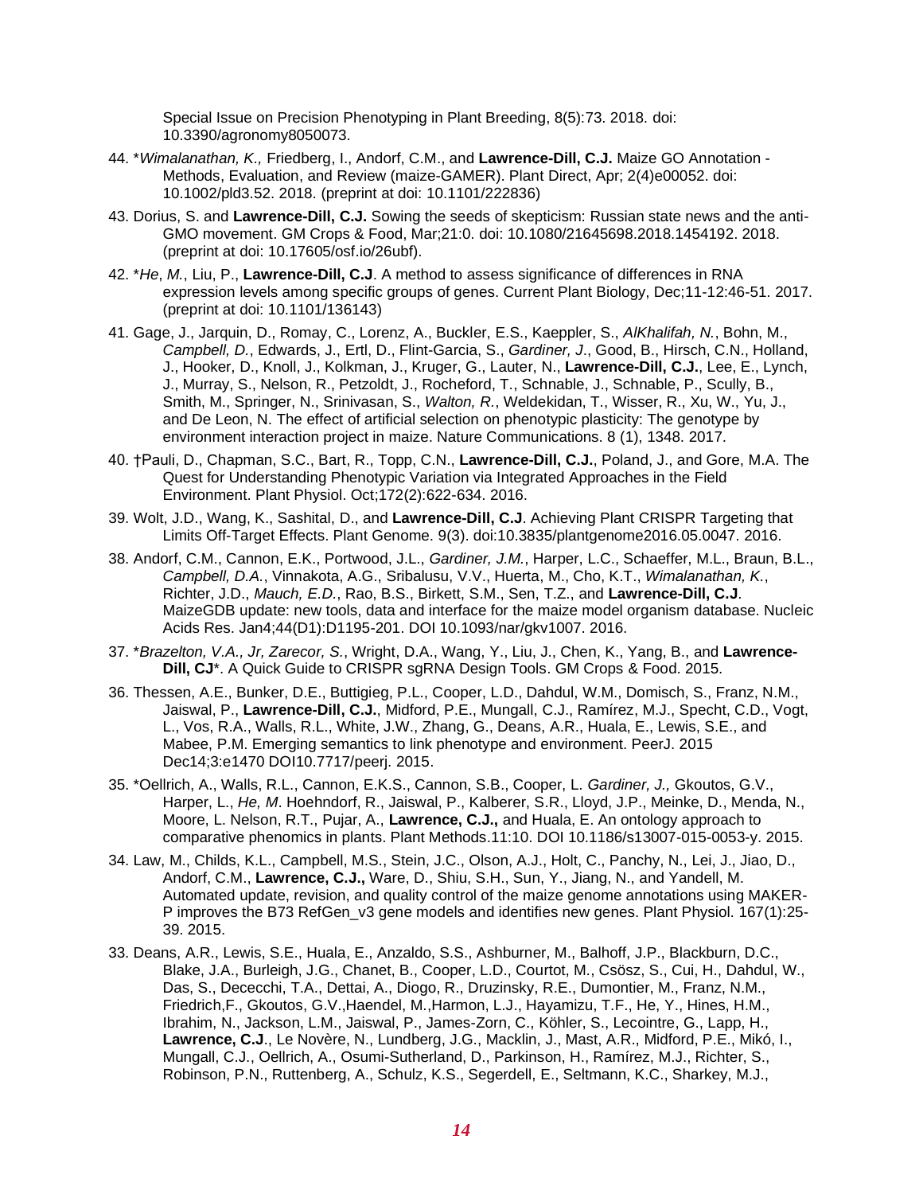Special Issue on Precision Phenotyping in Plant Breeding, 8(5):73. 2018. doi: 10.3390/agronomy8050073.

44. **Wimalanathan, K.*,* Friedberg, I., Andorf, C.M., and **Lawrence-Dill, C.J.** Maize GO Annotation - Methods, Evaluation, and Review (maize-GAMER). Plant Direct, Apr; 2(4)e00052. doi: 10.1002/pld3.52. 2018. (preprint at doi: 10.1101/222836)

43. Dorius, S. and **Lawrence-Dill, C.J.** Sowing the seeds of skepticism: Russian state news and the anti-GMO movement. GM Crops & Food, Mar;21:0. doi: 10.1080/21645698.2018.1454192. 2018. (preprint at doi: 10.17605/osf.io/26ubf).

42. **He*, *M.*, Liu, P., **Lawrence-Dill, C.J**. A method to assess significance of differences in RNA expression levels among specific groups of genes. Current Plant Biology, Dec;11-12:46-51. 2017. (preprint at doi: 10.1101/136143)

41. Gage, J., Jarquin, D., Romay, C., Lorenz, A., Buckler, E.S., Kaeppler, S., *AlKhalifah, N.*, Bohn, M., *Campbell, D.*, Edwards, J., Ertl, D., Flint-Garcia, S., *Gardiner, J.*, Good, B., Hirsch, C.N., Holland, J., Hooker, D., Knoll, J., Kolkman, J., Kruger, G., Lauter, N., **Lawrence-Dill, C.J.**, Lee, E., Lynch, J., Murray, S., Nelson, R., Petzoldt, J., Rocheford, T., Schnable, J., Schnable, P., Scully, B., Smith, M., Springer, N., Srinivasan, S., *Walton, R.*, Weldekidan, T., Wisser, R., Xu, W., Yu, J., and De Leon, N. The effect of artificial selection on phenotypic plasticity: The genotype by environment interaction project in maize. Nature Communications. 8 (1), 1348. 2017.

40. †Pauli, D., Chapman, S.C., Bart, R., Topp, C.N., **Lawrence-Dill, C.J.**, Poland, J., and Gore, M.A. The Quest for Understanding Phenotypic Variation via Integrated Approaches in the Field Environment. Plant Physiol. Oct;172(2):622-634. 2016.

39. Wolt, J.D., Wang, K., Sashital, D., and **Lawrence-Dill, C.J**. Achieving Plant CRISPR Targeting that Limits Off-Target Effects. Plant Genome. 9(3). doi:10.3835/plantgenome2016.05.0047. 2016.

38. Andorf, C.M., Cannon, E.K., Portwood, J.L., *Gardiner, J.M.*, Harper, L.C., Schaeffer, M.L., Braun, B.L., *Campbell, D.A.*, Vinnakota, A.G., Sribalusu, V.V., Huerta, M., Cho, K.T., *Wimalanathan, K.*, Richter, J.D., *Mauch, E.D.*, Rao, B.S., Birkett, S.M., Sen, T.Z., and **Lawrence-Dill, C.J**. MaizeGDB update: new tools, data and interface for the maize model organism database. Nucleic Acids Res. Jan4;44(D1):D1195-201. DOI 10.1093/nar/gkv1007. 2016.

37. **Brazelton, V.A., Jr, Zarecor, S.*, Wright, D.A., Wang, Y., Liu, J., Chen, K., Yang, B., and **Lawrence-Dill, CJ***. A Quick Guide to CRISPR sgRNA Design Tools. GM Crops & Food. 2015.

36. Thessen, A.E., Bunker, D.E., Buttigieg, P.L., Cooper, L.D., Dahdul, W.M., Domisch, S., Franz, N.M., Jaiswal, P., **Lawrence-Dill, C.J.**, Midford, P.E., Mungall, C.J., Ramírez, M.J., Specht, C.D., Vogt, L., Vos, R.A., Walls, R.L., White, J.W., Zhang, G., Deans, A.R., Huala, E., Lewis, S.E., and Mabee, P.M. Emerging semantics to link phenotype and environment. PeerJ. 2015 Dec14;3:e1470 DOI10.7717/peerj. 2015.

35. *Oellrich, A., Walls, R.L., Cannon, E.K.S., Cannon, S.B., Cooper, L. *Gardiner, J.,* Gkoutos, G.V., Harper, L., *He, M*. Hoehndorf, R., Jaiswal, P., Kalberer, S.R., Lloyd, J.P., Meinke, D., Menda, N., Moore, L. Nelson, R.T., Pujar, A., **Lawrence, C.J.,** and Huala, E. An ontology approach to comparative phenomics in plants. Plant Methods.11:10. DOI 10.1186/s13007-015-0053-y. 2015.

34. Law, M., Childs, K.L., Campbell, M.S., Stein, J.C., Olson, A.J., Holt, C., Panchy, N., Lei, J., Jiao, D., Andorf, C.M., **Lawrence, C.J.,** Ware, D., Shiu, S.H., Sun, Y., Jiang, N., and Yandell, M. Automated update, revision, and quality control of the maize genome annotations using MAKER-P improves the B73 RefGen_v3 gene models and identifies new genes. Plant Physiol. 167(1):25-39. 2015.

33. Deans, A.R., Lewis, S.E., Huala, E., Anzaldo, S.S., Ashburner, M., Balhoff, J.P., Blackburn, D.C., Blake, J.A., Burleigh, J.G., Chanet, B., Cooper, L.D., Courtot, M., Csösz, S., Cui, H., Dahdul, W., Das, S., Dececchi, T.A., Dettai, A., Diogo, R., Druzinsky, R.E., Dumontier, M., Franz, N.M., Friedrich,F., Gkoutos, G.V.,Haendel, M.,Harmon, L.J., Hayamizu, T.F., He, Y., Hines, H.M., Ibrahim, N., Jackson, L.M., Jaiswal, P., James-Zorn, C., Köhler, S., Lecointre, G., Lapp, H., **Lawrence, C.J**., Le Novère, N., Lundberg, J.G., Macklin, J., Mast, A.R., Midford, P.E., Mikó, I., Mungall, C.J., Oellrich, A., Osumi-Sutherland, D., Parkinson, H., Ramírez, M.J., Richter, S., Robinson, P.N., Ruttenberg, A., Schulz, K.S., Segerdell, E., Seltmann, K.C., Sharkey, M.J.,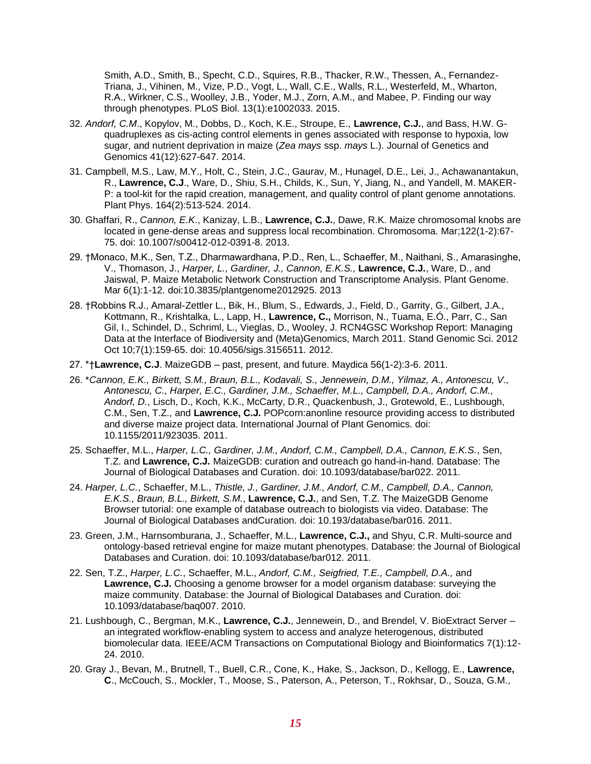Smith, A.D., Smith, B., Specht, C.D., Squires, R.B., Thacker, R.W., Thessen, A., Fernandez-Triana, J., Vihinen, M., Vize, P.D., Vogt, L., Wall, C.E., Walls, R.L., Westerfeld, M., Wharton, R.A., Wirkner, C.S., Woolley, J.B., Yoder, M.J., Zorn, A.M., and Mabee, P. Finding our way through phenotypes. PLoS Biol. 13(1):e1002033. 2015.

32. *Andorf, C.M*., Kopylov, M., Dobbs, D., Koch, K.E., Stroupe, E., **Lawrence, C.J.**, and Bass, H.W. G-quadruplexes as cis-acting control elements in genes associated with response to hypoxia, low sugar, and nutrient deprivation in maize (*Zea mays* ssp. *mays* L.). Journal of Genetics and Genomics 41(12):627-647. 2014.

31. Campbell, M.S., Law, M.Y., Holt, C., Stein, J.C., Gaurav, M., Hunagel, D.E., Lei, J., Achawanantakun, R., **Lawrence, C.J**., Ware, D., Shiu, S.H., Childs, K., Sun, Y, Jiang, N., and Yandell, M. MAKER-P: a tool-kit for the rapid creation, management, and quality control of plant genome annotations. Plant Phys. 164(2):513-524. 2014.

30. Ghaffari, R., *Cannon, E.K*., Kanizay, L.B., **Lawrence, C.J.**, Dawe, R.K. Maize chromosomal knobs are located in gene-dense areas and suppress local recombination. Chromosoma. Mar;122(1-2):67-75. doi: 10.1007/s00412-012-0391-8. 2013.

29. †Monaco, M.K., Sen, T.Z., Dharmawardhana, P.D., Ren, L., Schaeffer, M., Naithani, S., Amarasinghe, V., Thomason, J., *Harper, L., Gardiner, J., Cannon, E.K.S.,* **Lawrence, C.J.**, Ware, D., and Jaiswal, P. Maize Metabolic Network Construction and Transcriptome Analysis. Plant Genome. Mar 6(1):1-12. doi:10.3835/plantgenome2012925. 2013

28. †Robbins R.J., Amaral-Zettler L., Bik, H., Blum, S., Edwards, J., Field, D., Garrity, G., Gilbert, J.A., Kottmann, R., Krishtalka, L., Lapp, H., **Lawrence, C.,** Morrison, N., Tuama, E.Ó., Parr, C., San Gil, I., Schindel, D., Schriml, L., Vieglas, D., Wooley, J. RCN4GSC Workshop Report: Managing Data at the Interface of Biodiversity and (Meta)Genomics, March 2011. Stand Genomic Sci. 2012 Oct 10;7(1):159-65. doi: 10.4056/sigs.3156511. 2012.

27. *†**Lawrence, C.J**. MaizeGDB – past, present, and future. Maydica 56(1-2):3-6. 2011.

26. **Cannon, E.K., Birkett, S.M., Braun, B.L., Kodavali, S., Jennewein, D.M., Yilmaz, A., Antonescu, V., Antonescu, C., Harper, E.C., Gardiner, J.M., Schaeffer, M.L., Campbell, D.A., Andorf, C.M., Andorf, D.*, Lisch, D., Koch, K.K., McCarty, D.R., Quackenbush, J., Grotewold, E., Lushbough, C.M., Sen, T.Z., and **Lawrence, C.J.** POPcorn:anonline resource providing access to distributed and diverse maize project data. International Journal of Plant Genomics. doi: 10.1155/2011/923035. 2011.

25. Schaeffer, M.L., *Harper, L.C., Gardiner, J.M., Andorf, C.M., Campbell, D.A., Cannon, E.K.S.*, Sen, T.Z. and **Lawrence, C.J.** MaizeGDB: curation and outreach go hand-in-hand. Database: The Journal of Biological Databases and Curation. doi: 10.1093/database/bar022. 2011.

24. *Harper, L.C.*, Schaeffer, M.L., *Thistle, J., Gardiner, J.M., Andorf, C.M., Campbell, D.A., Cannon, E.K.S., Braun, B.L., Birkett, S.M.*, **Lawrence, C.J.**, and Sen, T.Z. The MaizeGDB Genome Browser tutorial: one example of database outreach to biologists via video. Database: The Journal of Biological Databases andCuration. doi: 10.193/database/bar016. 2011.

23. Green, J.M., Harnsomburana, J., Schaeffer, M.L., **Lawrence, C.J.,** and Shyu, C.R. Multi-source and ontology-based retrieval engine for maize mutant phenotypes. Database: the Journal of Biological Databases and Curation. doi: 10.1093/database/bar012. 2011.

22. Sen, T.Z., *Harper, L.C.*, Schaeffer, M.L., *Andorf, C.M., Seigfried, T.E., Campbell, D.A.,* and **Lawrence, C.J.** Choosing a genome browser for a model organism database: surveying the maize community. Database: the Journal of Biological Databases and Curation. doi: 10.1093/database/baq007. 2010.

21. Lushbough, C., Bergman, M.K., **Lawrence, C.J.**, Jennewein, D., and Brendel, V. BioExtract Server – an integrated workflow-enabling system to access and analyze heterogenous, distributed biomolecular data. IEEE/ACM Transactions on Computational Biology and Bioinformatics 7(1):12-24. 2010.

20. Gray J., Bevan, M., Brutnell, T., Buell, C.R., Cone, K., Hake, S., Jackson, D., Kellogg, E., **Lawrence, C**., McCouch, S., Mockler, T., Moose, S., Paterson, A., Peterson, T., Rokhsar, D., Souza, G.M.,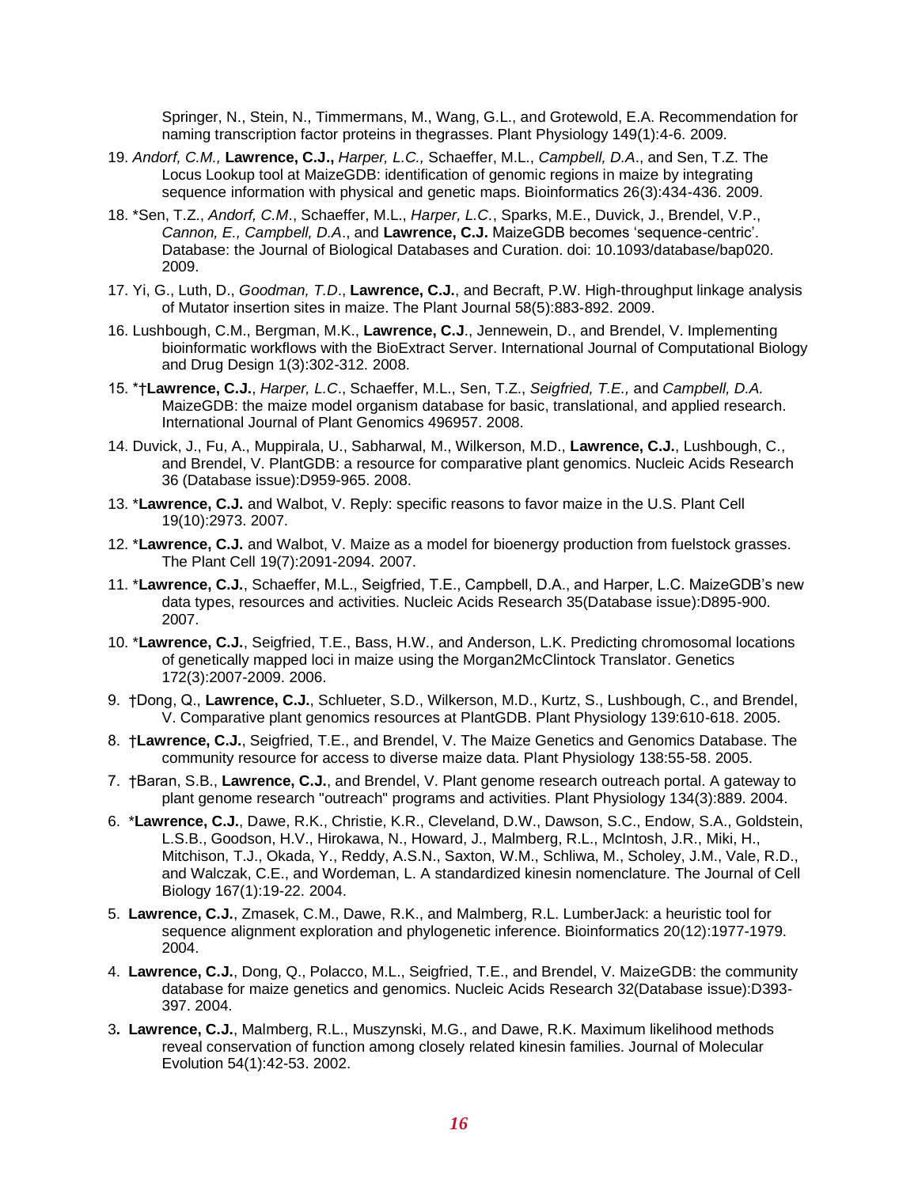Springer, N., Stein, N., Timmermans, M., Wang, G.L., and Grotewold, E.A. Recommendation for naming transcription factor proteins in thegrasses. Plant Physiology 149(1):4-6. 2009.

19. *Andorf, C.M.,* **Lawrence, C.J.,** *Harper, L.C.,* Schaeffer, M.L., *Campbell, D.A*., and Sen, T.Z. The Locus Lookup tool at MaizeGDB: identification of genomic regions in maize by integrating sequence information with physical and genetic maps. Bioinformatics 26(3):434-436. 2009.

18. *Sen, T.Z., *Andorf, C.M*., Schaeffer, M.L., *Harper, L.C*., Sparks, M.E., Duvick, J., Brendel, V.P., *Cannon, E., Campbell, D.A*., and **Lawrence, C.J.** MaizeGDB becomes 'sequence-centric'. Database: the Journal of Biological Databases and Curation. doi: 10.1093/database/bap020. 2009.

17. Yi, G., Luth, D., *Goodman, T.D*., **Lawrence, C.J.**, and Becraft, P.W. High-throughput linkage analysis of Mutator insertion sites in maize. The Plant Journal 58(5):883-892. 2009.

16. Lushbough, C.M., Bergman, M.K., **Lawrence, C.J**., Jennewein, D., and Brendel, V. Implementing bioinformatic workflows with the BioExtract Server. International Journal of Computational Biology and Drug Design 1(3):302-312. 2008.

15. *†**Lawrence, C.J.**, *Harper, L.C*., Schaeffer, M.L., Sen, T.Z., *Seigfried, T.E.,* and *Campbell, D.A.* MaizeGDB: the maize model organism database for basic, translational, and applied research. International Journal of Plant Genomics 496957. 2008.

14. Duvick, J., Fu, A., Muppirala, U., Sabharwal, M., Wilkerson, M.D., **Lawrence, C.J.**, Lushbough, C., and Brendel, V. PlantGDB: a resource for comparative plant genomics. Nucleic Acids Research 36 (Database issue):D959-965. 2008.

13. ***Lawrence, C.J.** and Walbot, V. Reply: specific reasons to favor maize in the U.S. Plant Cell 19(10):2973. 2007.

12. ***Lawrence, C.J.** and Walbot, V. Maize as a model for bioenergy production from fuelstock grasses. The Plant Cell 19(7):2091-2094. 2007.

11. ***Lawrence, C.J.**, Schaeffer, M.L., Seigfried, T.E., Campbell, D.A., and Harper, L.C. MaizeGDB's new data types, resources and activities. Nucleic Acids Research 35(Database issue):D895-900. 2007.

10. ***Lawrence, C.J.**, Seigfried, T.E., Bass, H.W., and Anderson, L.K. Predicting chromosomal locations of genetically mapped loci in maize using the Morgan2McClintock Translator. Genetics 172(3):2007-2009. 2006.

9. †Dong, Q., **Lawrence, C.J.**, Schlueter, S.D., Wilkerson, M.D., Kurtz, S., Lushbough, C., and Brendel, V. Comparative plant genomics resources at PlantGDB. Plant Physiology 139:610-618. 2005.

8. †**Lawrence, C.J.**, Seigfried, T.E., and Brendel, V. The Maize Genetics and Genomics Database. The community resource for access to diverse maize data. Plant Physiology 138:55-58. 2005.

7. †Baran, S.B., **Lawrence, C.J.**, and Brendel, V. Plant genome research outreach portal. A gateway to plant genome research "outreach" programs and activities. Plant Physiology 134(3):889. 2004.

6. ***Lawrence, C.J.**, Dawe, R.K., Christie, K.R., Cleveland, D.W., Dawson, S.C., Endow, S.A., Goldstein, L.S.B., Goodson, H.V., Hirokawa, N., Howard, J., Malmberg, R.L., McIntosh, J.R., Miki, H., Mitchison, T.J., Okada, Y., Reddy, A.S.N., Saxton, W.M., Schliwa, M., Scholey, J.M., Vale, R.D., and Walczak, C.E., and Wordeman, L. A standardized kinesin nomenclature. The Journal of Cell Biology 167(1):19-22. 2004.

5. **Lawrence, C.J.**, Zmasek, C.M., Dawe, R.K., and Malmberg, R.L. LumberJack: a heuristic tool for sequence alignment exploration and phylogenetic inference. Bioinformatics 20(12):1977-1979. 2004.

4. **Lawrence, C.J.**, Dong, Q., Polacco, M.L., Seigfried, T.E., and Brendel, V. MaizeGDB: the community database for maize genetics and genomics. Nucleic Acids Research 32(Database issue):D393-397. 2004.

3. **Lawrence, C.J.**, Malmberg, R.L., Muszynski, M.G., and Dawe, R.K. Maximum likelihood methods reveal conservation of function among closely related kinesin families. Journal of Molecular Evolution 54(1):42-53. 2002.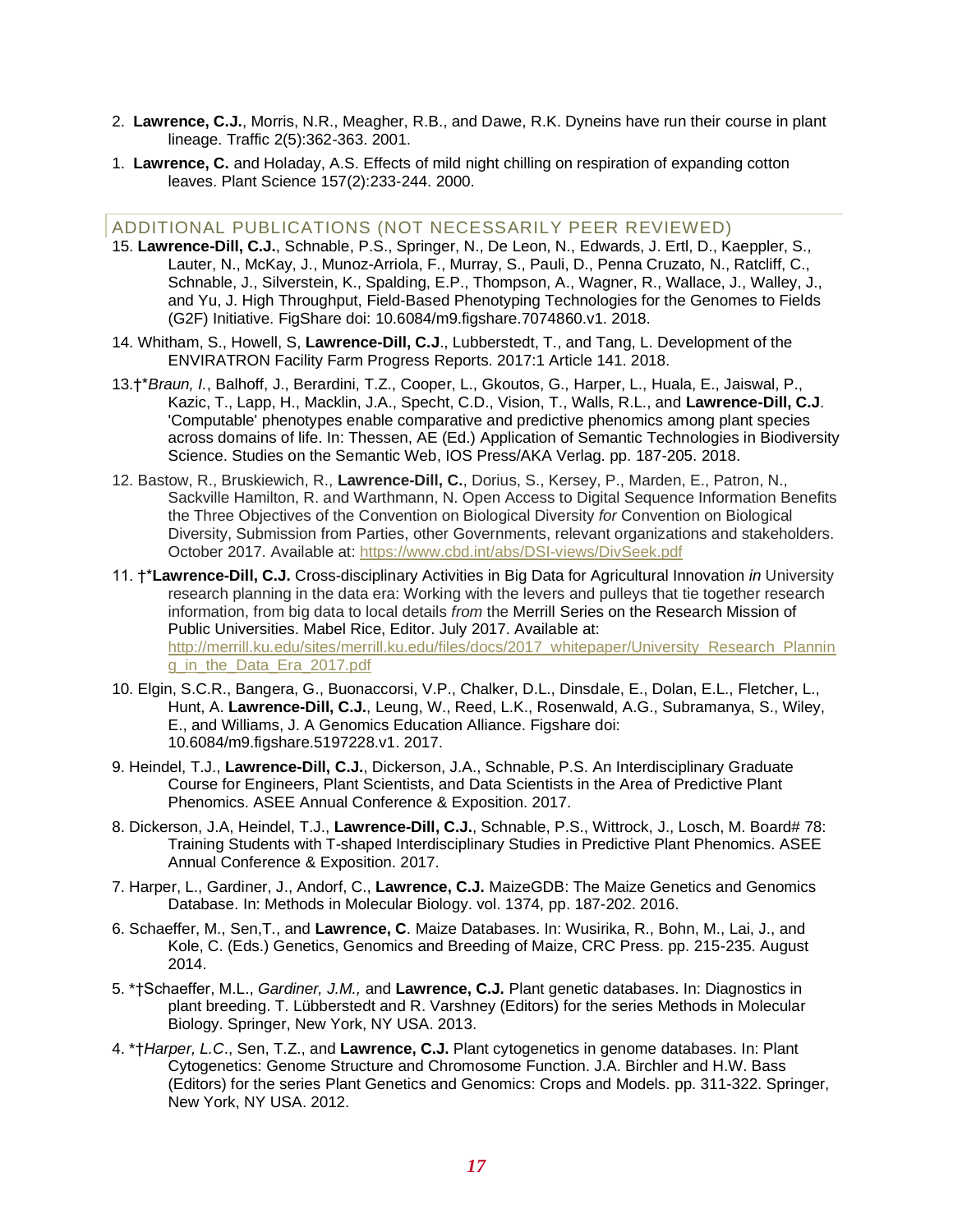2. **Lawrence, C.J.**, Morris, N.R., Meagher, R.B., and Dawe, R.K. Dyneins have run their course in plant lineage. Traffic 2(5):362-363. 2001.

1. **Lawrence, C.** and Holaday, A.S. Effects of mild night chilling on respiration of expanding cotton leaves. Plant Science 157(2):233-244. 2000.

## ADDITIONAL PUBLICATIONS (NOT NECESSARILY PEER REVIEWED)

15. **Lawrence-Dill, C.J.**, Schnable, P.S., Springer, N., De Leon, N., Edwards, J. Ertl, D., Kaeppler, S., Lauter, N., McKay, J., Munoz-Arriola, F., Murray, S., Pauli, D., Penna Cruzato, N., Ratcliff, C., Schnable, J., Silverstein, K., Spalding, E.P., Thompson, A., Wagner, R., Wallace, J., Walley, J., and Yu, J. High Throughput, Field-Based Phenotyping Technologies for the Genomes to Fields (G2F) Initiative. FigShare doi: 10.6084/m9.figshare.7074860.v1. 2018.

14. Whitham, S., Howell, S, **Lawrence-Dill, C.J**., Lubberstedt, T., and Tang, L. Development of the ENVIRATRON Facility Farm Progress Reports. 2017:1 Article 141. 2018.

13. †**Braun, I.*, Balhoff, J., Berardini, T.Z., Cooper, L., Gkoutos, G., Harper, L., Huala, E., Jaiswal, P., Kazic, T., Lapp, H., Macklin, J.A., Specht, C.D., Vision, T., Walls, R.L., and **Lawrence-Dill, C.J**. 'Computable' phenotypes enable comparative and predictive phenomics among plant species across domains of life. In: Thessen, AE (Ed.) Application of Semantic Technologies in Biodiversity Science. Studies on the Semantic Web, IOS Press/AKA Verlag. pp. 187-205. 2018.

12. Bastow, R., Bruskiewich, R., **Lawrence-Dill, C.**, Dorius, S., Kersey, P., Marden, E., Patron, N., Sackville Hamilton, R. and Warthmann, N. Open Access to Digital Sequence Information Benefits the Three Objectives of the Convention on Biological Diversity *for* Convention on Biological Diversity, Submission from Parties, other Governments, relevant organizations and stakeholders. October 2017. Available at: https://www.cbd.int/abs/DSI-views/DivSeek.pdf

11. †***Lawrence-Dill, C.J.** Cross-disciplinary Activities in Big Data for Agricultural Innovation *in* University research planning in the data era: Working with the levers and pulleys that tie together research information, from big data to local details *from* the Merrill Series on the Research Mission of Public Universities. Mabel Rice, Editor. July 2017. Available at: http://merrill.ku.edu/sites/merrill.ku.edu/files/docs/2017_whitepaper/University_Research_Planning_in_the_Data_Era_2017.pdf

10. Elgin, S.C.R., Bangera, G., Buonaccorsi, V.P., Chalker, D.L., Dinsdale, E., Dolan, E.L., Fletcher, L., Hunt, A. **Lawrence-Dill, C.J.**, Leung, W., Reed, L.K., Rosenwald, A.G., Subramanya, S., Wiley, E., and Williams, J. A Genomics Education Alliance. Figshare doi: 10.6084/m9.figshare.5197228.v1. 2017.

9. Heindel, T.J., **Lawrence-Dill, C.J.**, Dickerson, J.A., Schnable, P.S. An Interdisciplinary Graduate Course for Engineers, Plant Scientists, and Data Scientists in the Area of Predictive Plant Phenomics. ASEE Annual Conference & Exposition. 2017.

8. Dickerson, J.A, Heindel, T.J., **Lawrence-Dill, C.J.**, Schnable, P.S., Wittrock, J., Losch, M. Board# 78: Training Students with T-shaped Interdisciplinary Studies in Predictive Plant Phenomics. ASEE Annual Conference & Exposition. 2017.

7. Harper, L., Gardiner, J., Andorf, C., **Lawrence, C.J.** MaizeGDB: The Maize Genetics and Genomics Database. In: Methods in Molecular Biology. vol. 1374, pp. 187-202. 2016.

6. Schaeffer, M., Sen,T., and **Lawrence, C**. Maize Databases. In: Wusirika, R., Bohn, M., Lai, J., and Kole, C. (Eds.) Genetics, Genomics and Breeding of Maize, CRC Press. pp. 215-235. August 2014.

5. *†Schaeffer, M.L., *Gardiner, J.M.,* and **Lawrence, C.J.** Plant genetic databases. In: Diagnostics in plant breeding. T. Lübberstedt and R. Varshney (Editors) for the series Methods in Molecular Biology. Springer, New York, NY USA. 2013.

4. *†*Harper, L.C*., Sen, T.Z., and **Lawrence, C.J.** Plant cytogenetics in genome databases. In: Plant Cytogenetics: Genome Structure and Chromosome Function. J.A. Birchler and H.W. Bass (Editors) for the series Plant Genetics and Genomics: Crops and Models. pp. 311-322. Springer, New York, NY USA. 2012.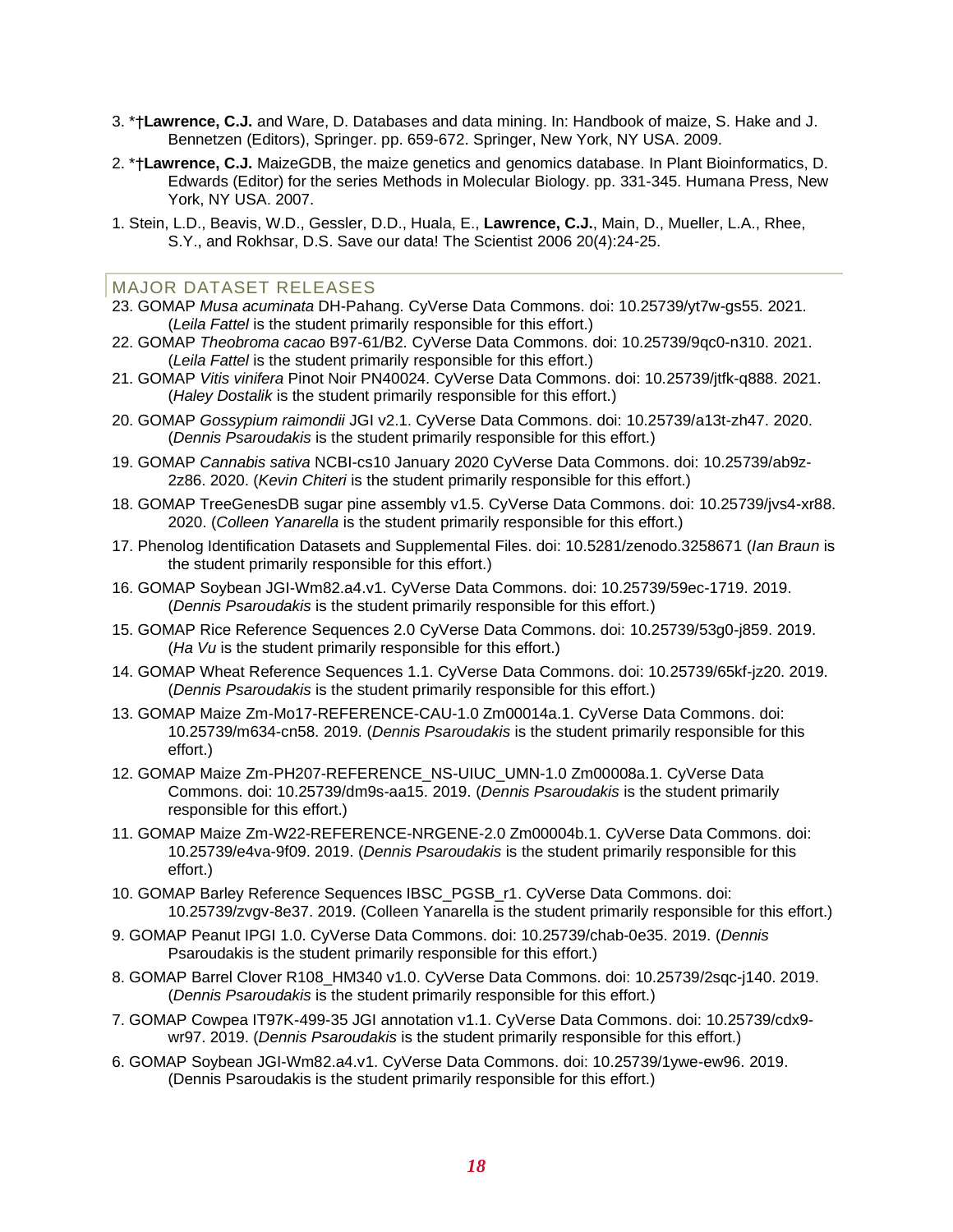3. *†**Lawrence, C.J.** and Ware, D. Databases and data mining. In: Handbook of maize, S. Hake and J. Bennetzen (Editors), Springer. pp. 659-672. Springer, New York, NY USA. 2009.

2. *†**Lawrence, C.J.** MaizeGDB, the maize genetics and genomics database. In Plant Bioinformatics, D. Edwards (Editor) for the series Methods in Molecular Biology. pp. 331-345. Humana Press, New York, NY USA. 2007.

1. Stein, L.D., Beavis, W.D., Gessler, D.D., Huala, E., **Lawrence, C.J.**, Main, D., Mueller, L.A., Rhee, S.Y., and Rokhsar, D.S. Save our data! The Scientist 2006 20(4):24-25.

## MAJOR DATASET RELEASES

23. GOMAP *Musa acuminata* DH-Pahang. CyVerse Data Commons. doi: 10.25739/yt7w-gs55. 2021. (*Leila Fattel* is the student primarily responsible for this effort.)

22. GOMAP *Theobroma cacao* B97-61/B2. CyVerse Data Commons. doi: 10.25739/9qc0-n310. 2021. (*Leila Fattel* is the student primarily responsible for this effort.)

21. GOMAP *Vitis vinifera* Pinot Noir PN40024. CyVerse Data Commons. doi: 10.25739/jtfk-q888. 2021. (*Haley Dostalik* is the student primarily responsible for this effort.)

20. GOMAP *Gossypium raimondii* JGI v2.1. CyVerse Data Commons. doi: 10.25739/a13t-zh47. 2020. (*Dennis Psaroudakis* is the student primarily responsible for this effort.)

19. GOMAP *Cannabis sativa* NCBI-cs10 January 2020 CyVerse Data Commons. doi: 10.25739/ab9z-2z86. 2020. (*Kevin Chiteri* is the student primarily responsible for this effort.)

18. GOMAP TreeGenesDB sugar pine assembly v1.5. CyVerse Data Commons. doi: 10.25739/jvs4-xr88. 2020. (*Colleen Yanarella* is the student primarily responsible for this effort.)

17. Phenolog Identification Datasets and Supplemental Files. doi: 10.5281/zenodo.3258671 (*Ian Braun* is the student primarily responsible for this effort.)

16. GOMAP Soybean JGI-Wm82.a4.v1. CyVerse Data Commons. doi: 10.25739/59ec-1719. 2019. (*Dennis Psaroudakis* is the student primarily responsible for this effort.)

15. GOMAP Rice Reference Sequences 2.0 CyVerse Data Commons. doi: 10.25739/53g0-j859. 2019. (*Ha Vu* is the student primarily responsible for this effort.)

14. GOMAP Wheat Reference Sequences 1.1. CyVerse Data Commons. doi: 10.25739/65kf-jz20. 2019. (*Dennis Psaroudakis* is the student primarily responsible for this effort.)

13. GOMAP Maize Zm-Mo17-REFERENCE-CAU-1.0 Zm00014a.1. CyVerse Data Commons. doi: 10.25739/m634-cn58. 2019. (*Dennis Psaroudakis* is the student primarily responsible for this effort.)

12. GOMAP Maize Zm-PH207-REFERENCE_NS-UIUC_UMN-1.0 Zm00008a.1. CyVerse Data Commons. doi: 10.25739/dm9s-aa15. 2019. (*Dennis Psaroudakis* is the student primarily responsible for this effort.)

11. GOMAP Maize Zm-W22-REFERENCE-NRGENE-2.0 Zm00004b.1. CyVerse Data Commons. doi: 10.25739/e4va-9f09. 2019. (*Dennis Psaroudakis* is the student primarily responsible for this effort.)

10. GOMAP Barley Reference Sequences IBSC_PGSB_r1. CyVerse Data Commons. doi: 10.25739/zvgv-8e37. 2019. (Colleen Yanarella is the student primarily responsible for this effort.)

9. GOMAP Peanut IPGI 1.0. CyVerse Data Commons. doi: 10.25739/chab-0e35. 2019. (*Dennis* Psaroudakis is the student primarily responsible for this effort.)

8. GOMAP Barrel Clover R108_HM340 v1.0. CyVerse Data Commons. doi: 10.25739/2sqc-j140. 2019. (*Dennis Psaroudakis* is the student primarily responsible for this effort.)

7. GOMAP Cowpea IT97K-499-35 JGI annotation v1.1. CyVerse Data Commons. doi: 10.25739/cdx9-wr97. 2019. (*Dennis Psaroudakis* is the student primarily responsible for this effort.)

6. GOMAP Soybean JGI-Wm82.a4.v1. CyVerse Data Commons. doi: 10.25739/1ywe-ew96. 2019. (Dennis Psaroudakis is the student primarily responsible for this effort.)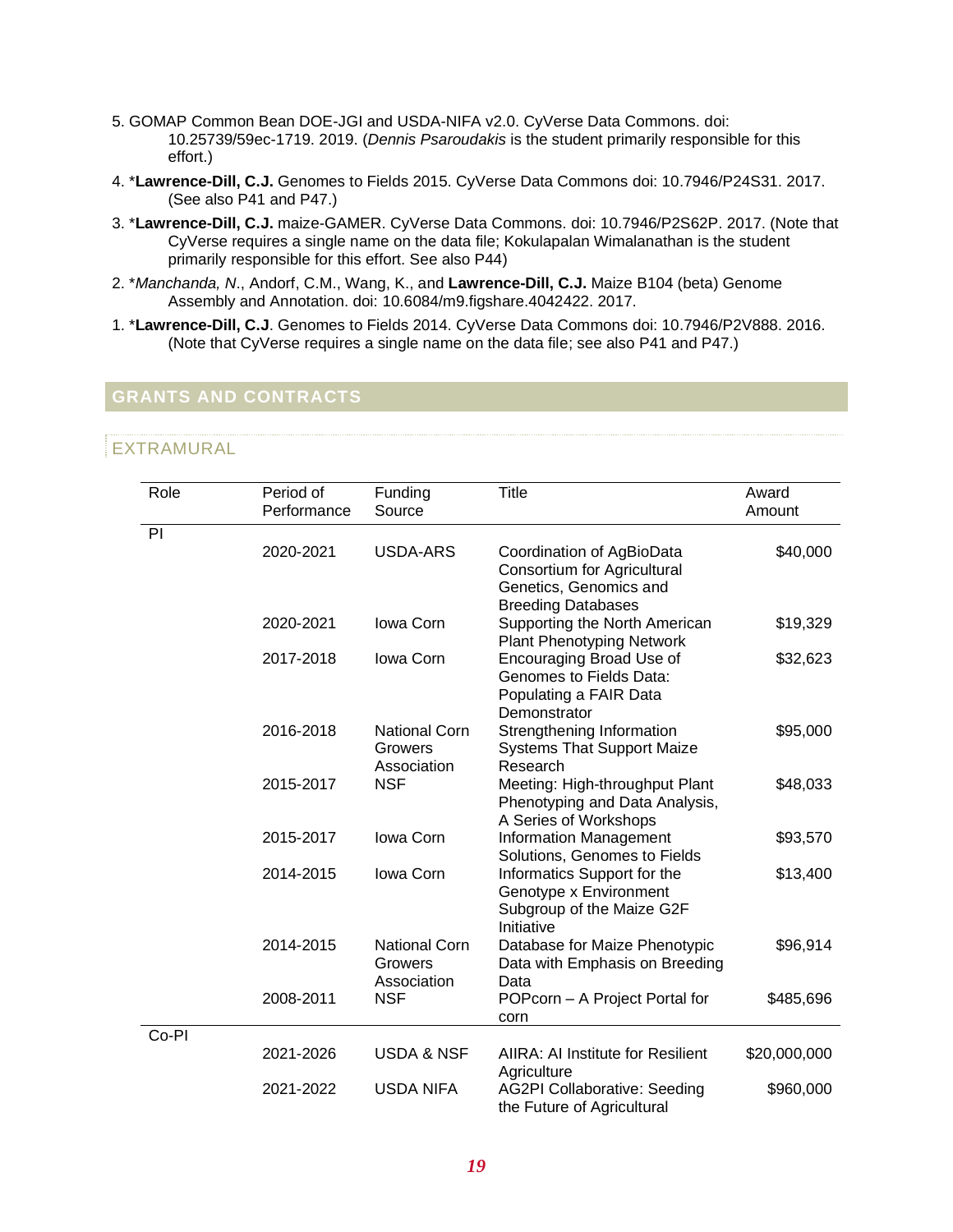5. GOMAP Common Bean DOE-JGI and USDA-NIFA v2.0. CyVerse Data Commons. doi: 10.25739/59ec-1719. 2019. (*Dennis Psaroudakis* is the student primarily responsible for this effort.)

4. *​**Lawrence-Dill, C.J.** Genomes to Fields 2015. CyVerse Data Commons doi: 10.7946/P24S31. 2017. (See also P41 and P47.)

3. *​**Lawrence-Dill, C.J.** maize-GAMER. CyVerse Data Commons. doi: 10.7946/P2S62P. 2017. (Note that CyVerse requires a single name on the data file; Kokulapalan Wimalanathan is the student primarily responsible for this effort. See also P44)

2. **Manchanda, N*., Andorf, C.M., Wang, K., and **Lawrence-Dill, C.J.** Maize B104 (beta) Genome Assembly and Annotation. doi: 10.6084/m9.figshare.4042422. 2017.

1. *​**Lawrence-Dill, C.J**. Genomes to Fields 2014. CyVerse Data Commons doi: 10.7946/P2V888. 2016. (Note that CyVerse requires a single name on the data file; see also P41 and P47.)

## GRANTS AND CONTRACTS

### EXTRAMURAL

| Role | Period of Performance | Funding Source | Title | Award Amount |
|---|---|---|---|---|
| PI | | | | |
| | 2020-2021 | USDA-ARS | Coordination of AgBioData Consortium for Agricultural Genetics, Genomics and Breeding Databases | $40,000 |
| | 2020-2021 | Iowa Corn | Supporting the North American Plant Phenotyping Network | $19,329 |
| | 2017-2018 | Iowa Corn | Encouraging Broad Use of Genomes to Fields Data: Populating a FAIR Data Demonstrator | $32,623 |
| | 2016-2018 | National Corn Growers Association | Strengthening Information Systems That Support Maize Research | $95,000 |
| | 2015-2017 | NSF | Meeting: High-throughput Plant Phenotyping and Data Analysis, A Series of Workshops | $48,033 |
| | 2015-2017 | Iowa Corn | Information Management Solutions, Genomes to Fields | $93,570 |
| | 2014-2015 | Iowa Corn | Informatics Support for the Genotype x Environment Subgroup of the Maize G2F Initiative | $13,400 |
| | 2014-2015 | National Corn Growers Association | Database for Maize Phenotypic Data with Emphasis on Breeding Data | $96,914 |
| | 2008-2011 | NSF | POPcorn – A Project Portal for corn | $485,696 |
| Co-PI | | | | |
| | 2021-2026 | USDA & NSF | AIIRA: AI Institute for Resilient Agriculture | $20,000,000 |
| | 2021-2022 | USDA NIFA | AG2PI Collaborative: Seeding the Future of Agricultural | $960,000 |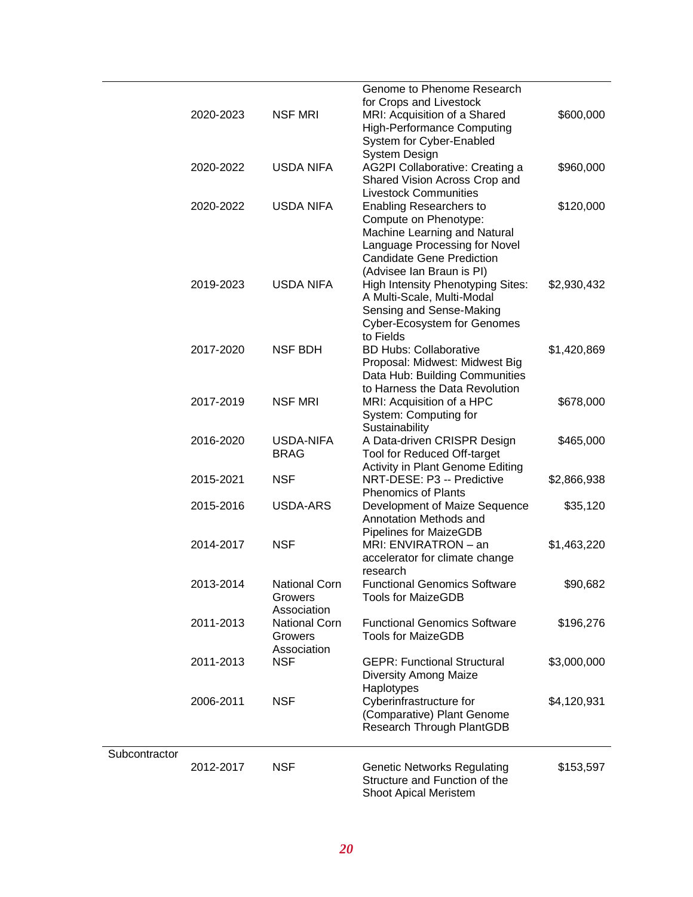| | | | | |
|---|---|---|---|---|
| | | | Genome to Phenome Research for Crops and Livestock | |
| | 2020-2023 | NSF MRI | MRI: Acquisition of a Shared High-Performance Computing System for Cyber-Enabled System Design | $600,000 |
| | 2020-2022 | USDA NIFA | AG2PI Collaborative: Creating a Shared Vision Across Crop and Livestock Communities | $960,000 |
| | 2020-2022 | USDA NIFA | Enabling Researchers to Compute on Phenotype: Machine Learning and Natural Language Processing for Novel Candidate Gene Prediction (Advisee Ian Braun is PI) | $120,000 |
| | 2019-2023 | USDA NIFA | High Intensity Phenotyping Sites: A Multi-Scale, Multi-Modal Sensing and Sense-Making Cyber-Ecosystem for Genomes to Fields | $2,930,432 |
| | 2017-2020 | NSF BDH | BD Hubs: Collaborative Proposal: Midwest: Midwest Big Data Hub: Building Communities to Harness the Data Revolution | $1,420,869 |
| | 2017-2019 | NSF MRI | MRI: Acquisition of a HPC System: Computing for Sustainability | $678,000 |
| | 2016-2020 | USDA-NIFA BRAG | A Data-driven CRISPR Design Tool for Reduced Off-target Activity in Plant Genome Editing | $465,000 |
| | 2015-2021 | NSF | NRT-DESE: P3 -- Predictive Phenomics of Plants | $2,866,938 |
| | 2015-2016 | USDA-ARS | Development of Maize Sequence Annotation Methods and Pipelines for MaizeGDB | $35,120 |
| | 2014-2017 | NSF | MRI: ENVIRATRON – an accelerator for climate change research | $1,463,220 |
| | 2013-2014 | National Corn Growers Association | Functional Genomics Software Tools for MaizeGDB | $90,682 |
| | 2011-2013 | National Corn Growers Association | Functional Genomics Software Tools for MaizeGDB | $196,276 |
| | 2011-2013 | NSF | GEPR: Functional Structural Diversity Among Maize Haplotypes | $3,000,000 |
| | 2006-2011 | NSF | Cyberinfrastructure for (Comparative) Plant Genome Research Through PlantGDB | $4,120,931 |
| Subcontractor | | | | |
| | 2012-2017 | NSF | Genetic Networks Regulating Structure and Function of the Shoot Apical Meristem | $153,597 |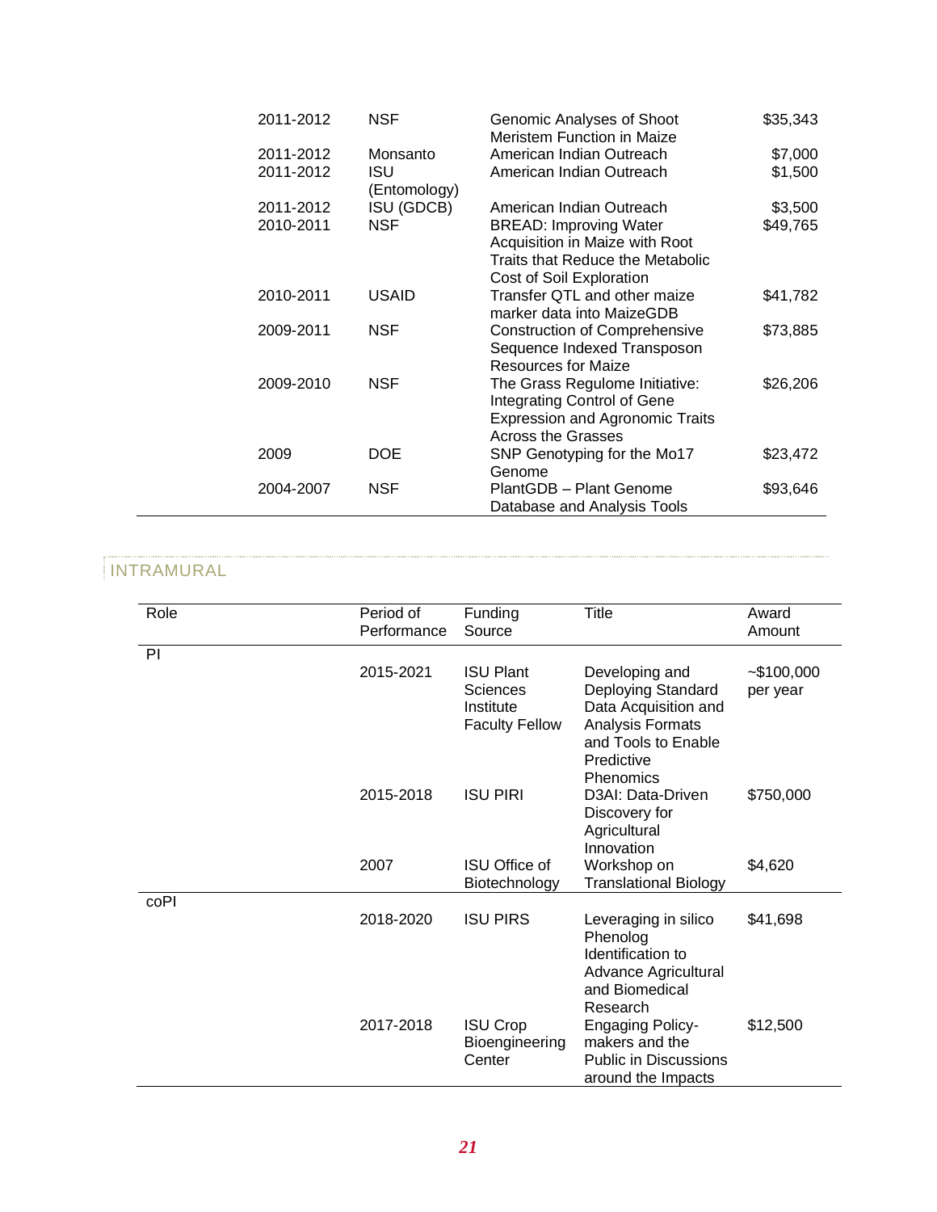| | | | |
|---|---|---|---|
| 2011-2012 | NSF | Genomic Analyses of Shoot Meristem Function in Maize | $35,343 |
| 2011-2012 | Monsanto | American Indian Outreach | $7,000 |
| 2011-2012 | ISU (Entomology) | American Indian Outreach | $1,500 |
| 2011-2012 | ISU (GDCB) | American Indian Outreach | $3,500 |
| 2010-2011 | NSF | BREAD: Improving Water Acquisition in Maize with Root Traits that Reduce the Metabolic Cost of Soil Exploration | $49,765 |
| 2010-2011 | USAID | Transfer QTL and other maize marker data into MaizeGDB | $41,782 |
| 2009-2011 | NSF | Construction of Comprehensive Sequence Indexed Transposon Resources for Maize | $73,885 |
| 2009-2010 | NSF | The Grass Regulome Initiative: Integrating Control of Gene Expression and Agronomic Traits Across the Grasses | $26,206 |
| 2009 | DOE | SNP Genotyping for the Mo17 Genome | $23,472 |
| 2004-2007 | NSF | PlantGDB – Plant Genome Database and Analysis Tools | $93,646 |

## INTRAMURAL

| Role | Period of Performance | Funding Source | Title | Award Amount |
|---|---|---|---|---|
| PI | | | | |
| | 2015-2021 | ISU Plant Sciences Institute Faculty Fellow | Developing and Deploying Standard Data Acquisition and Analysis Formats and Tools to Enable Predictive Phenomics | ~$100,000 per year |
| | 2015-2018 | ISU PIRI | D3AI: Data-Driven Discovery for Agricultural Innovation | $750,000 |
| | 2007 | ISU Office of Biotechnology | Workshop on Translational Biology | $4,620 |
| coPI | | | | |
| | 2018-2020 | ISU PIRS | Leveraging in silico Phenolog Identification to Advance Agricultural and Biomedical Research | $41,698 |
| | 2017-2018 | ISU Crop Bioengineering Center | Engaging Policy-makers and the Public in Discussions around the Impacts | $12,500 |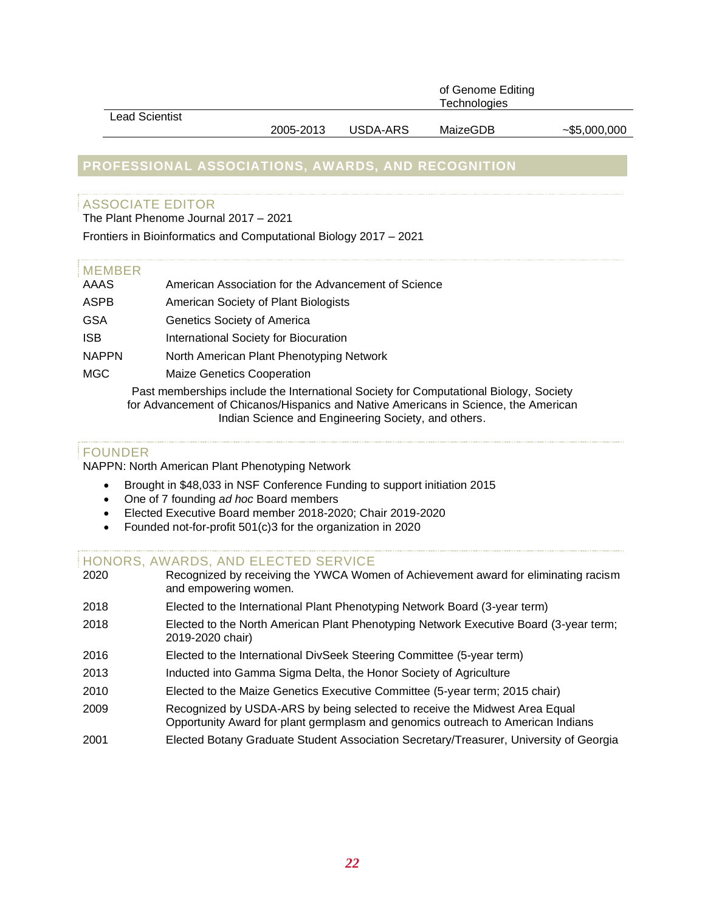| | | | | |
|---|---|---|---|---|
| | | | of Genome Editing Technologies | |
| Lead Scientist | 2005-2013 | USDA-ARS | MaizeGDB | ~$5,000,000 |

## PROFESSIONAL ASSOCIATIONS, AWARDS, AND RECOGNITION

### ASSOCIATE EDITOR

The Plant Phenome Journal 2017 – 2021

Frontiers in Bioinformatics and Computational Biology 2017 – 2021

### MEMBER

| | |
|---|---|
| AAAS | American Association for the Advancement of Science |
| ASPB | American Society of Plant Biologists |
| GSA | Genetics Society of America |
| ISB | International Society for Biocuration |
| NAPPN | North American Plant Phenotyping Network |
| MGC | Maize Genetics Cooperation |

Past memberships include the International Society for Computational Biology, Society for Advancement of Chicanos/Hispanics and Native Americans in Science, the American Indian Science and Engineering Society, and others.

### FOUNDER

NAPPN: North American Plant Phenotyping Network

- Brought in $48,033 in NSF Conference Funding to support initiation 2015
- One of 7 founding *ad hoc* Board members
- Elected Executive Board member 2018-2020; Chair 2019-2020
- Founded not-for-profit 501(c)3 for the organization in 2020

### HONORS, AWARDS, AND ELECTED SERVICE

| | |
|---|---|
| 2020 | Recognized by receiving the YWCA Women of Achievement award for eliminating racism and empowering women. |
| 2018 | Elected to the International Plant Phenotyping Network Board (3-year term) |
| 2018 | Elected to the North American Plant Phenotyping Network Executive Board (3-year term; 2019-2020 chair) |
| 2016 | Elected to the International DivSeek Steering Committee (5-year term) |
| 2013 | Inducted into Gamma Sigma Delta, the Honor Society of Agriculture |
| 2010 | Elected to the Maize Genetics Executive Committee (5-year term; 2015 chair) |
| 2009 | Recognized by USDA-ARS by being selected to receive the Midwest Area Equal Opportunity Award for plant germplasm and genomics outreach to American Indians |
| 2001 | Elected Botany Graduate Student Association Secretary/Treasurer, University of Georgia |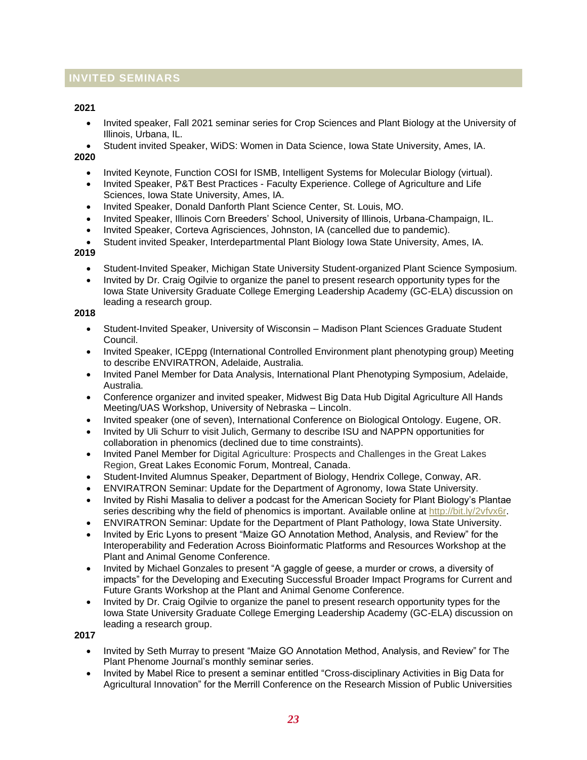## INVITED SEMINARS

**2021**

- Invited speaker, Fall 2021 seminar series for Crop Sciences and Plant Biology at the University of Illinois, Urbana, IL.
- Student invited Speaker, WiDS: Women in Data Science, Iowa State University, Ames, IA.

**2020**

- Invited Keynote, Function COSI for ISMB, Intelligent Systems for Molecular Biology (virtual).
- Invited Speaker, P&T Best Practices - Faculty Experience. College of Agriculture and Life Sciences, Iowa State University, Ames, IA.
- Invited Speaker, Donald Danforth Plant Science Center, St. Louis, MO.
- Invited Speaker, Illinois Corn Breeders' School, University of Illinois, Urbana-Champaign, IL.
- Invited Speaker, Corteva Agrisciences, Johnston, IA (cancelled due to pandemic).
- Student invited Speaker, Interdepartmental Plant Biology Iowa State University, Ames, IA.

**2019**

- Student-Invited Speaker, Michigan State University Student-organized Plant Science Symposium.
- Invited by Dr. Craig Ogilvie to organize the panel to present research opportunity types for the Iowa State University Graduate College Emerging Leadership Academy (GC-ELA) discussion on leading a research group.

**2018**

- Student-Invited Speaker, University of Wisconsin – Madison Plant Sciences Graduate Student Council.
- Invited Speaker, ICEppg (International Controlled Environment plant phenotyping group) Meeting to describe ENVIRATRON, Adelaide, Australia.
- Invited Panel Member for Data Analysis, International Plant Phenotyping Symposium, Adelaide, Australia.
- Conference organizer and invited speaker, Midwest Big Data Hub Digital Agriculture All Hands Meeting/UAS Workshop, University of Nebraska – Lincoln.
- Invited speaker (one of seven), International Conference on Biological Ontology. Eugene, OR.
- Invited by Uli Schurr to visit Julich, Germany to describe ISU and NAPPN opportunities for collaboration in phenomics (declined due to time constraints).
- Invited Panel Member for Digital Agriculture: Prospects and Challenges in the Great Lakes Region, Great Lakes Economic Forum, Montreal, Canada.
- Student-Invited Alumnus Speaker, Department of Biology, Hendrix College, Conway, AR.
- ENVIRATRON Seminar: Update for the Department of Agronomy, Iowa State University.
- Invited by Rishi Masalia to deliver a podcast for the American Society for Plant Biology's Plantae series describing why the field of phenomics is important. Available online at http://bit.ly/2vfvx6r.
- ENVIRATRON Seminar: Update for the Department of Plant Pathology, Iowa State University.
- Invited by Eric Lyons to present "Maize GO Annotation Method, Analysis, and Review" for the Interoperability and Federation Across Bioinformatic Platforms and Resources Workshop at the Plant and Animal Genome Conference.
- Invited by Michael Gonzales to present "A gaggle of geese, a murder or crows, a diversity of impacts" for the Developing and Executing Successful Broader Impact Programs for Current and Future Grants Workshop at the Plant and Animal Genome Conference.
- Invited by Dr. Craig Ogilvie to organize the panel to present research opportunity types for the Iowa State University Graduate College Emerging Leadership Academy (GC-ELA) discussion on leading a research group.

**2017**

- Invited by Seth Murray to present "Maize GO Annotation Method, Analysis, and Review" for The Plant Phenome Journal's monthly seminar series.
- Invited by Mabel Rice to present a seminar entitled "Cross-disciplinary Activities in Big Data for Agricultural Innovation" for the Merrill Conference on the Research Mission of Public Universities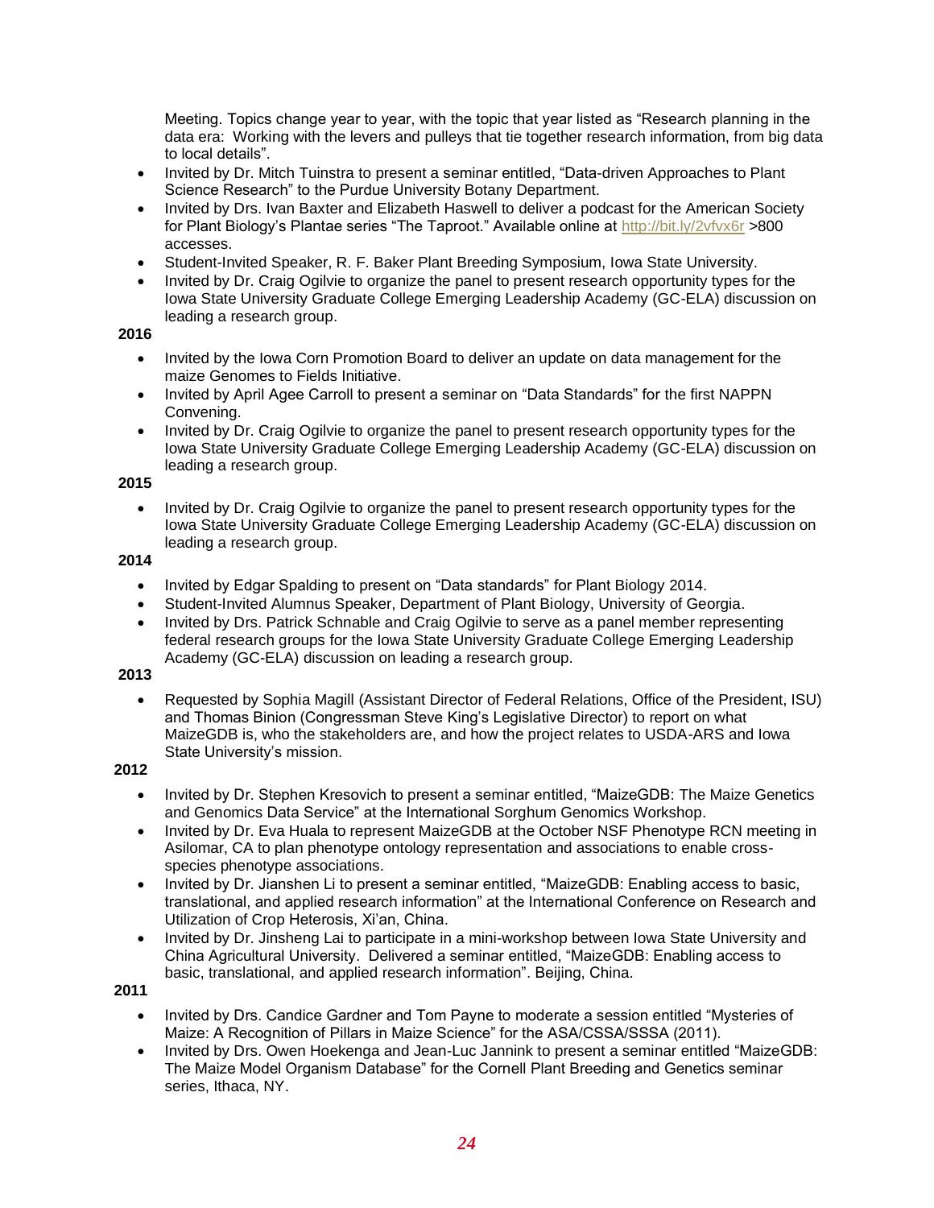Meeting. Topics change year to year, with the topic that year listed as "Research planning in the data era: Working with the levers and pulleys that tie together research information, from big data to local details".

- Invited by Dr. Mitch Tuinstra to present a seminar entitled, "Data-driven Approaches to Plant Science Research" to the Purdue University Botany Department.
- Invited by Drs. Ivan Baxter and Elizabeth Haswell to deliver a podcast for the American Society for Plant Biology's Plantae series "The Taproot." Available online at http://bit.ly/2vfvx6r >800 accesses.
- Student-Invited Speaker, R. F. Baker Plant Breeding Symposium, Iowa State University.
- Invited by Dr. Craig Ogilvie to organize the panel to present research opportunity types for the Iowa State University Graduate College Emerging Leadership Academy (GC-ELA) discussion on leading a research group.

**2016**

- Invited by the Iowa Corn Promotion Board to deliver an update on data management for the maize Genomes to Fields Initiative.
- Invited by April Agee Carroll to present a seminar on "Data Standards" for the first NAPPN Convening.
- Invited by Dr. Craig Ogilvie to organize the panel to present research opportunity types for the Iowa State University Graduate College Emerging Leadership Academy (GC-ELA) discussion on leading a research group.

**2015**

- Invited by Dr. Craig Ogilvie to organize the panel to present research opportunity types for the Iowa State University Graduate College Emerging Leadership Academy (GC-ELA) discussion on leading a research group.

**2014**

- Invited by Edgar Spalding to present on "Data standards" for Plant Biology 2014.
- Student-Invited Alumnus Speaker, Department of Plant Biology, University of Georgia.
- Invited by Drs. Patrick Schnable and Craig Ogilvie to serve as a panel member representing federal research groups for the Iowa State University Graduate College Emerging Leadership Academy (GC-ELA) discussion on leading a research group.

**2013**

- Requested by Sophia Magill (Assistant Director of Federal Relations, Office of the President, ISU) and Thomas Binion (Congressman Steve King's Legislative Director) to report on what MaizeGDB is, who the stakeholders are, and how the project relates to USDA-ARS and Iowa State University's mission.

**2012**

- Invited by Dr. Stephen Kresovich to present a seminar entitled, "MaizeGDB: The Maize Genetics and Genomics Data Service" at the International Sorghum Genomics Workshop.
- Invited by Dr. Eva Huala to represent MaizeGDB at the October NSF Phenotype RCN meeting in Asilomar, CA to plan phenotype ontology representation and associations to enable cross-species phenotype associations.
- Invited by Dr. Jianshen Li to present a seminar entitled, "MaizeGDB: Enabling access to basic, translational, and applied research information" at the International Conference on Research and Utilization of Crop Heterosis, Xi'an, China.
- Invited by Dr. Jinsheng Lai to participate in a mini-workshop between Iowa State University and China Agricultural University. Delivered a seminar entitled, "MaizeGDB: Enabling access to basic, translational, and applied research information". Beijing, China.

**2011**

- Invited by Drs. Candice Gardner and Tom Payne to moderate a session entitled "Mysteries of Maize: A Recognition of Pillars in Maize Science" for the ASA/CSSA/SSSA (2011).
- Invited by Drs. Owen Hoekenga and Jean-Luc Jannink to present a seminar entitled "MaizeGDB: The Maize Model Organism Database" for the Cornell Plant Breeding and Genetics seminar series, Ithaca, NY.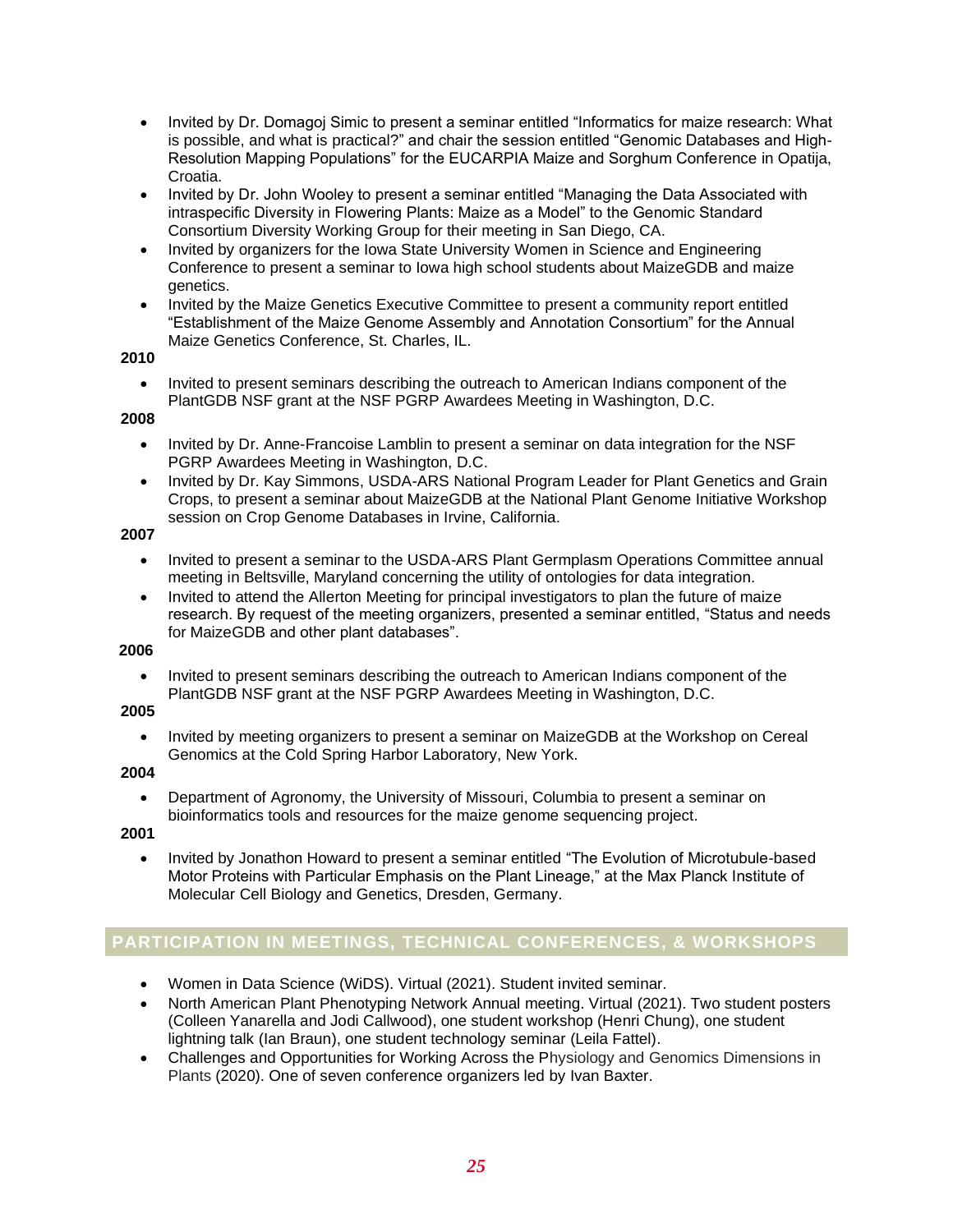- Invited by Dr. Domagoj Simic to present a seminar entitled “Informatics for maize research: What is possible, and what is practical?” and chair the session entitled “Genomic Databases and High-Resolution Mapping Populations” for the EUCARPIA Maize and Sorghum Conference in Opatija, Croatia.
- Invited by Dr. John Wooley to present a seminar entitled “Managing the Data Associated with intraspecific Diversity in Flowering Plants: Maize as a Model” to the Genomic Standard Consortium Diversity Working Group for their meeting in San Diego, CA.
- Invited by organizers for the Iowa State University Women in Science and Engineering Conference to present a seminar to Iowa high school students about MaizeGDB and maize genetics.
- Invited by the Maize Genetics Executive Committee to present a community report entitled “Establishment of the Maize Genome Assembly and Annotation Consortium” for the Annual Maize Genetics Conference, St. Charles, IL.

**2010**

- Invited to present seminars describing the outreach to American Indians component of the PlantGDB NSF grant at the NSF PGRP Awardees Meeting in Washington, D.C.

**2008**

- Invited by Dr. Anne-Francoise Lamblin to present a seminar on data integration for the NSF PGRP Awardees Meeting in Washington, D.C.
- Invited by Dr. Kay Simmons, USDA-ARS National Program Leader for Plant Genetics and Grain Crops, to present a seminar about MaizeGDB at the National Plant Genome Initiative Workshop session on Crop Genome Databases in Irvine, California.

**2007**

- Invited to present a seminar to the USDA-ARS Plant Germplasm Operations Committee annual meeting in Beltsville, Maryland concerning the utility of ontologies for data integration.
- Invited to attend the Allerton Meeting for principal investigators to plan the future of maize research. By request of the meeting organizers, presented a seminar entitled, “Status and needs for MaizeGDB and other plant databases”.

**2006**

- Invited to present seminars describing the outreach to American Indians component of the PlantGDB NSF grant at the NSF PGRP Awardees Meeting in Washington, D.C.

**2005**

- Invited by meeting organizers to present a seminar on MaizeGDB at the Workshop on Cereal Genomics at the Cold Spring Harbor Laboratory, New York.

**2004**

- Department of Agronomy, the University of Missouri, Columbia to present a seminar on bioinformatics tools and resources for the maize genome sequencing project.

**2001**

- Invited by Jonathon Howard to present a seminar entitled “The Evolution of Microtubule-based Motor Proteins with Particular Emphasis on the Plant Lineage,” at the Max Planck Institute of Molecular Cell Biology and Genetics, Dresden, Germany.

## PARTICIPATION IN MEETINGS, TECHNICAL CONFERENCES, & WORKSHOPS

- Women in Data Science (WiDS). Virtual (2021). Student invited seminar.
- North American Plant Phenotyping Network Annual meeting. Virtual (2021). Two student posters (Colleen Yanarella and Jodi Callwood), one student workshop (Henri Chung), one student lightning talk (Ian Braun), one student technology seminar (Leila Fattel).
- Challenges and Opportunities for Working Across the Physiology and Genomics Dimensions in Plants (2020). One of seven conference organizers led by Ivan Baxter.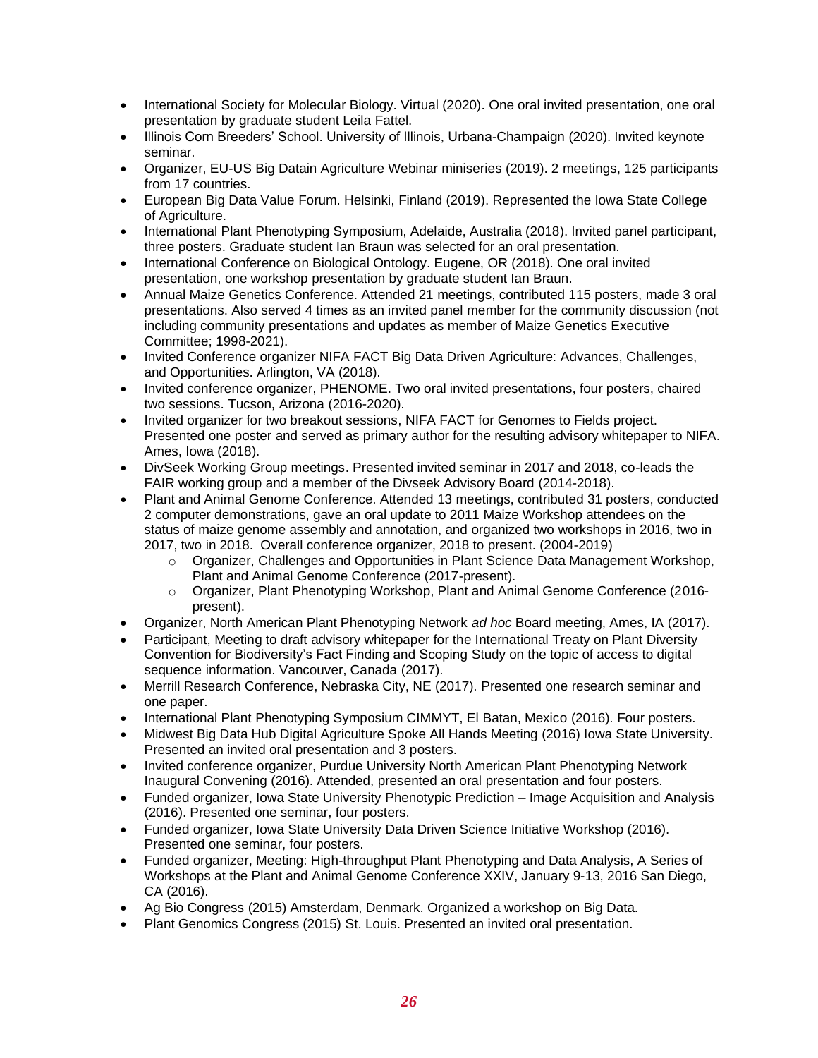- International Society for Molecular Biology. Virtual (2020). One oral invited presentation, one oral presentation by graduate student Leila Fattel.
- Illinois Corn Breeders' School. University of Illinois, Urbana-Champaign (2020). Invited keynote seminar.
- Organizer, EU-US Big Datain Agriculture Webinar miniseries (2019). 2 meetings, 125 participants from 17 countries.
- European Big Data Value Forum. Helsinki, Finland (2019). Represented the Iowa State College of Agriculture.
- International Plant Phenotyping Symposium, Adelaide, Australia (2018). Invited panel participant, three posters. Graduate student Ian Braun was selected for an oral presentation.
- International Conference on Biological Ontology. Eugene, OR (2018). One oral invited presentation, one workshop presentation by graduate student Ian Braun.
- Annual Maize Genetics Conference. Attended 21 meetings, contributed 115 posters, made 3 oral presentations. Also served 4 times as an invited panel member for the community discussion (not including community presentations and updates as member of Maize Genetics Executive Committee; 1998-2021).
- Invited Conference organizer NIFA FACT Big Data Driven Agriculture: Advances, Challenges, and Opportunities. Arlington, VA (2018).
- Invited conference organizer, PHENOME. Two oral invited presentations, four posters, chaired two sessions. Tucson, Arizona (2016-2020).
- Invited organizer for two breakout sessions, NIFA FACT for Genomes to Fields project. Presented one poster and served as primary author for the resulting advisory whitepaper to NIFA. Ames, Iowa (2018).
- DivSeek Working Group meetings. Presented invited seminar in 2017 and 2018, co-leads the FAIR working group and a member of the Divseek Advisory Board (2014-2018).
- Plant and Animal Genome Conference. Attended 13 meetings, contributed 31 posters, conducted 2 computer demonstrations, gave an oral update to 2011 Maize Workshop attendees on the status of maize genome assembly and annotation, and organized two workshops in 2016, two in 2017, two in 2018. Overall conference organizer, 2018 to present. (2004-2019)
    - Organizer, Challenges and Opportunities in Plant Science Data Management Workshop, Plant and Animal Genome Conference (2017-present).
    - Organizer, Plant Phenotyping Workshop, Plant and Animal Genome Conference (2016-present).
- Organizer, North American Plant Phenotyping Network *ad hoc* Board meeting, Ames, IA (2017).
- Participant, Meeting to draft advisory whitepaper for the International Treaty on Plant Diversity Convention for Biodiversity's Fact Finding and Scoping Study on the topic of access to digital sequence information. Vancouver, Canada (2017).
- Merrill Research Conference, Nebraska City, NE (2017). Presented one research seminar and one paper.
- International Plant Phenotyping Symposium CIMMYT, El Batan, Mexico (2016). Four posters.
- Midwest Big Data Hub Digital Agriculture Spoke All Hands Meeting (2016) Iowa State University. Presented an invited oral presentation and 3 posters.
- Invited conference organizer, Purdue University North American Plant Phenotyping Network Inaugural Convening (2016). Attended, presented an oral presentation and four posters.
- Funded organizer, Iowa State University Phenotypic Prediction – Image Acquisition and Analysis (2016). Presented one seminar, four posters.
- Funded organizer, Iowa State University Data Driven Science Initiative Workshop (2016). Presented one seminar, four posters.
- Funded organizer, Meeting: High-throughput Plant Phenotyping and Data Analysis, A Series of Workshops at the Plant and Animal Genome Conference XXIV, January 9-13, 2016 San Diego, CA (2016).
- Ag Bio Congress (2015) Amsterdam, Denmark. Organized a workshop on Big Data.
- Plant Genomics Congress (2015) St. Louis. Presented an invited oral presentation.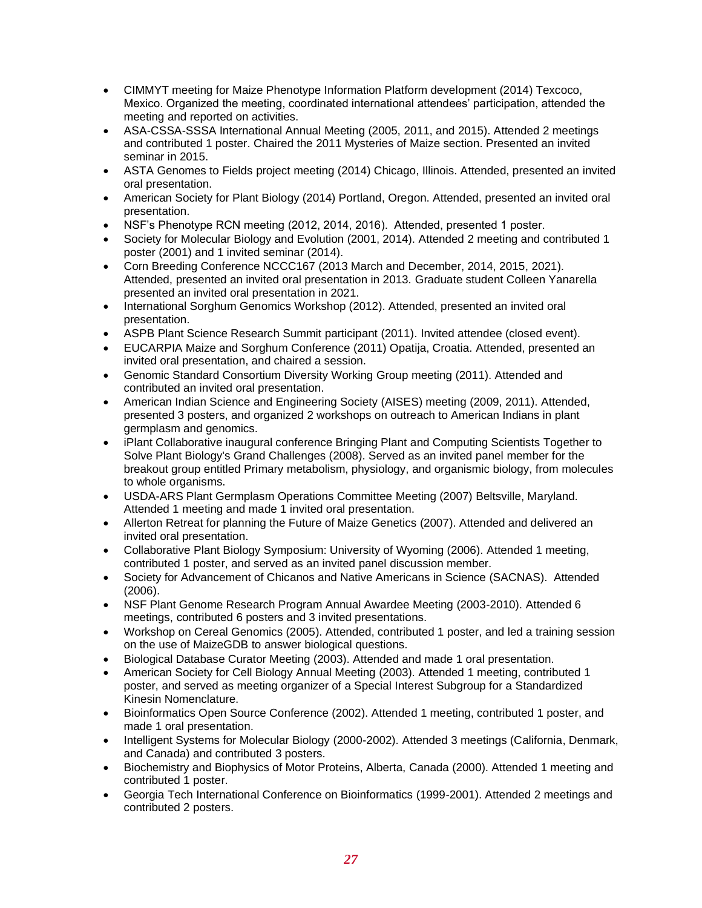- CIMMYT meeting for Maize Phenotype Information Platform development (2014) Texcoco, Mexico. Organized the meeting, coordinated international attendees' participation, attended the meeting and reported on activities.
- ASA-CSSA-SSSA International Annual Meeting (2005, 2011, and 2015). Attended 2 meetings and contributed 1 poster. Chaired the 2011 Mysteries of Maize section. Presented an invited seminar in 2015.
- ASTA Genomes to Fields project meeting (2014) Chicago, Illinois. Attended, presented an invited oral presentation.
- American Society for Plant Biology (2014) Portland, Oregon. Attended, presented an invited oral presentation.
- NSF's Phenotype RCN meeting (2012, 2014, 2016). Attended, presented 1 poster.
- Society for Molecular Biology and Evolution (2001, 2014). Attended 2 meeting and contributed 1 poster (2001) and 1 invited seminar (2014).
- Corn Breeding Conference NCCC167 (2013 March and December, 2014, 2015, 2021). Attended, presented an invited oral presentation in 2013. Graduate student Colleen Yanarella presented an invited oral presentation in 2021.
- International Sorghum Genomics Workshop (2012). Attended, presented an invited oral presentation.
- ASPB Plant Science Research Summit participant (2011). Invited attendee (closed event).
- EUCARPIA Maize and Sorghum Conference (2011) Opatija, Croatia. Attended, presented an invited oral presentation, and chaired a session.
- Genomic Standard Consortium Diversity Working Group meeting (2011). Attended and contributed an invited oral presentation.
- American Indian Science and Engineering Society (AISES) meeting (2009, 2011). Attended, presented 3 posters, and organized 2 workshops on outreach to American Indians in plant germplasm and genomics.
- iPlant Collaborative inaugural conference Bringing Plant and Computing Scientists Together to Solve Plant Biology's Grand Challenges (2008). Served as an invited panel member for the breakout group entitled Primary metabolism, physiology, and organismic biology, from molecules to whole organisms.
- USDA-ARS Plant Germplasm Operations Committee Meeting (2007) Beltsville, Maryland. Attended 1 meeting and made 1 invited oral presentation.
- Allerton Retreat for planning the Future of Maize Genetics (2007). Attended and delivered an invited oral presentation.
- Collaborative Plant Biology Symposium: University of Wyoming (2006). Attended 1 meeting, contributed 1 poster, and served as an invited panel discussion member.
- Society for Advancement of Chicanos and Native Americans in Science (SACNAS). Attended (2006).
- NSF Plant Genome Research Program Annual Awardee Meeting (2003-2010). Attended 6 meetings, contributed 6 posters and 3 invited presentations.
- Workshop on Cereal Genomics (2005). Attended, contributed 1 poster, and led a training session on the use of MaizeGDB to answer biological questions.
- Biological Database Curator Meeting (2003). Attended and made 1 oral presentation.
- American Society for Cell Biology Annual Meeting (2003). Attended 1 meeting, contributed 1 poster, and served as meeting organizer of a Special Interest Subgroup for a Standardized Kinesin Nomenclature.
- Bioinformatics Open Source Conference (2002). Attended 1 meeting, contributed 1 poster, and made 1 oral presentation.
- Intelligent Systems for Molecular Biology (2000-2002). Attended 3 meetings (California, Denmark, and Canada) and contributed 3 posters.
- Biochemistry and Biophysics of Motor Proteins, Alberta, Canada (2000). Attended 1 meeting and contributed 1 poster.
- Georgia Tech International Conference on Bioinformatics (1999-2001). Attended 2 meetings and contributed 2 posters.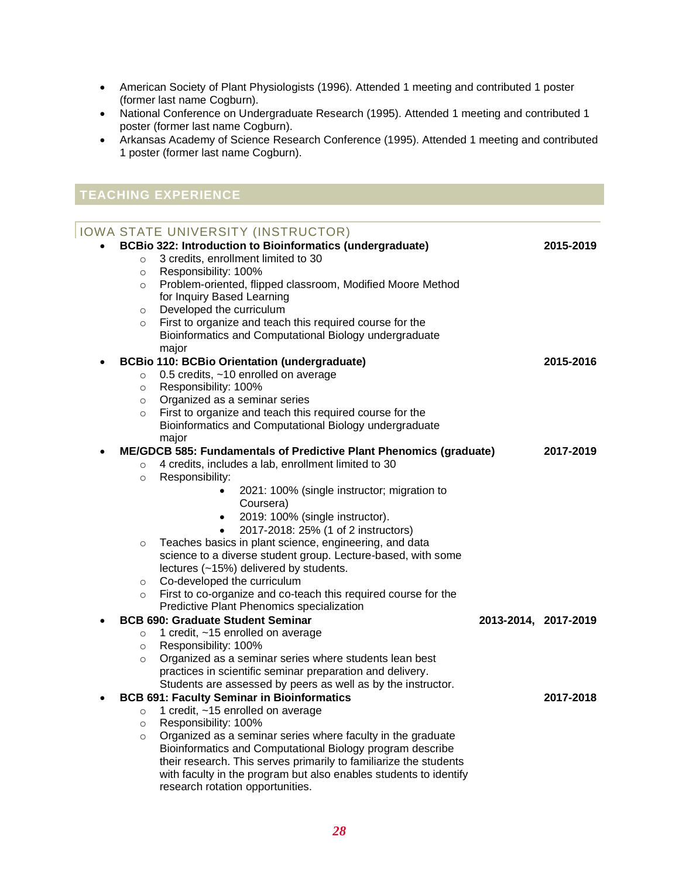- American Society of Plant Physiologists (1996). Attended 1 meeting and contributed 1 poster (former last name Cogburn).
- National Conference on Undergraduate Research (1995). Attended 1 meeting and contributed 1 poster (former last name Cogburn).
- Arkansas Academy of Science Research Conference (1995). Attended 1 meeting and contributed 1 poster (former last name Cogburn).

## TEACHING EXPERIENCE

### IOWA STATE UNIVERSITY (INSTRUCTOR)

- **BCBio 322: Introduction to Bioinformatics (undergraduate)** **2015-2019**
    - 3 credits, enrollment limited to 30
    - Responsibility: 100%
    - Problem-oriented, flipped classroom, Modified Moore Method for Inquiry Based Learning
    - Developed the curriculum
    - First to organize and teach this required course for the Bioinformatics and Computational Biology undergraduate major
- **BCBio 110: BCBio Orientation (undergraduate)** **2015-2016**
    - 0.5 credits, ~10 enrolled on average
    - Responsibility: 100%
    - Organized as a seminar series
    - First to organize and teach this required course for the Bioinformatics and Computational Biology undergraduate major
- **ME/GDCB 585: Fundamentals of Predictive Plant Phenomics (graduate)** **2017-2019**
    - 4 credits, includes a lab, enrollment limited to 30
    - Responsibility:
        - 2021: 100% (single instructor; migration to Coursera)
        - 2019: 100% (single instructor).
        - 2017-2018: 25% (1 of 2 instructors)
    - Teaches basics in plant science, engineering, and data science to a diverse student group. Lecture-based, with some lectures (~15%) delivered by students.
    - Co-developed the curriculum
    - First to co-organize and co-teach this required course for the Predictive Plant Phenomics specialization
- **BCB 690: Graduate Student Seminar** **2013-2014, 2017-2019**
    - 1 credit, ~15 enrolled on average
    - Responsibility: 100%
    - Organized as a seminar series where students lean best practices in scientific seminar preparation and delivery. Students are assessed by peers as well as by the instructor.
- **BCB 691: Faculty Seminar in Bioinformatics** **2017-2018**
    - 1 credit, ~15 enrolled on average
    - Responsibility: 100%
    - Organized as a seminar series where faculty in the graduate Bioinformatics and Computational Biology program describe their research. This serves primarily to familiarize the students with faculty in the program but also enables students to identify research rotation opportunities.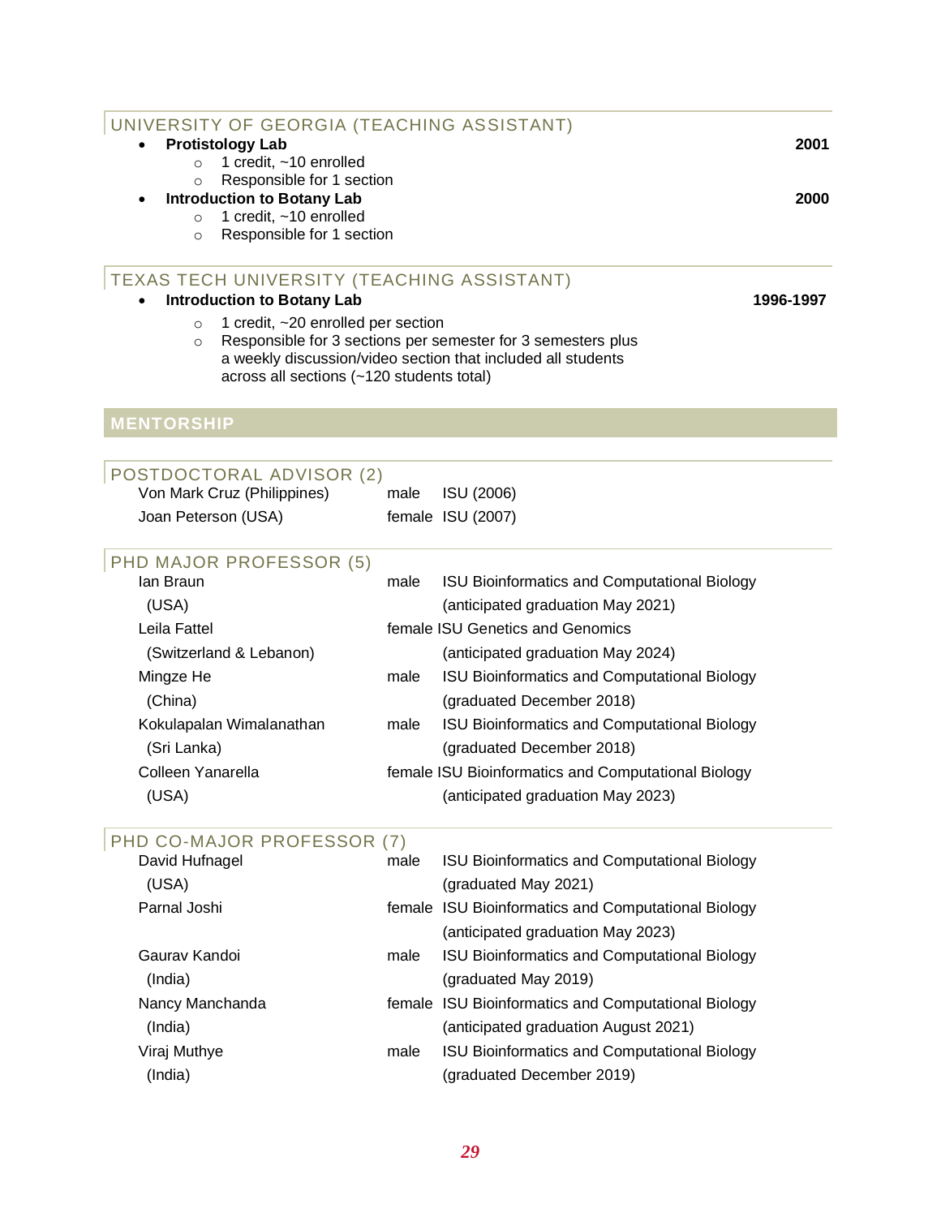### UNIVERSITY OF GEORGIA (TEACHING ASSISTANT)

- **Protistology Lab** **2001**
  - 1 credit, ~10 enrolled
  - Responsible for 1 section
- **Introduction to Botany Lab** **2000**
  - 1 credit, ~10 enrolled
  - Responsible for 1 section

### TEXAS TECH UNIVERSITY (TEACHING ASSISTANT)

- **Introduction to Botany Lab** **1996-1997**
  - 1 credit, ~20 enrolled per section
  - Responsible for 3 sections per semester for 3 semesters plus a weekly discussion/video section that included all students across all sections (~120 students total)

## MENTORSHIP

### POSTDOCTORAL ADVISOR (2)

| | | |
|---|---|---|
| Von Mark Cruz (Philippines) | male | ISU (2006) |
| Joan Peterson (USA) | female | ISU (2007) |

### PHD MAJOR PROFESSOR (5)

| | | |
|---|---|---|
| Ian Braun (USA) | male | ISU Bioinformatics and Computational Biology (anticipated graduation May 2021) |
| Leila Fattel (Switzerland & Lebanon) | female | ISU Genetics and Genomics (anticipated graduation May 2024) |
| Mingze He (China) | male | ISU Bioinformatics and Computational Biology (graduated December 2018) |
| Kokulapalan Wimalanathan (Sri Lanka) | male | ISU Bioinformatics and Computational Biology (graduated December 2018) |
| Colleen Yanarella (USA) | female | ISU Bioinformatics and Computational Biology (anticipated graduation May 2023) |

### PHD CO-MAJOR PROFESSOR (7)

| | | |
|---|---|---|
| David Hufnagel (USA) | male | ISU Bioinformatics and Computational Biology (graduated May 2021) |
| Parnal Joshi | female | ISU Bioinformatics and Computational Biology (anticipated graduation May 2023) |
| Gaurav Kandoi (India) | male | ISU Bioinformatics and Computational Biology (graduated May 2019) |
| Nancy Manchanda (India) | female | ISU Bioinformatics and Computational Biology (anticipated graduation August 2021) |
| Viraj Muthye (India) | male | ISU Bioinformatics and Computational Biology (graduated December 2019) |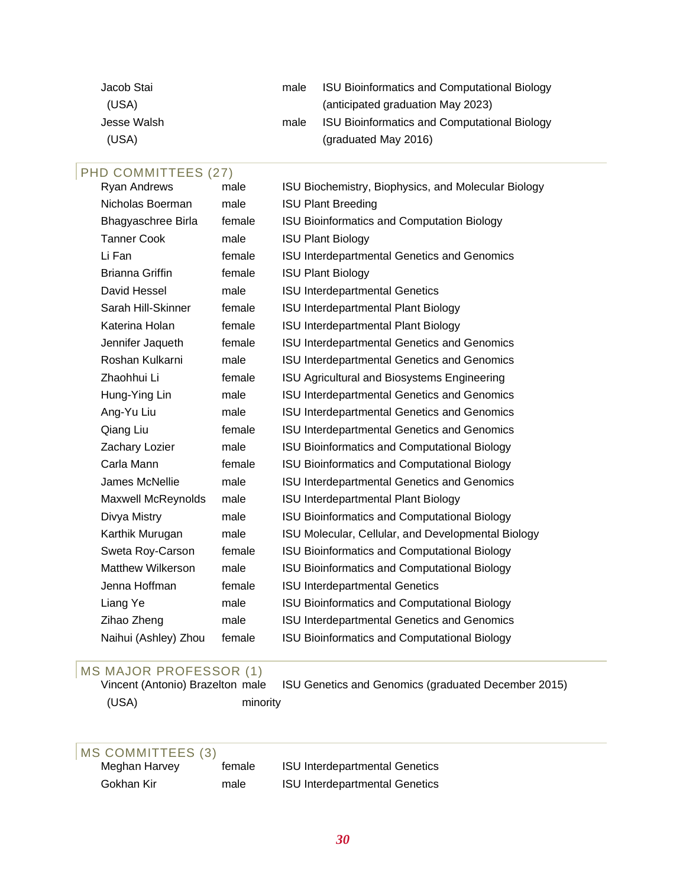| | | |
|---|---|---|
| Jacob Stai (USA) | male | ISU Bioinformatics and Computational Biology (anticipated graduation May 2023) |
| Jesse Walsh (USA) | male | ISU Bioinformatics and Computational Biology (graduated May 2016) |

## PHD COMMITTEES (27)

| | | |
|---|---|---|
| Ryan Andrews | male | ISU Biochemistry, Biophysics, and Molecular Biology |
| Nicholas Boerman | male | ISU Plant Breeding |
| Bhagyaschree Birla | female | ISU Bioinformatics and Computation Biology |
| Tanner Cook | male | ISU Plant Biology |
| Li Fan | female | ISU Interdepartmental Genetics and Genomics |
| Brianna Griffin | female | ISU Plant Biology |
| David Hessel | male | ISU Interdepartmental Genetics |
| Sarah Hill-Skinner | female | ISU Interdepartmental Plant Biology |
| Katerina Holan | female | ISU Interdepartmental Plant Biology |
| Jennifer Jaqueth | female | ISU Interdepartmental Genetics and Genomics |
| Roshan Kulkarni | male | ISU Interdepartmental Genetics and Genomics |
| Zhaohhui Li | female | ISU Agricultural and Biosystems Engineering |
| Hung-Ying Lin | male | ISU Interdepartmental Genetics and Genomics |
| Ang-Yu Liu | male | ISU Interdepartmental Genetics and Genomics |
| Qiang Liu | female | ISU Interdepartmental Genetics and Genomics |
| Zachary Lozier | male | ISU Bioinformatics and Computational Biology |
| Carla Mann | female | ISU Bioinformatics and Computational Biology |
| James McNellie | male | ISU Interdepartmental Genetics and Genomics |
| Maxwell McReynolds | male | ISU Interdepartmental Plant Biology |
| Divya Mistry | male | ISU Bioinformatics and Computational Biology |
| Karthik Murugan | male | ISU Molecular, Cellular, and Developmental Biology |
| Sweta Roy-Carson | female | ISU Bioinformatics and Computational Biology |
| Matthew Wilkerson | male | ISU Bioinformatics and Computational Biology |
| Jenna Hoffman | female | ISU Interdepartmental Genetics |
| Liang Ye | male | ISU Bioinformatics and Computational Biology |
| Zihao Zheng | male | ISU Interdepartmental Genetics and Genomics |
| Naihui (Ashley) Zhou | female | ISU Bioinformatics and Computational Biology |

## MS MAJOR PROFESSOR (1)

| | | |
|---|---|---|
| Vincent (Antonio) Brazelton (USA) | male minority | ISU Genetics and Genomics (graduated December 2015) |

## MS COMMITTEES (3)

| | | |
|---|---|---|
| Meghan Harvey | female | ISU Interdepartmental Genetics |
| Gokhan Kir | male | ISU Interdepartmental Genetics |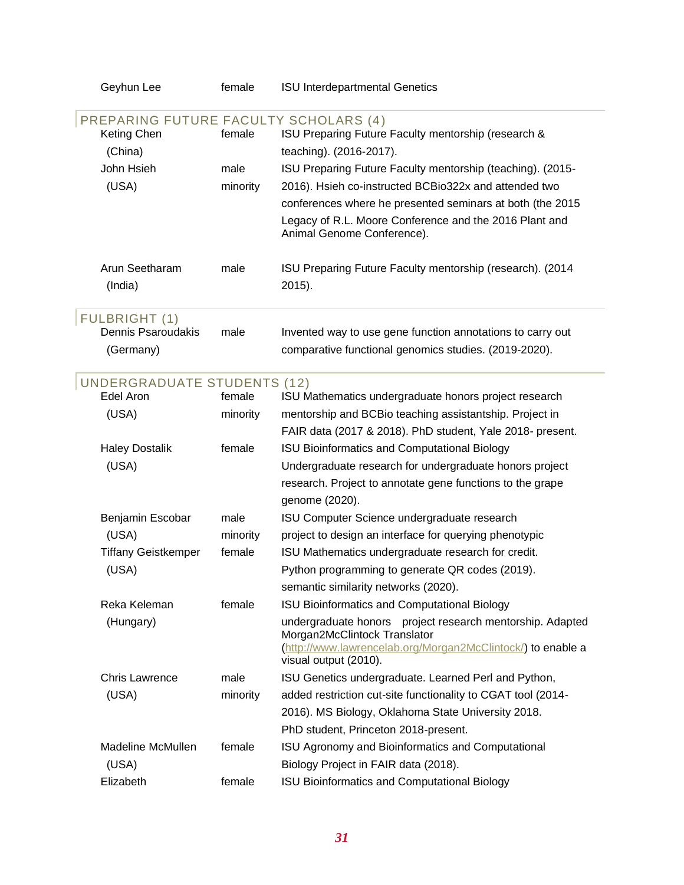| | | |
|---|---|---|
| Geyhun Lee | female | ISU Interdepartmental Genetics |

## PREPARING FUTURE FACULTY SCHOLARS (4)

| | | |
|---|---|---|
| Keting Chen (China) | female | ISU Preparing Future Faculty mentorship (research & teaching). (2016-2017). |
| John Hsieh (USA) | male minority | ISU Preparing Future Faculty mentorship (teaching). (2015-2016). Hsieh co-instructed BCBio322x and attended two conferences where he presented seminars at both (the 2015 Legacy of R.L. Moore Conference and the 2016 Plant and Animal Genome Conference). |
| Arun Seetharam (India) | male | ISU Preparing Future Faculty mentorship (research). (2014 2015). |

## FULBRIGHT (1)

| | | |
|---|---|---|
| Dennis Psaroudakis (Germany) | male | Invented way to use gene function annotations to carry out comparative functional genomics studies. (2019-2020). |

## UNDERGRADUATE STUDENTS (12)

| | | |
|---|---|---|
| Edel Aron (USA) | female minority | ISU Mathematics undergraduate honors project research mentorship and BCBio teaching assistantship. Project in FAIR data (2017 & 2018). PhD student, Yale 2018- present. |
| Haley Dostalik (USA) | female | ISU Bioinformatics and Computational Biology Undergraduate research for undergraduate honors project research. Project to annotate gene functions to the grape genome (2020). |
| Benjamin Escobar (USA) | male minority | ISU Computer Science undergraduate research project to design an interface for querying phenotypic |
| Tiffany Geistkemper (USA) | female | ISU Mathematics undergraduate research for credit. Python programming to generate QR codes (2019). semantic similarity networks (2020). |
| Reka Keleman (Hungary) | female | ISU Bioinformatics and Computational Biology undergraduate honors project research mentorship. Adapted Morgan2McClintock Translator (http://www.lawrencelab.org/Morgan2McClintock/) to enable a visual output (2010). |
| Chris Lawrence (USA) | male minority | ISU Genetics undergraduate. Learned Perl and Python, added restriction cut-site functionality to CGAT tool (2014-2016). MS Biology, Oklahoma State University 2018. PhD student, Princeton 2018-present. |
| Madeline McMullen (USA) | female | ISU Agronomy and Bioinformatics and Computational Biology Project in FAIR data (2018). |
| Elizabeth | female | ISU Bioinformatics and Computational Biology |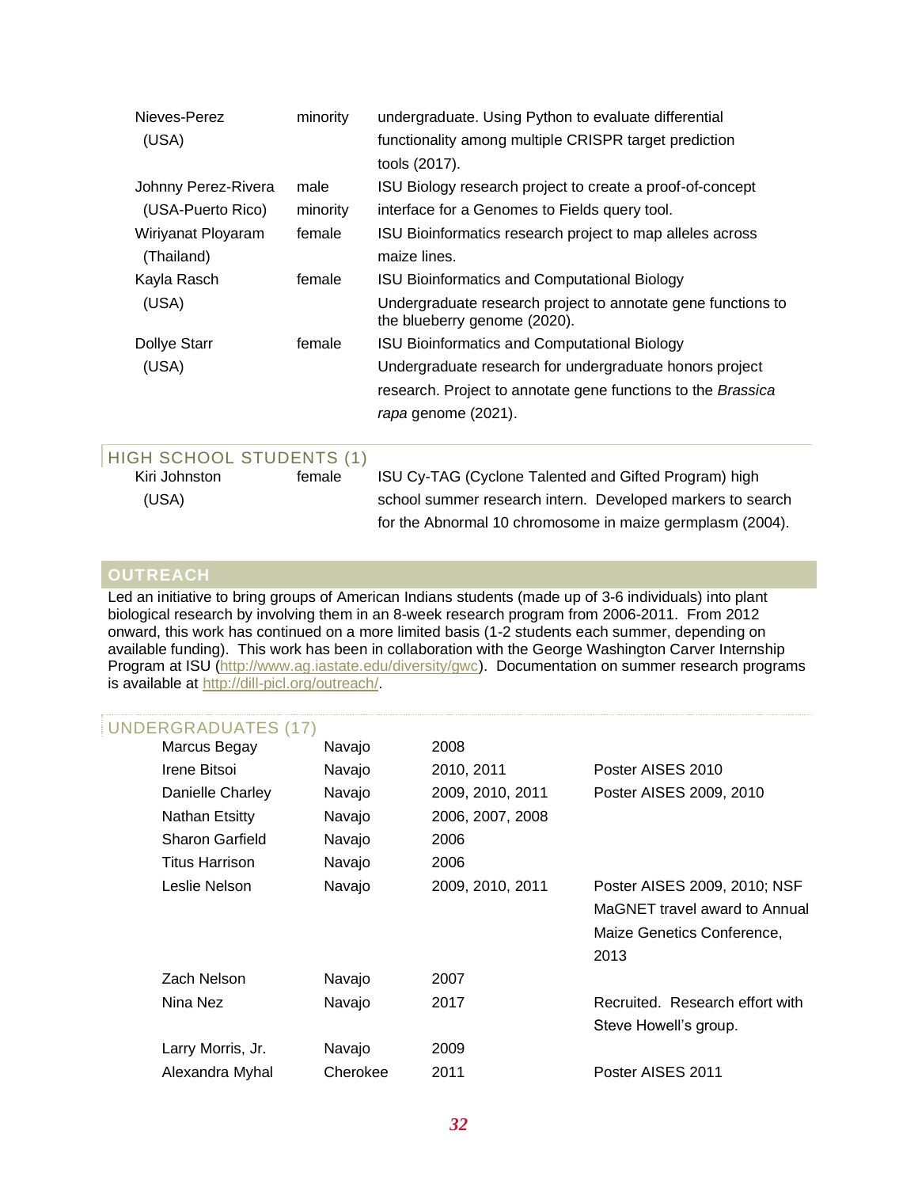| | | |
|---|---|---|
| Nieves-Perez (USA) | minority | undergraduate. Using Python to evaluate differential functionality among multiple CRISPR target prediction tools (2017). |
| Johnny Perez-Rivera (USA-Puerto Rico) | male minority | ISU Biology research project to create a proof-of-concept interface for a Genomes to Fields query tool. |
| Wiriyanat Ployaram (Thailand) | female | ISU Bioinformatics research project to map alleles across maize lines. |
| Kayla Rasch (USA) | female | ISU Bioinformatics and Computational Biology Undergraduate research project to annotate gene functions to the blueberry genome (2020). |
| Dollye Starr (USA) | female | ISU Bioinformatics and Computational Biology Undergraduate research for undergraduate honors project research. Project to annotate gene functions to the *Brassica rapa* genome (2021). |

### HIGH SCHOOL STUDENTS (1)

| | | |
|---|---|---|
| Kiri Johnston (USA) | female | ISU Cy-TAG (Cyclone Talented and Gifted Program) high school summer research intern. Developed markers to search for the Abnormal 10 chromosome in maize germplasm (2004). |

## OUTREACH

Led an initiative to bring groups of American Indians students (made up of 3-6 individuals) into plant biological research by involving them in an 8-week research program from 2006-2011. From 2012 onward, this work has continued on a more limited basis (1-2 students each summer, depending on available funding). This work has been in collaboration with the George Washington Carver Internship Program at ISU (http://www.ag.iastate.edu/diversity/gwc). Documentation on summer research programs is available at http://dill-picl.org/outreach/.

### UNDERGRADUATES (17)

| | | | |
|---|---|---|---|
| Marcus Begay | Navajo | 2008 | |
| Irene Bitsoi | Navajo | 2010, 2011 | Poster AISES 2010 |
| Danielle Charley | Navajo | 2009, 2010, 2011 | Poster AISES 2009, 2010 |
| Nathan Etsitty | Navajo | 2006, 2007, 2008 | |
| Sharon Garfield | Navajo | 2006 | |
| Titus Harrison | Navajo | 2006 | |
| Leslie Nelson | Navajo | 2009, 2010, 2011 | Poster AISES 2009, 2010; NSF MaGNET travel award to Annual Maize Genetics Conference, 2013 |
| Zach Nelson | Navajo | 2007 | |
| Nina Nez | Navajo | 2017 | Recruited. Research effort with Steve Howell's group. |
| Larry Morris, Jr. | Navajo | 2009 | |
| Alexandra Myhal | Cherokee | 2011 | Poster AISES 2011 |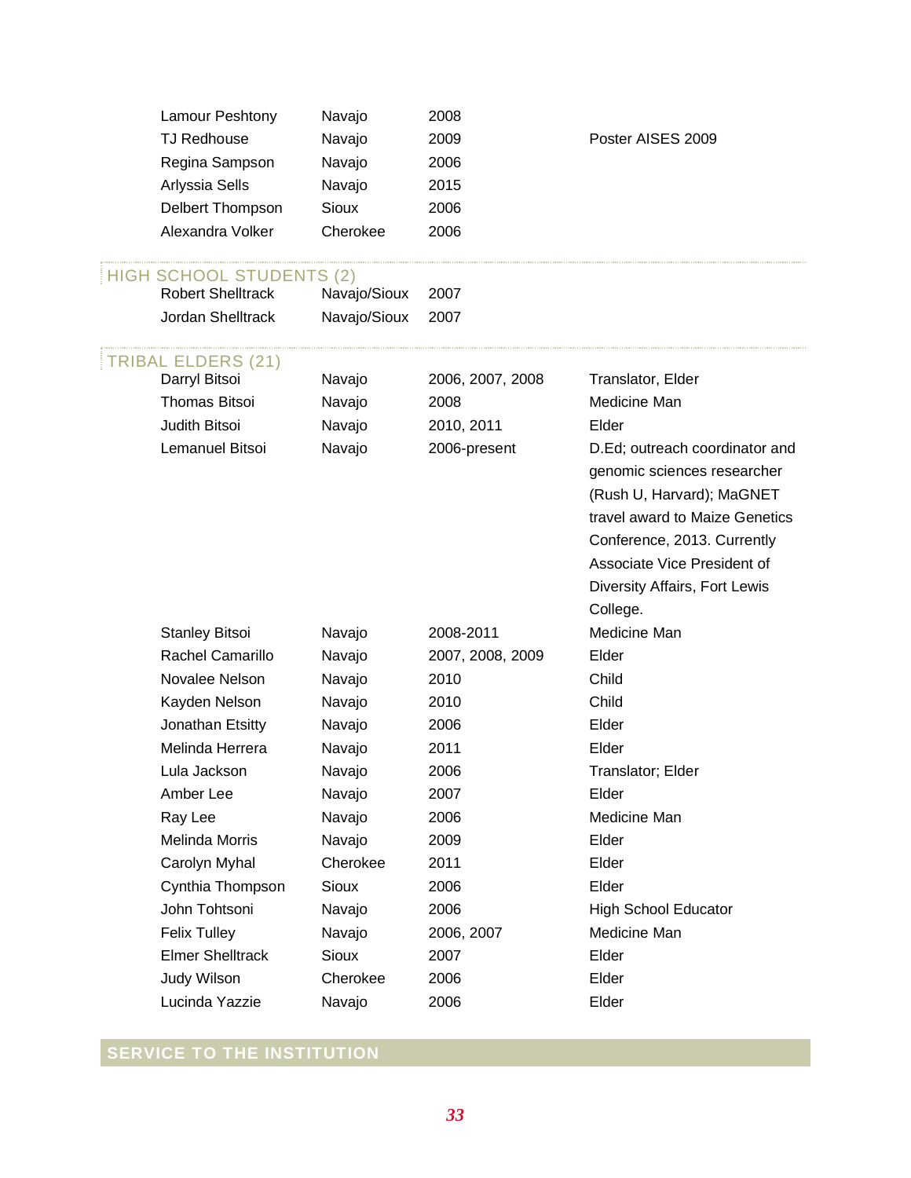| | | | |
|---|---|---|---|
| Lamour Peshtony | Navajo | 2008 | |
| TJ Redhouse | Navajo | 2009 | Poster AISES 2009 |
| Regina Sampson | Navajo | 2006 | |
| Arlyssia Sells | Navajo | 2015 | |
| Delbert Thompson | Sioux | 2006 | |
| Alexandra Volker | Cherokee | 2006 | |

## HIGH SCHOOL STUDENTS (2)

| | | | |
|---|---|---|---|
| Robert Shelltrack | Navajo/Sioux | 2007 | |
| Jordan Shelltrack | Navajo/Sioux | 2007 | |

## TRIBAL ELDERS (21)

| | | | |
|---|---|---|---|
| Darryl Bitsoi | Navajo | 2006, 2007, 2008 | Translator, Elder |
| Thomas Bitsoi | Navajo | 2008 | Medicine Man |
| Judith Bitsoi | Navajo | 2010, 2011 | Elder |
| Lemanuel Bitsoi | Navajo | 2006-present | D.Ed; outreach coordinator and genomic sciences researcher (Rush U, Harvard); MaGNET travel award to Maize Genetics Conference, 2013. Currently Associate Vice President of Diversity Affairs, Fort Lewis College. |
| Stanley Bitsoi | Navajo | 2008-2011 | Medicine Man |
| Rachel Camarillo | Navajo | 2007, 2008, 2009 | Elder |
| Novalee Nelson | Navajo | 2010 | Child |
| Kayden Nelson | Navajo | 2010 | Child |
| Jonathan Etsitty | Navajo | 2006 | Elder |
| Melinda Herrera | Navajo | 2011 | Elder |
| Lula Jackson | Navajo | 2006 | Translator; Elder |
| Amber Lee | Navajo | 2007 | Elder |
| Ray Lee | Navajo | 2006 | Medicine Man |
| Melinda Morris | Navajo | 2009 | Elder |
| Carolyn Myhal | Cherokee | 2011 | Elder |
| Cynthia Thompson | Sioux | 2006 | Elder |
| John Tohtsoni | Navajo | 2006 | High School Educator |
| Felix Tulley | Navajo | 2006, 2007 | Medicine Man |
| Elmer Shelltrack | Sioux | 2007 | Elder |
| Judy Wilson | Cherokee | 2006 | Elder |
| Lucinda Yazzie | Navajo | 2006 | Elder |

# SERVICE TO THE INSTITUTION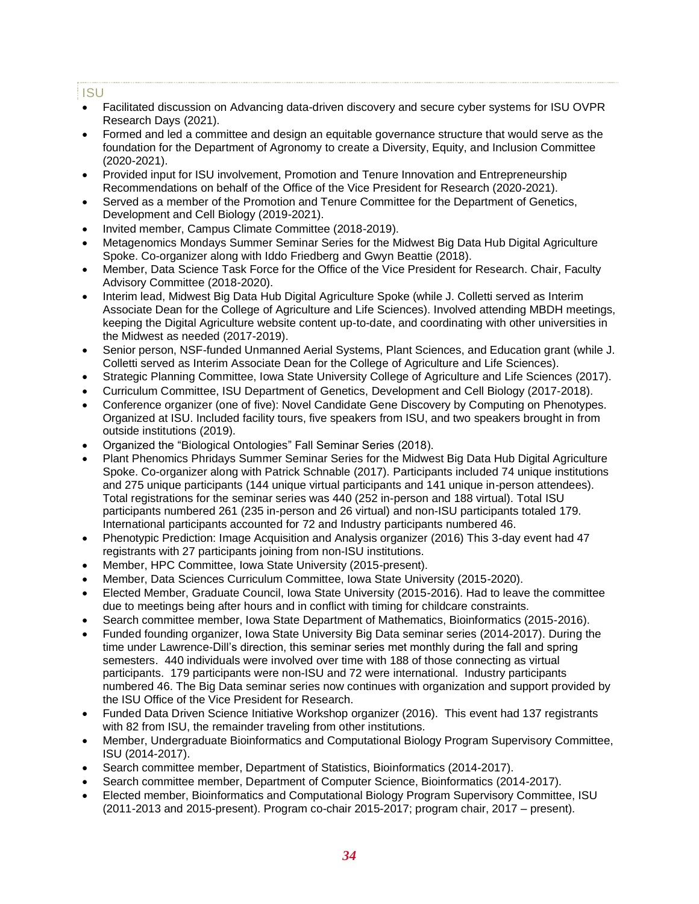## ISU

- Facilitated discussion on Advancing data-driven discovery and secure cyber systems for ISU OVPR Research Days (2021).
- Formed and led a committee and design an equitable governance structure that would serve as the foundation for the Department of Agronomy to create a Diversity, Equity, and Inclusion Committee (2020-2021).
- Provided input for ISU involvement, Promotion and Tenure Innovation and Entrepreneurship Recommendations on behalf of the Office of the Vice President for Research (2020-2021).
- Served as a member of the Promotion and Tenure Committee for the Department of Genetics, Development and Cell Biology (2019-2021).
- Invited member, Campus Climate Committee (2018-2019).
- Metagenomics Mondays Summer Seminar Series for the Midwest Big Data Hub Digital Agriculture Spoke. Co-organizer along with Iddo Friedberg and Gwyn Beattie (2018).
- Member, Data Science Task Force for the Office of the Vice President for Research. Chair, Faculty Advisory Committee (2018-2020).
- Interim lead, Midwest Big Data Hub Digital Agriculture Spoke (while J. Colletti served as Interim Associate Dean for the College of Agriculture and Life Sciences). Involved attending MBDH meetings, keeping the Digital Agriculture website content up-to-date, and coordinating with other universities in the Midwest as needed (2017-2019).
- Senior person, NSF-funded Unmanned Aerial Systems, Plant Sciences, and Education grant (while J. Colletti served as Interim Associate Dean for the College of Agriculture and Life Sciences).
- Strategic Planning Committee, Iowa State University College of Agriculture and Life Sciences (2017).
- Curriculum Committee, ISU Department of Genetics, Development and Cell Biology (2017-2018).
- Conference organizer (one of five): Novel Candidate Gene Discovery by Computing on Phenotypes. Organized at ISU. Included facility tours, five speakers from ISU, and two speakers brought in from outside institutions (2019).
- Organized the "Biological Ontologies" Fall Seminar Series (2018).
- Plant Phenomics Phridays Summer Seminar Series for the Midwest Big Data Hub Digital Agriculture Spoke. Co-organizer along with Patrick Schnable (2017). Participants included 74 unique institutions and 275 unique participants (144 unique virtual participants and 141 unique in-person attendees). Total registrations for the seminar series was 440 (252 in-person and 188 virtual). Total ISU participants numbered 261 (235 in-person and 26 virtual) and non-ISU participants totaled 179. International participants accounted for 72 and Industry participants numbered 46.
- Phenotypic Prediction: Image Acquisition and Analysis organizer (2016) This 3-day event had 47 registrants with 27 participants joining from non-ISU institutions.
- Member, HPC Committee, Iowa State University (2015-present).
- Member, Data Sciences Curriculum Committee, Iowa State University (2015-2020).
- Elected Member, Graduate Council, Iowa State University (2015-2016). Had to leave the committee due to meetings being after hours and in conflict with timing for childcare constraints.
- Search committee member, Iowa State Department of Mathematics, Bioinformatics (2015-2016).
- Funded founding organizer, Iowa State University Big Data seminar series (2014-2017). During the time under Lawrence-Dill's direction, this seminar series met monthly during the fall and spring semesters. 440 individuals were involved over time with 188 of those connecting as virtual participants. 179 participants were non-ISU and 72 were international. Industry participants numbered 46. The Big Data seminar series now continues with organization and support provided by the ISU Office of the Vice President for Research.
- Funded Data Driven Science Initiative Workshop organizer (2016). This event had 137 registrants with 82 from ISU, the remainder traveling from other institutions.
- Member, Undergraduate Bioinformatics and Computational Biology Program Supervisory Committee, ISU (2014-2017).
- Search committee member, Department of Statistics, Bioinformatics (2014-2017).
- Search committee member, Department of Computer Science, Bioinformatics (2014-2017).
- Elected member, Bioinformatics and Computational Biology Program Supervisory Committee, ISU (2011-2013 and 2015-present). Program co-chair 2015-2017; program chair, 2017 – present).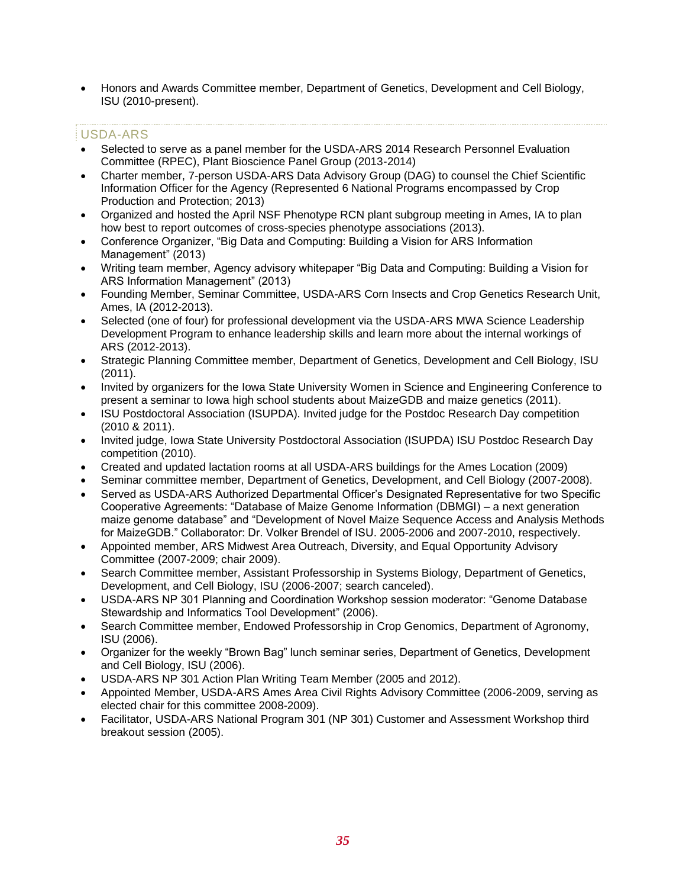- Honors and Awards Committee member, Department of Genetics, Development and Cell Biology, ISU (2010-present).

## USDA-ARS

- Selected to serve as a panel member for the USDA-ARS 2014 Research Personnel Evaluation Committee (RPEC), Plant Bioscience Panel Group (2013-2014)
- Charter member, 7-person USDA-ARS Data Advisory Group (DAG) to counsel the Chief Scientific Information Officer for the Agency (Represented 6 National Programs encompassed by Crop Production and Protection; 2013)
- Organized and hosted the April NSF Phenotype RCN plant subgroup meeting in Ames, IA to plan how best to report outcomes of cross-species phenotype associations (2013).
- Conference Organizer, "Big Data and Computing: Building a Vision for ARS Information Management" (2013)
- Writing team member, Agency advisory whitepaper "Big Data and Computing: Building a Vision for ARS Information Management" (2013)
- Founding Member, Seminar Committee, USDA-ARS Corn Insects and Crop Genetics Research Unit, Ames, IA (2012-2013).
- Selected (one of four) for professional development via the USDA-ARS MWA Science Leadership Development Program to enhance leadership skills and learn more about the internal workings of ARS (2012-2013).
- Strategic Planning Committee member, Department of Genetics, Development and Cell Biology, ISU (2011).
- Invited by organizers for the Iowa State University Women in Science and Engineering Conference to present a seminar to Iowa high school students about MaizeGDB and maize genetics (2011).
- ISU Postdoctoral Association (ISUPDA). Invited judge for the Postdoc Research Day competition (2010 & 2011).
- Invited judge, Iowa State University Postdoctoral Association (ISUPDA) ISU Postdoc Research Day competition (2010).
- Created and updated lactation rooms at all USDA-ARS buildings for the Ames Location (2009)
- Seminar committee member, Department of Genetics, Development, and Cell Biology (2007-2008).
- Served as USDA-ARS Authorized Departmental Officer's Designated Representative for two Specific Cooperative Agreements: "Database of Maize Genome Information (DBMGI) – a next generation maize genome database" and "Development of Novel Maize Sequence Access and Analysis Methods for MaizeGDB." Collaborator: Dr. Volker Brendel of ISU. 2005-2006 and 2007-2010, respectively.
- Appointed member, ARS Midwest Area Outreach, Diversity, and Equal Opportunity Advisory Committee (2007-2009; chair 2009).
- Search Committee member, Assistant Professorship in Systems Biology, Department of Genetics, Development, and Cell Biology, ISU (2006-2007; search canceled).
- USDA-ARS NP 301 Planning and Coordination Workshop session moderator: "Genome Database Stewardship and Informatics Tool Development" (2006).
- Search Committee member, Endowed Professorship in Crop Genomics, Department of Agronomy, ISU (2006).
- Organizer for the weekly "Brown Bag" lunch seminar series, Department of Genetics, Development and Cell Biology, ISU (2006).
- USDA-ARS NP 301 Action Plan Writing Team Member (2005 and 2012).
- Appointed Member, USDA-ARS Ames Area Civil Rights Advisory Committee (2006-2009, serving as elected chair for this committee 2008-2009).
- Facilitator, USDA-ARS National Program 301 (NP 301) Customer and Assessment Workshop third breakout session (2005).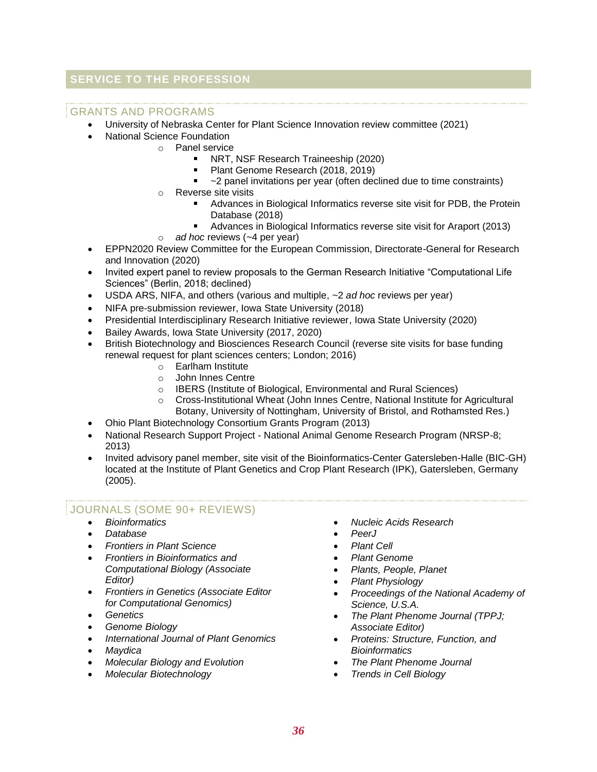## SERVICE TO THE PROFESSION

### GRANTS AND PROGRAMS

- University of Nebraska Center for Plant Science Innovation review committee (2021)
- National Science Foundation
  - Panel service
    - NRT, NSF Research Traineeship (2020)
    - Plant Genome Research (2018, 2019)
    - ~2 panel invitations per year (often declined due to time constraints)
  - Reverse site visits
    - Advances in Biological Informatics reverse site visit for PDB, the Protein Database (2018)
    - Advances in Biological Informatics reverse site visit for Araport (2013)
  - *ad hoc* reviews (~4 per year)
- EPPN2020 Review Committee for the European Commission, Directorate-General for Research and Innovation (2020)
- Invited expert panel to review proposals to the German Research Initiative "Computational Life Sciences" (Berlin, 2018; declined)
- USDA ARS, NIFA, and others (various and multiple, ~2 *ad hoc* reviews per year)
- NIFA pre-submission reviewer, Iowa State University (2018)
- Presidential Interdisciplinary Research Initiative reviewer, Iowa State University (2020)
- Bailey Awards, Iowa State University (2017, 2020)
- British Biotechnology and Biosciences Research Council (reverse site visits for base funding renewal request for plant sciences centers; London; 2016)
  - Earlham Institute
  - John Innes Centre
  - IBERS (Institute of Biological, Environmental and Rural Sciences)
  - Cross-Institutional Wheat (John Innes Centre, National Institute for Agricultural Botany, University of Nottingham, University of Bristol, and Rothamsted Res.)
- Ohio Plant Biotechnology Consortium Grants Program (2013)
- National Research Support Project - National Animal Genome Research Program (NRSP-8; 2013)
- Invited advisory panel member, site visit of the Bioinformatics-Center Gatersleben-Halle (BIC-GH) located at the Institute of Plant Genetics and Crop Plant Research (IPK), Gatersleben, Germany (2005).

### JOURNALS (SOME 90+ REVIEWS)

- *Bioinformatics*
- *Database*
- *Frontiers in Plant Science*
- *Frontiers in Bioinformatics and Computational Biology (Associate Editor)*
- *Frontiers in Genetics (Associate Editor for Computational Genomics)*
- *Genetics*
- *Genome Biology*
- *International Journal of Plant Genomics*
- *Maydica*
- *Molecular Biology and Evolution*
- *Molecular Biotechnology*
- *Nucleic Acids Research*
- *PeerJ*
- *Plant Cell*
- *Plant Genome*
- *Plants, People, Planet*
- *Plant Physiology*
- *Proceedings of the National Academy of Science, U.S.A.*
- *The Plant Phenome Journal (TPPJ; Associate Editor)*
- *Proteins: Structure, Function, and Bioinformatics*
- *The Plant Phenome Journal*
- *Trends in Cell Biology*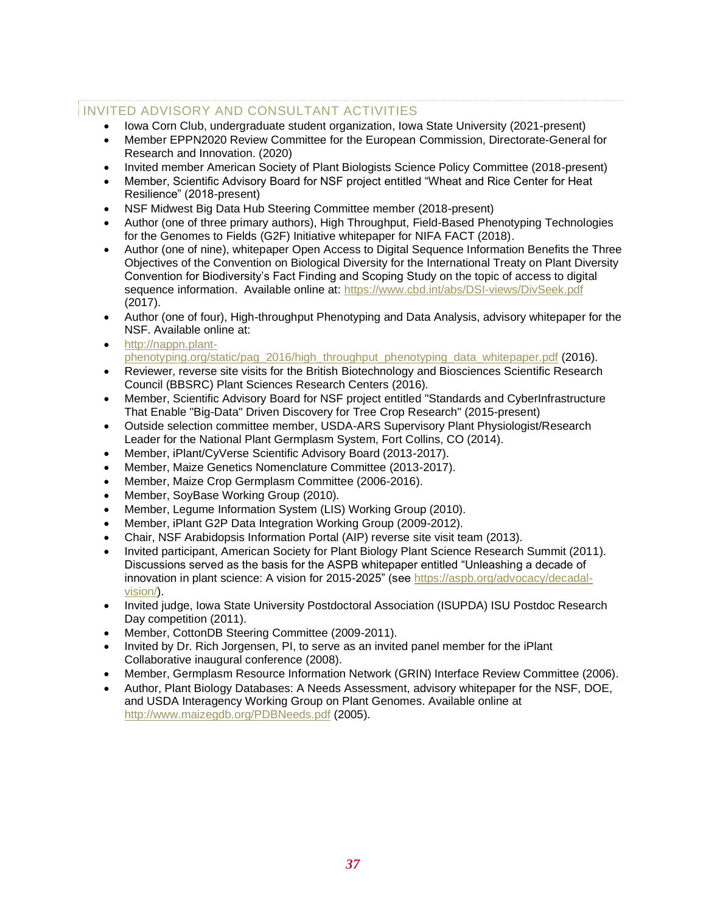## INVITED ADVISORY AND CONSULTANT ACTIVITIES

- Iowa Corn Club, undergraduate student organization, Iowa State University (2021-present)
- Member EPPN2020 Review Committee for the European Commission, Directorate-General for Research and Innovation. (2020)
- Invited member American Society of Plant Biologists Science Policy Committee (2018-present)
- Member, Scientific Advisory Board for NSF project entitled "Wheat and Rice Center for Heat Resilience" (2018-present)
- NSF Midwest Big Data Hub Steering Committee member (2018-present)
- Author (one of three primary authors), High Throughput, Field-Based Phenotyping Technologies for the Genomes to Fields (G2F) Initiative whitepaper for NIFA FACT (2018).
- Author (one of nine), whitepaper Open Access to Digital Sequence Information Benefits the Three Objectives of the Convention on Biological Diversity for the International Treaty on Plant Diversity Convention for Biodiversity's Fact Finding and Scoping Study on the topic of access to digital sequence information. Available online at: https://www.cbd.int/abs/DSI-views/DivSeek.pdf (2017).
- Author (one of four), High-throughput Phenotyping and Data Analysis, advisory whitepaper for the NSF. Available online at:
- http://nappn.plant-phenotyping.org/static/pag_2016/high_throughput_phenotyping_data_whitepaper.pdf (2016).
- Reviewer, reverse site visits for the British Biotechnology and Biosciences Scientific Research Council (BBSRC) Plant Sciences Research Centers (2016).
- Member, Scientific Advisory Board for NSF project entitled "Standards and CyberInfrastructure That Enable "Big-Data" Driven Discovery for Tree Crop Research" (2015-present)
- Outside selection committee member, USDA-ARS Supervisory Plant Physiologist/Research Leader for the National Plant Germplasm System, Fort Collins, CO (2014).
- Member, iPlant/CyVerse Scientific Advisory Board (2013-2017).
- Member, Maize Genetics Nomenclature Committee (2013-2017).
- Member, Maize Crop Germplasm Committee (2006-2016).
- Member, SoyBase Working Group (2010).
- Member, Legume Information System (LIS) Working Group (2010).
- Member, iPlant G2P Data Integration Working Group (2009-2012).
- Chair, NSF Arabidopsis Information Portal (AIP) reverse site visit team (2013).
- Invited participant, American Society for Plant Biology Plant Science Research Summit (2011). Discussions served as the basis for the ASPB whitepaper entitled "Unleashing a decade of innovation in plant science: A vision for 2015-2025" (see https://aspb.org/advocacy/decadal-vision/).
- Invited judge, Iowa State University Postdoctoral Association (ISUPDA) ISU Postdoc Research Day competition (2011).
- Member, CottonDB Steering Committee (2009-2011).
- Invited by Dr. Rich Jorgensen, PI, to serve as an invited panel member for the iPlant Collaborative inaugural conference (2008).
- Member, Germplasm Resource Information Network (GRIN) Interface Review Committee (2006).
- Author, Plant Biology Databases: A Needs Assessment, advisory whitepaper for the NSF, DOE, and USDA Interagency Working Group on Plant Genomes. Available online at http://www.maizegdb.org/PDBNeeds.pdf (2005).